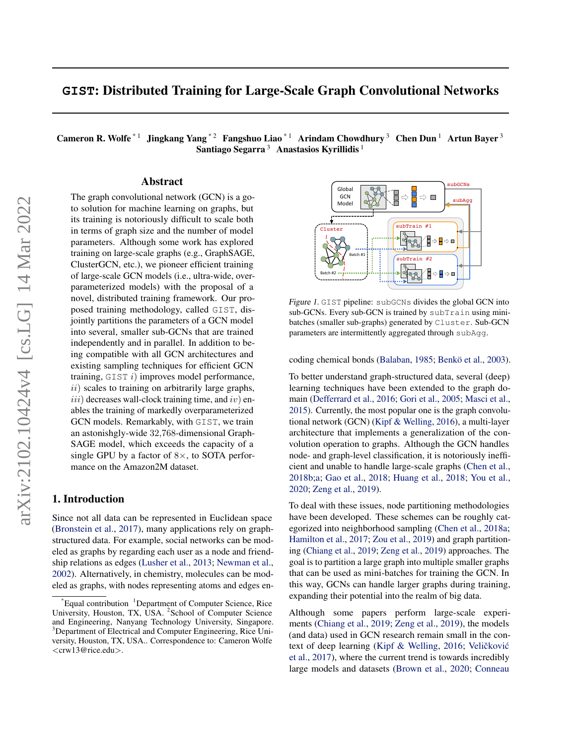# GIST: Distributed Training for Large-Scale Graph Convolutional Networks

**Cameron R. Wolfe** [*1] **Jingkang Yang** [*2] **Fangshuo Liao** [*1] **Arindam Chowdhury** [3] **Chen Dun** [1] **Artun Bayer** [3] **Santiago Segarra** [3] **Anastasios Kyrillidis** [1]

## Abstract

The graph convolutional network (GCN) is a go-to solution for machine learning on graphs, but its training is notoriously difficult to scale both in terms of graph size and the number of model parameters. Although some work has explored training on large-scale graphs (e.g., GraphSAGE, ClusterGCN, etc.), we pioneer efficient training of large-scale GCN models (i.e., ultra-wide, overparameterized models) with the proposal of a novel, distributed training framework. Our proposed training methodology, called GIST, disjointly partitions the parameters of a GCN model into several, smaller sub-GCNs that are trained independently and in parallel. In addition to being compatible with all GCN architectures and existing sampling techniques for efficient GCN training, GIST $i)$ improves model performance, $ii)$ scales to training on arbitrarily large graphs, $iii)$ decreases wall-clock training time, and $iv)$ enables the training of markedly overparameterized GCN models. Remarkably, with GIST, we train an astonishgly-wide 32,768-dimensional GraphSAGE model, which exceeds the capacity of a single GPU by a factor of $8\times$, to SOTA performance on the Amazon2M dataset.

*Figure 1.* GIST pipeline: subGCNs divides the global GCN into sub-GCNs. Every sub-GCN is trained by subTrain using mini-batches (smaller sub-graphs) generated by Cluster. Sub-GCN parameters are intermittently aggregated through subAgg.

## 1. Introduction

Since not all data can be represented in Euclidean space (Bronstein et al., 2017), many applications rely on graph-structured data. For example, social networks can be modeled as graphs by regarding each user as a node and friendship relations as edges (Lusher et al., 2013; Newman et al., 2002). Alternatively, in chemistry, molecules can be modeled as graphs, with nodes representing atoms and edges encoding chemical bonds (Balaban, 1985; Benkö et al., 2003).

To better understand graph-structured data, several (deep) learning techniques have been extended to the graph domain (Defferrard et al., 2016; Gori et al., 2005; Masci et al., 2015). Currently, the most popular one is the graph convolutional network (GCN) (Kipf & Welling, 2016), a multi-layer architecture that implements a generalization of the convolution operation to graphs. Although the GCN handles node- and graph-level classification, it is notoriously inefficient and unable to handle large-scale graphs (Chen et al., 2018b;a; Gao et al., 2018; Huang et al., 2018; You et al., 2020; Zeng et al., 2019).

To deal with these issues, node partitioning methodologies have been developed. These schemes can be roughly categorized into neighborhood sampling (Chen et al., 2018a; Hamilton et al., 2017; Zou et al., 2019) and graph partitioning (Chiang et al., 2019; Zeng et al., 2019) approaches. The goal is to partition a large graph into multiple smaller graphs that can be used as mini-batches for training the GCN. In this way, GCNs can handle larger graphs during training, expanding their potential into the realm of big data.

Although some papers perform large-scale experiments (Chiang et al., 2019; Zeng et al., 2019), the models (and data) used in GCN research remain small in the context of deep learning (Kipf & Welling, 2016; Veličković et al., 2017), where the current trend is towards incredibly large models and datasets (Brown et al., 2020; Conneau

---

*Equal contribution [1]Department of Computer Science, Rice University, Houston, TX, USA. [2]School of Computer Science and Engineering, Nanyang Technology University, Singapore. [3]Department of Electrical and Computer Engineering, Rice University, Houston, TX, USA.. Correspondence to: Cameron Wolfe <crw13@rice.edu>.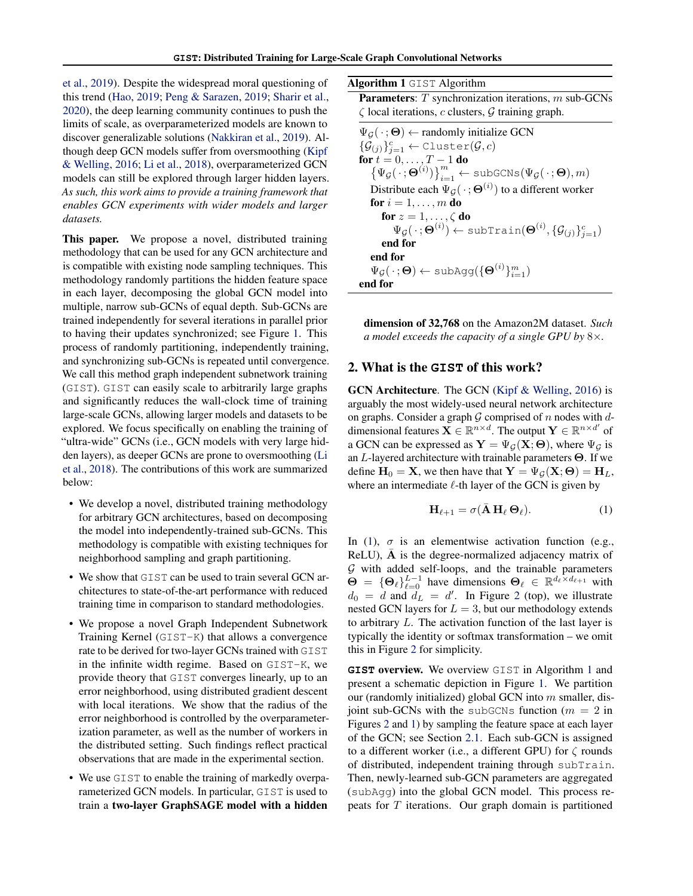et al., 2019). Despite the widespread moral questioning of this trend (Hao, 2019; Peng & Sarazen, 2019; Sharir et al., 2020), the deep learning community continues to push the limits of scale, as overparameterized models are known to discover generalizable solutions (Nakkiran et al., 2019). Although deep GCN models suffer from oversmoothing (Kipf & Welling, 2016; Li et al., 2018), overparameterized GCN models can still be explored through larger hidden layers. *As such, this work aims to provide a training framework that enables GCN experiments with wider models and larger datasets.*

**This paper.** We propose a novel, distributed training methodology that can be used for any GCN architecture and is compatible with existing node sampling techniques. This methodology randomly partitions the hidden feature space in each layer, decomposing the global GCN model into multiple, narrow sub-GCNs of equal depth. Sub-GCNs are trained independently for several iterations in parallel prior to having their updates synchronized; see Figure 1. This process of randomly partitioning, independently training, and synchronizing sub-GCNs is repeated until convergence. We call this method graph independent subnetwork training (GIST). GIST can easily scale to arbitrarily large graphs and significantly reduces the wall-clock time of training large-scale GCNs, allowing larger models and datasets to be explored. We focus specifically on enabling the training of "ultra-wide" GCNs (i.e., GCN models with very large hidden layers), as deeper GCNs are prone to oversmoothing (Li et al., 2018). The contributions of this work are summarized below:

- We develop a novel, distributed training methodology for arbitrary GCN architectures, based on decomposing the model into independently-trained sub-GCNs. This methodology is compatible with existing techniques for neighborhood sampling and graph partitioning.
- We show that GIST can be used to train several GCN architectures to state-of-the-art performance with reduced training time in comparison to standard methodologies.
- We propose a novel Graph Independent Subnetwork Training Kernel (GIST-K) that allows a convergence rate to be derived for two-layer GCNs trained with GIST in the infinite width regime. Based on GIST-K, we provide theory that GIST converges linearly, up to an error neighborhood, using distributed gradient descent with local iterations. We show that the radius of the error neighborhood is controlled by the overparameterization parameter, as well as the number of workers in the distributed setting. Such findings reflect practical observations that are made in the experimental section.
- We use GIST to enable the training of markedly overparameterized GCN models. In particular, GIST is used to train a **two-layer GraphSAGE model with a hidden dimension of 32,768** on the Amazon2M dataset. *Such a model exceeds the capacity of a single GPU by 8×.*

**Algorithm 1** GIST Algorithm

**Parameters**: $T$ synchronization iterations, $m$ sub-GCNs $\zeta$ local iterations, $c$ clusters, $\mathcal{G}$ training graph.

```
Ψ_G(·; Θ) ← randomly initialize GCN
{G_(j)}_{j=1}^c ← Cluster(G, c)
for t = 0, ..., T − 1 do
    {Ψ_G(·; Θ^(i))}_{i=1}^m ← subGCNs(Ψ_G(·; Θ), m)
    Distribute each Ψ_G(·; Θ^(i)) to a different worker
    for i = 1, ..., m do
        for z = 1, ..., ζ do
            Ψ_G(·; Θ^(i)) ← subTrain(Θ^(i), {G_(j)}_{j=1}^c)
        end for
    end for
    Ψ_G(·; Θ) ← subAgg({Θ^(i)}_{i=1}^m)
end for
```

## 2. What is the GIST of this work?

**GCN Architecture**. The GCN (Kipf & Welling, 2016) is arguably the most widely-used neural network architecture on graphs. Consider a graph $\mathcal{G}$ comprised of $n$ nodes with $d$-dimensional features $\mathbf{X} \in \mathbb{R}^{n \times d}$. The output $\mathbf{Y} \in \mathbb{R}^{n \times d'}$ of a GCN can be expressed as $\mathbf{Y} = \Psi_{\mathcal{G}}(\mathbf{X}; \mathbf{\Theta})$, where $\Psi_{\mathcal{G}}$ is an $L$-layered architecture with trainable parameters $\mathbf{\Theta}$. If we define $\mathbf{H}_0 = \mathbf{X}$, we then have that $\mathbf{Y} = \Psi_{\mathcal{G}}(\mathbf{X}; \mathbf{\Theta}) = \mathbf{H}_L$, where an intermediate $\ell$-th layer of the GCN is given by

$$\mathbf{H}_{\ell+1} = \sigma(\bar{\mathbf{A}}\, \mathbf{H}_\ell\, \mathbf{\Theta}_\ell). \tag{1}$$

In (1), $\sigma$ is an elementwise activation function (e.g., ReLU), $\bar{\mathbf{A}}$ is the degree-normalized adjacency matrix of $\mathcal{G}$ with added self-loops, and the trainable parameters $\mathbf{\Theta} = \{\mathbf{\Theta}_\ell\}_{\ell=0}^{L-1}$ have dimensions $\mathbf{\Theta}_\ell \in \mathbb{R}^{d_\ell \times d_{\ell+1}}$ with $d_0 = d$ and $d_L = d'$. In Figure 2 (top), we illustrate nested GCN layers for $L = 3$, but our methodology extends to arbitrary $L$. The activation function of the last layer is typically the identity or softmax transformation – we omit this in Figure 2 for simplicity.

**GIST overview.** We overview GIST in Algorithm 1 and present a schematic depiction in Figure 1. We partition our (randomly initialized) global GCN into $m$ smaller, disjoint sub-GCNs with the subGCNs function ($m = 2$ in Figures 2 and 1) by sampling the feature space at each layer of the GCN; see Section 2.1. Each sub-GCN is assigned to a different worker (i.e., a different GPU) for $\zeta$ rounds of distributed, independent training through subTrain. Then, newly-learned sub-GCN parameters are aggregated (subAgg) into the global GCN model. This process repeats for $T$ iterations. Our graph domain is partitioned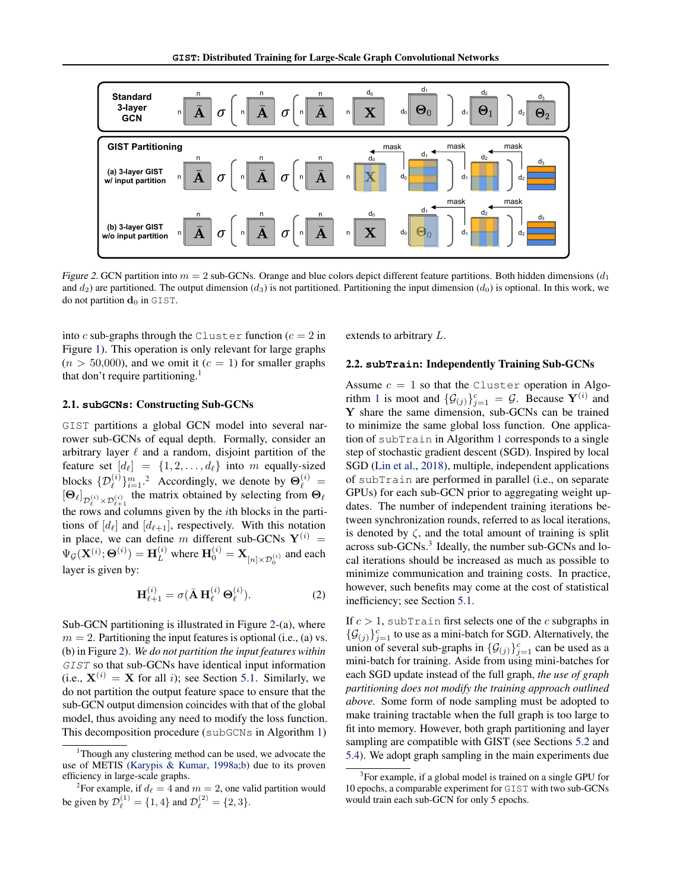Figure 2. GCN partition into $m = 2$ sub-GCNs. Orange and blue colors depict different feature partitions. Both hidden dimensions ($d_1$ and $d_2$) are partitioned. The output dimension ($d_3$) is not partitioned. Partitioning the input dimension ($d_0$) is optional. In this work, we do not partition $\mathbf{d}_0$ in GIST.

into $c$ sub-graphs through the Cluster function ($c = 2$ in Figure 1). This operation is only relevant for large graphs ($n > 50{,}000$), and we omit it ($c = 1$) for smaller graphs that don't require partitioning.[1]

### 2.1. subGCNs: Constructing Sub-GCNs

GIST partitions a global GCN model into several narrower sub-GCNs of equal depth. Formally, consider an arbitrary layer $\ell$ and a random, disjoint partition of the feature set $[d_\ell] = \{1, 2, \ldots, d_\ell\}$ into $m$ equally-sized blocks $\{\mathcal{D}_\ell^{(i)}\}_{i=1}^m$.[2] Accordingly, we denote by $\mathbf{\Theta}_\ell^{(i)} = [\mathbf{\Theta}_\ell]_{\mathcal{D}_\ell^{(i)} \times \mathcal{D}_{\ell+1}^{(i)}}$ the matrix obtained by selecting from $\mathbf{\Theta}_\ell$ the rows and columns given by the $i$th blocks in the partitions of $[d_\ell]$ and $[d_{\ell+1}]$, respectively. With this notation in place, we can define $m$ different sub-GCNs $\mathbf{Y}^{(i)} = \Psi_{\mathcal{G}}(\mathbf{X}^{(i)}; \mathbf{\Theta}^{(i)}) = \mathbf{H}_L^{(i)}$ where $\mathbf{H}_0^{(i)} = \mathbf{X}_{[n] \times \mathcal{D}_0^{(i)}}$ and each layer is given by:

$$\mathbf{H}_{\ell+1}^{(i)} = \sigma(\bar{\mathbf{A}}\, \mathbf{H}_\ell^{(i)}\, \mathbf{\Theta}_\ell^{(i)}). \tag{2}$$

Sub-GCN partitioning is illustrated in Figure 2-(a), where $m = 2$. Partitioning the input features is optional (i.e., (a) vs. (b) in Figure 2). *We do not partition the input features within GIST* so that sub-GCNs have identical input information (i.e., $\mathbf{X}^{(i)} = \mathbf{X}$ for all $i$); see Section 5.1. Similarly, we do not partition the output feature space to ensure that the sub-GCN output dimension coincides with that of the global model, thus avoiding any need to modify the loss function. This decomposition procedure (subGCNs in Algorithm 1) extends to arbitrary $L$.

### 2.2. subTrain: Independently Training Sub-GCNs

Assume $c = 1$ so that the Cluster operation in Algorithm 1 is moot and $\{\mathcal{G}_{(j)}\}_{j=1}^c = \mathcal{G}$. Because $\mathbf{Y}^{(i)}$ and $\mathbf{Y}$ share the same dimension, sub-GCNs can be trained to minimize the same global loss function. One application of subTrain in Algorithm 1 corresponds to a single step of stochastic gradient descent (SGD). Inspired by local SGD (Lin et al., 2018), multiple, independent applications of subTrain are performed in parallel (i.e., on separate GPUs) for each sub-GCN prior to aggregating weight updates. The number of independent training iterations between synchronization rounds, referred to as local iterations, is denoted by $\zeta$, and the total amount of training is split across sub-GCNs.[3] Ideally, the number sub-GCNs and local iterations should be increased as much as possible to minimize communication and training costs. In practice, however, such benefits may come at the cost of statistical inefficiency; see Section 5.1.

If $c > 1$, subTrain first selects one of the $c$ subgraphs in $\{\mathcal{G}_{(j)}\}_{j=1}^c$ to use as a mini-batch for SGD. Alternatively, the union of several sub-graphs in $\{\mathcal{G}_{(j)}\}_{j=1}^c$ can be used as a mini-batch for training. Aside from using mini-batches for each SGD update instead of the full graph, *the use of graph partitioning does not modify the training approach outlined above.* Some form of node sampling must be adopted to make training tractable when the full graph is too large to fit into memory. However, both graph partitioning and layer sampling are compatible with GIST (see Sections 5.2 and 5.4). We adopt graph sampling in the main experiments due

[1] Though any clustering method can be used, we advocate the use of METIS (Karypis & Kumar, 1998a;b) due to its proven efficiency in large-scale graphs.

[2] For example, if $d_\ell = 4$ and $m = 2$, one valid partition would be given by $\mathcal{D}_\ell^{(1)} = \{1, 4\}$ and $\mathcal{D}_\ell^{(2)} = \{2, 3\}$.

[3] For example, if a global model is trained on a single GPU for 10 epochs, a comparable experiment for GIST with two sub-GCNs would train each sub-GCN for only 5 epochs.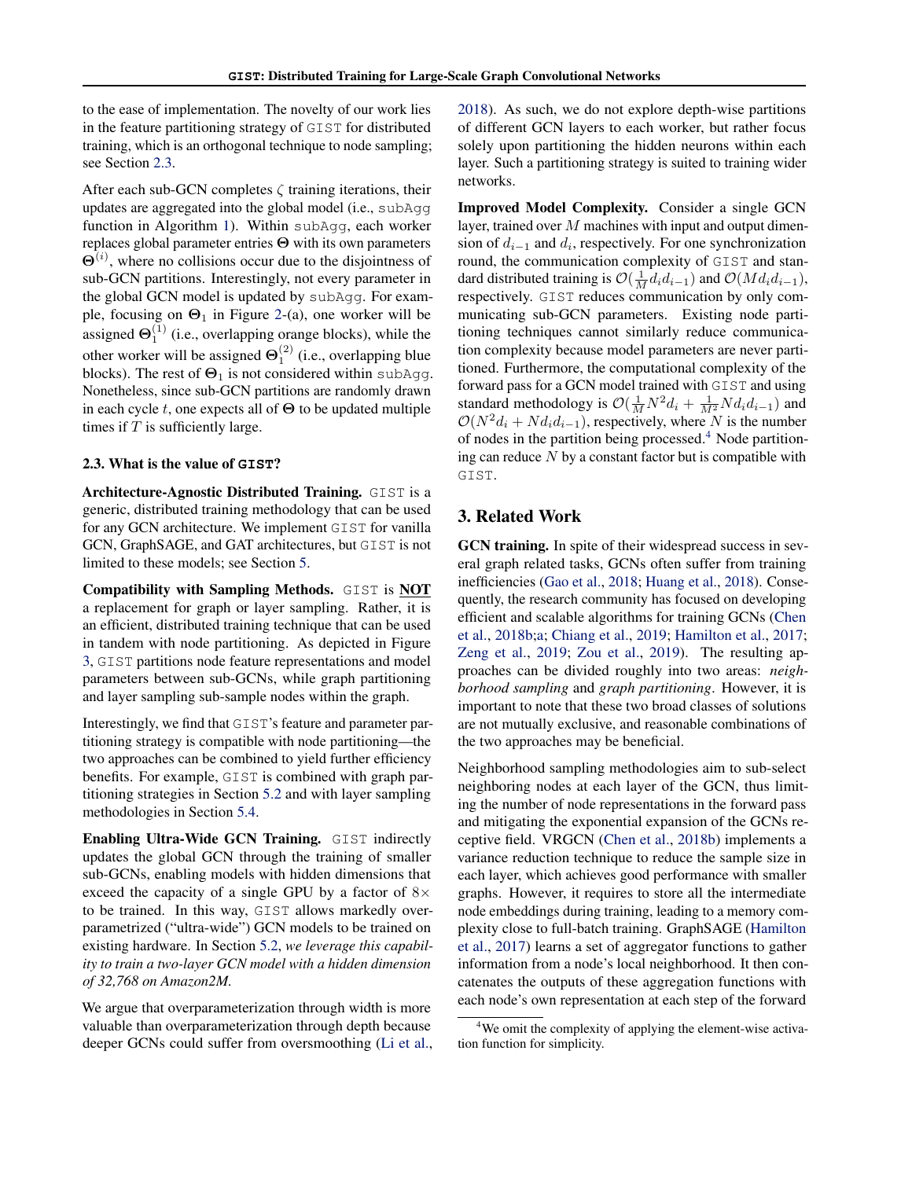to the ease of implementation. The novelty of our work lies in the feature partitioning strategy of GIST for distributed training, which is an orthogonal technique to node sampling; see Section 2.3.

After each sub-GCN completes $\zeta$ training iterations, their updates are aggregated into the global model (i.e., subAgg function in Algorithm 1). Within subAgg, each worker replaces global parameter entries $\mathbf{\Theta}$ with its own parameters $\mathbf{\Theta}^{(i)}$, where no collisions occur due to the disjointness of sub-GCN partitions. Interestingly, not every parameter in the global GCN model is updated by subAgg. For example, focusing on $\mathbf{\Theta}_1$ in Figure 2-(a), one worker will be assigned $\mathbf{\Theta}_1^{(1)}$ (i.e., overlapping orange blocks), while the other worker will be assigned $\mathbf{\Theta}_1^{(2)}$ (i.e., overlapping blue blocks). The rest of $\mathbf{\Theta}_1$ is not considered within subAgg. Nonetheless, since sub-GCN partitions are randomly drawn in each cycle $t$, one expects all of $\mathbf{\Theta}$ to be updated multiple times if $T$ is sufficiently large.

### 2.3. What is the value of GIST?

**Architecture-Agnostic Distributed Training.** GIST is a generic, distributed training methodology that can be used for any GCN architecture. We implement GIST for vanilla GCN, GraphSAGE, and GAT architectures, but GIST is not limited to these models; see Section 5.

**Compatibility with Sampling Methods.** GIST is **NOT** a replacement for graph or layer sampling. Rather, it is an efficient, distributed training technique that can be used in tandem with node partitioning. As depicted in Figure 3, GIST partitions node feature representations and model parameters between sub-GCNs, while graph partitioning and layer sampling sub-sample nodes within the graph.

Interestingly, we find that GIST's feature and parameter partitioning strategy is compatible with node partitioning—the two approaches can be combined to yield further efficiency benefits. For example, GIST is combined with graph partitioning strategies in Section 5.2 and with layer sampling methodologies in Section 5.4.

**Enabling Ultra-Wide GCN Training.** GIST indirectly updates the global GCN through the training of smaller sub-GCNs, enabling models with hidden dimensions that exceed the capacity of a single GPU by a factor of $8\times$ to be trained. In this way, GIST allows markedly overparametrized ("ultra-wide") GCN models to be trained on existing hardware. In Section 5.2, *we leverage this capability to train a two-layer GCN model with a hidden dimension of 32,768 on Amazon2M.*

We argue that overparameterization through width is more valuable than overparameterization through depth because deeper GCNs could suffer from oversmoothing (Li et al., 2018). As such, we do not explore depth-wise partitions of different GCN layers to each worker, but rather focus solely upon partitioning the hidden neurons within each layer. Such a partitioning strategy is suited to training wider networks.

**Improved Model Complexity.** Consider a single GCN layer, trained over $M$ machines with input and output dimension of $d_{i-1}$ and $d_i$, respectively. For one synchronization round, the communication complexity of GIST and standard distributed training is $\mathcal{O}(\frac{1}{M}d_i d_{i-1})$ and $\mathcal{O}(Md_i d_{i-1})$, respectively. GIST reduces communication by only communicating sub-GCN parameters. Existing node partitioning techniques cannot similarly reduce communication complexity because model parameters are never partitioned. Furthermore, the computational complexity of the forward pass for a GCN model trained with GIST and using standard methodology is $\mathcal{O}(\frac{1}{M}N^2 d_i + \frac{1}{M^2}Nd_i d_{i-1})$ and $\mathcal{O}(N^2 d_i + Nd_i d_{i-1})$, respectively, where $N$ is the number of nodes in the partition being processed.[4] Node partitioning can reduce $N$ by a constant factor but is compatible with GIST.

## 3. Related Work

**GCN training.** In spite of their widespread success in several graph related tasks, GCNs often suffer from training inefficiencies (Gao et al., 2018; Huang et al., 2018). Consequently, the research community has focused on developing efficient and scalable algorithms for training GCNs (Chen et al., 2018b;a; Chiang et al., 2019; Hamilton et al., 2017; Zeng et al., 2019; Zou et al., 2019). The resulting approaches can be divided roughly into two areas: *neighborhood sampling* and *graph partitioning*. However, it is important to note that these two broad classes of solutions are not mutually exclusive, and reasonable combinations of the two approaches may be beneficial.

Neighborhood sampling methodologies aim to sub-select neighboring nodes at each layer of the GCN, thus limiting the number of node representations in the forward pass and mitigating the exponential expansion of the GCNs receptive field. VRGCN (Chen et al., 2018b) implements a variance reduction technique to reduce the sample size in each layer, which achieves good performance with smaller graphs. However, it requires to store all the intermediate node embeddings during training, leading to a memory complexity close to full-batch training. GraphSAGE (Hamilton et al., 2017) learns a set of aggregator functions to gather information from a node's local neighborhood. It then concatenates the outputs of these aggregation functions with each node's own representation at each step of the forward

[4] We omit the complexity of applying the element-wise activation function for simplicity.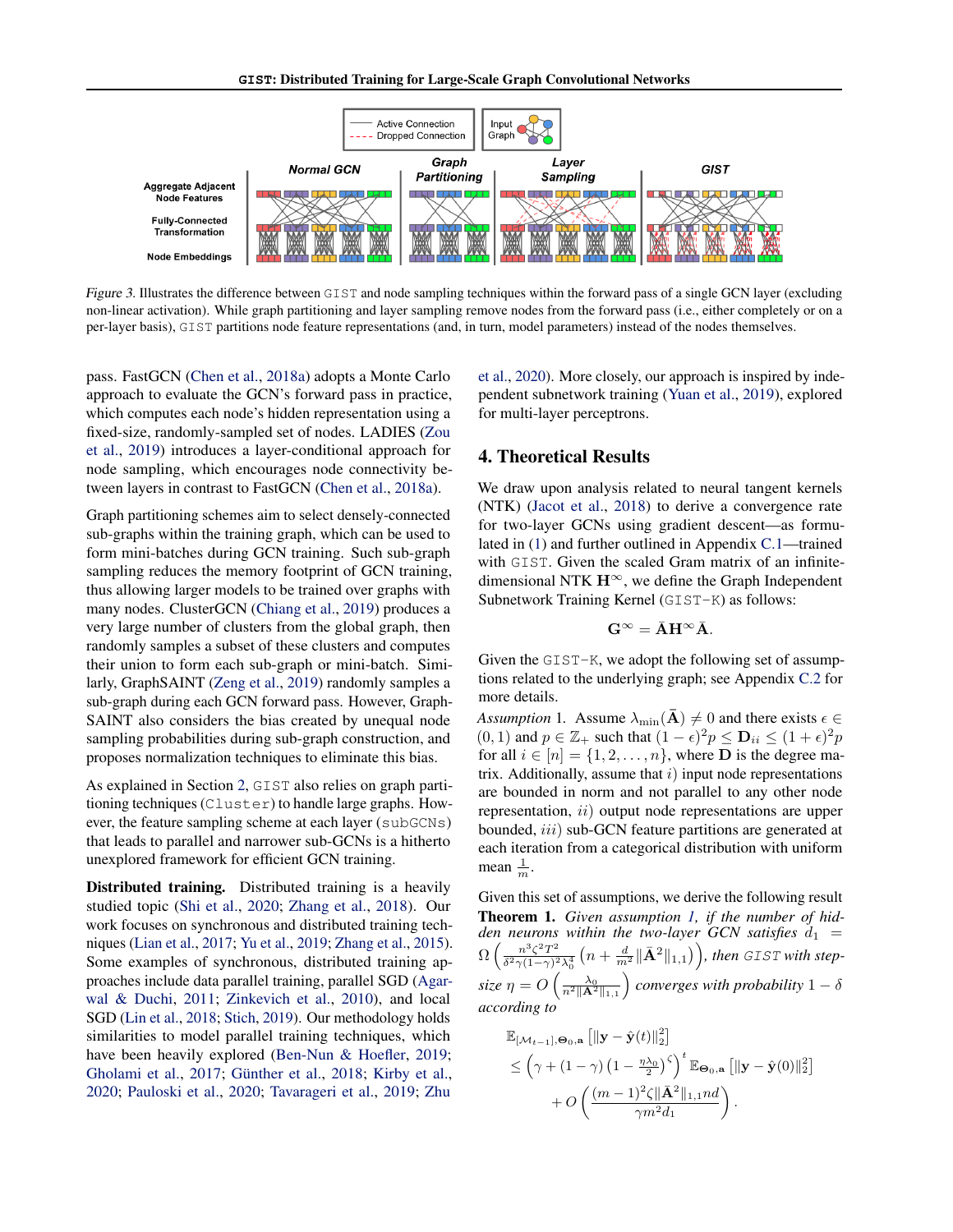Figure 3. Illustrates the difference between GIST and node sampling techniques within the forward pass of a single GCN layer (excluding non-linear activation). While graph partitioning and layer sampling remove nodes from the forward pass (i.e., either completely or on a per-layer basis), GIST partitions node feature representations (and, in turn, model parameters) instead of the nodes themselves.

pass. FastGCN (Chen et al., 2018a) adopts a Monte Carlo approach to evaluate the GCN's forward pass in practice, which computes each node's hidden representation using a fixed-size, randomly-sampled set of nodes. LADIES (Zou et al., 2019) introduces a layer-conditional approach for node sampling, which encourages node connectivity between layers in contrast to FastGCN (Chen et al., 2018a).

Graph partitioning schemes aim to select densely-connected sub-graphs within the training graph, which can be used to form mini-batches during GCN training. Such sub-graph sampling reduces the memory footprint of GCN training, thus allowing larger models to be trained over graphs with many nodes. ClusterGCN (Chiang et al., 2019) produces a very large number of clusters from the global graph, then randomly samples a subset of these clusters and computes their union to form each sub-graph or mini-batch. Similarly, GraphSAINT (Zeng et al., 2019) randomly samples a sub-graph during each GCN forward pass. However, GraphSAINT also considers the bias created by unequal node sampling probabilities during sub-graph construction, and proposes normalization techniques to eliminate this bias.

As explained in Section 2, GIST also relies on graph partitioning techniques (Cluster) to handle large graphs. However, the feature sampling scheme at each layer (subGCNs) that leads to parallel and narrower sub-GCNs is a hitherto unexplored framework for efficient GCN training.

**Distributed training.** Distributed training is a heavily studied topic (Shi et al., 2020; Zhang et al., 2018). Our work focuses on synchronous and distributed training techniques (Lian et al., 2017; Yu et al., 2019; Zhang et al., 2015). Some examples of synchronous, distributed training approaches include data parallel training, parallel SGD (Agarwal & Duchi, 2011; Zinkevich et al., 2010), and local SGD (Lin et al., 2018; Stich, 2019). Our methodology holds similarities to model parallel training techniques, which have been heavily explored (Ben-Nun & Hoefler, 2019; Gholami et al., 2017; Günther et al., 2018; Kirby et al., 2020; Pauloski et al., 2020; Tavarageri et al., 2019; Zhu et al., 2020). More closely, our approach is inspired by independent subnetwork training (Yuan et al., 2019), explored for multi-layer perceptrons.

## 4. Theoretical Results

We draw upon analysis related to neural tangent kernels (NTK) (Jacot et al., 2018) to derive a convergence rate for two-layer GCNs using gradient descent—as formulated in (1) and further outlined in Appendix C.1—trained with GIST. Given the scaled Gram matrix of an infinite-dimensional NTK $\mathbf{H}^\infty$, we define the Graph Independent Subnetwork Training Kernel (GIST-K) as follows:

$$\mathbf{G}^\infty = \bar{\mathbf{A}}\mathbf{H}^\infty\bar{\mathbf{A}}.$$

Given the GIST-K, we adopt the following set of assumptions related to the underlying graph; see Appendix C.2 for more details.

*Assumption* 1. Assume $\lambda_{\min}(\bar{\mathbf{A}}) \neq 0$ and there exists $\epsilon \in (0,1)$ and $p \in \mathbb{Z}_+$ such that $(1-\epsilon)^2 p \leq \mathbf{D}_{ii} \leq (1+\epsilon)^2 p$ for all $i \in [n] = \{1, 2, \dots, n\}$, where $\mathbf{D}$ is the degree matrix. Additionally, assume that $i)$ input node representations are bounded in norm and not parallel to any other node representation, $ii)$ output node representations are upper bounded, $iii)$ sub-GCN feature partitions are generated at each iteration from a categorical distribution with uniform mean $\frac{1}{m}$.

Given this set of assumptions, we derive the following result

**Theorem 1.** *Given assumption 1, if the number of hidden neurons within the two-layer GCN satisfies* $d_1 = \Omega\left(\frac{n^3\zeta^2T^2}{\delta^2\gamma(1-\gamma)^2\lambda_0^4}\left(n + \frac{d}{m^2}\|\bar{\mathbf{A}}^2\|_{1,1}\right)\right)$*, then GIST with step-size* $\eta = O\left(\frac{\lambda_0}{n^2\|\bar{\mathbf{A}}^2\|_{1,1}}\right)$ *converges with probability* $1-\delta$ *according to*

$$\begin{aligned}
&\mathbb{E}_{[\mathcal{M}_{t-1}],\mathbf{\Theta}_0,\mathbf{a}}\left[\|\mathbf{y} - \hat{\mathbf{y}}(t)\|_2^2\right] \\
&\leq \left(\gamma + (1-\gamma)\left(1 - \tfrac{\eta\lambda_0}{2}\right)^\zeta\right)^t \mathbb{E}_{\mathbf{\Theta}_0,\mathbf{a}}\left[\|\mathbf{y} - \hat{\mathbf{y}}(0)\|_2^2\right] \\
&\quad + O\left(\frac{(m-1)^2\zeta\|\bar{\mathbf{A}}^2\|_{1,1}nd}{\gamma m^2 d_1}\right).
\end{aligned}$$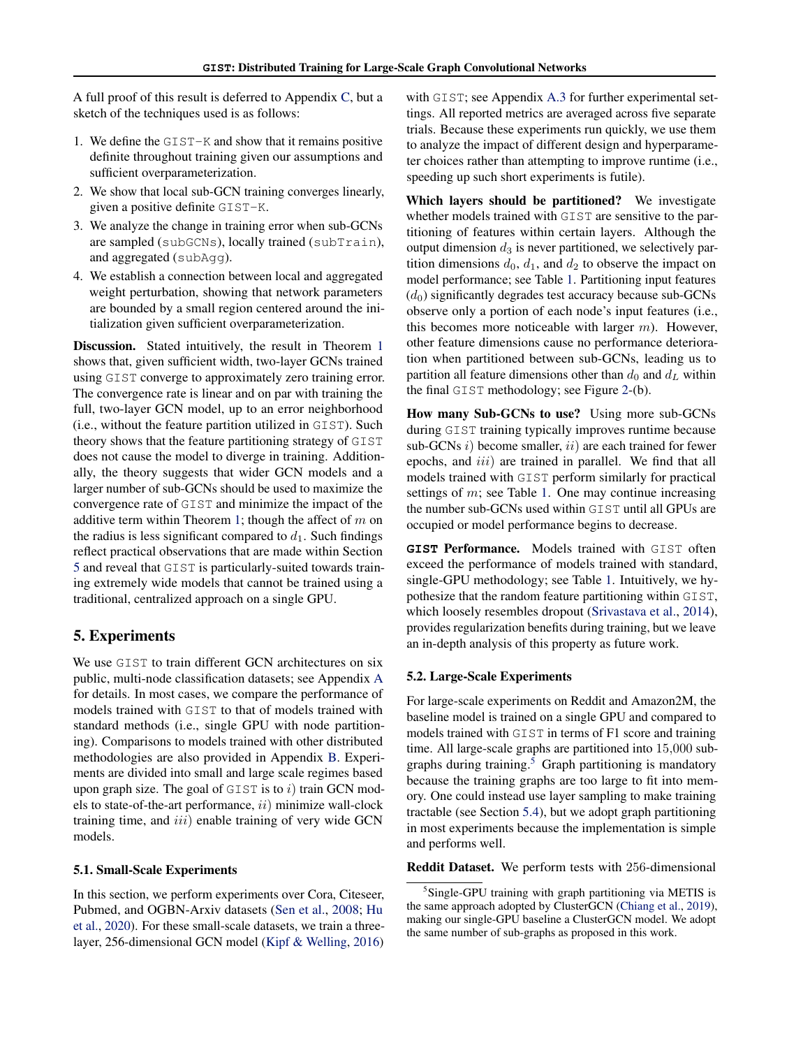A full proof of this result is deferred to Appendix C, but a sketch of the techniques used is as follows:

1. We define the GIST-K and show that it remains positive definite throughout training given our assumptions and sufficient overparameterization.
2. We show that local sub-GCN training converges linearly, given a positive definite GIST-K.
3. We analyze the change in training error when sub-GCNs are sampled (subGCNs), locally trained (subTrain), and aggregated (subAgg).
4. We establish a connection between local and aggregated weight perturbation, showing that network parameters are bounded by a small region centered around the initialization given sufficient overparameterization.

**Discussion.** Stated intuitively, the result in Theorem 1 shows that, given sufficient width, two-layer GCNs trained using GIST converge to approximately zero training error. The convergence rate is linear and on par with training the full, two-layer GCN model, up to an error neighborhood (i.e., without the feature partition utilized in GIST). Such theory shows that the feature partitioning strategy of GIST does not cause the model to diverge in training. Additionally, the theory suggests that wider GCN models and a larger number of sub-GCNs should be used to maximize the convergence rate of GIST and minimize the impact of the additive term within Theorem 1; though the affect of $m$ on the radius is less significant compared to $d_1$. Such findings reflect practical observations that are made within Section 5 and reveal that GIST is particularly-suited towards training extremely wide models that cannot be trained using a traditional, centralized approach on a single GPU.

## 5. Experiments

We use GIST to train different GCN architectures on six public, multi-node classification datasets; see Appendix A for details. In most cases, we compare the performance of models trained with GIST to that of models trained with standard methods (i.e., single GPU with node partitioning). Comparisons to models trained with other distributed methodologies are also provided in Appendix B. Experiments are divided into small and large scale regimes based upon graph size. The goal of GIST is to *i*) train GCN models to state-of-the-art performance, *ii*) minimize wall-clock training time, and *iii*) enable training of very wide GCN models.

### 5.1. Small-Scale Experiments

In this section, we perform experiments over Cora, Citeseer, Pubmed, and OGBN-Arxiv datasets (Sen et al., 2008; Hu et al., 2020). For these small-scale datasets, we train a three-layer, 256-dimensional GCN model (Kipf & Welling, 2016) with GIST; see Appendix A.3 for further experimental settings. All reported metrics are averaged across five separate trials. Because these experiments run quickly, we use them to analyze the impact of different design and hyperparameter choices rather than attempting to improve runtime (i.e., speeding up such short experiments is futile).

**Which layers should be partitioned?** We investigate whether models trained with GIST are sensitive to the partitioning of features within certain layers. Although the output dimension $d_3$ is never partitioned, we selectively partition dimensions $d_0$, $d_1$, and $d_2$ to observe the impact on model performance; see Table 1. Partitioning input features ($d_0$) significantly degrades test accuracy because sub-GCNs observe only a portion of each node's input features (i.e., this becomes more noticeable with larger $m$). However, other feature dimensions cause no performance deterioration when partitioned between sub-GCNs, leading us to partition all feature dimensions other than $d_0$ and $d_L$ within the final GIST methodology; see Figure 2-(b).

**How many Sub-GCNs to use?** Using more sub-GCNs during GIST training typically improves runtime because sub-GCNs *i*) become smaller, *ii*) are each trained for fewer epochs, and *iii*) are trained in parallel. We find that all models trained with GIST perform similarly for practical settings of $m$; see Table 1. One may continue increasing the number sub-GCNs used within GIST until all GPUs are occupied or model performance begins to decrease.

**GIST Performance.** Models trained with GIST often exceed the performance of models trained with standard, single-GPU methodology; see Table 1. Intuitively, we hypothesize that the random feature partitioning within GIST, which loosely resembles dropout (Srivastava et al., 2014), provides regularization benefits during training, but we leave an in-depth analysis of this property as future work.

### 5.2. Large-Scale Experiments

For large-scale experiments on Reddit and Amazon2M, the baseline model is trained on a single GPU and compared to models trained with GIST in terms of F1 score and training time. All large-scale graphs are partitioned into 15,000 sub-graphs during training.[5] Graph partitioning is mandatory because the training graphs are too large to fit into memory. One could instead use layer sampling to make training tractable (see Section 5.4), but we adopt graph partitioning in most experiments because the implementation is simple and performs well.

**Reddit Dataset.** We perform tests with 256-dimensional

[5] Single-GPU training with graph partitioning via METIS is the same approach adopted by ClusterGCN (Chiang et al., 2019), making our single-GPU baseline a ClusterGCN model. We adopt the same number of sub-graphs as proposed in this work.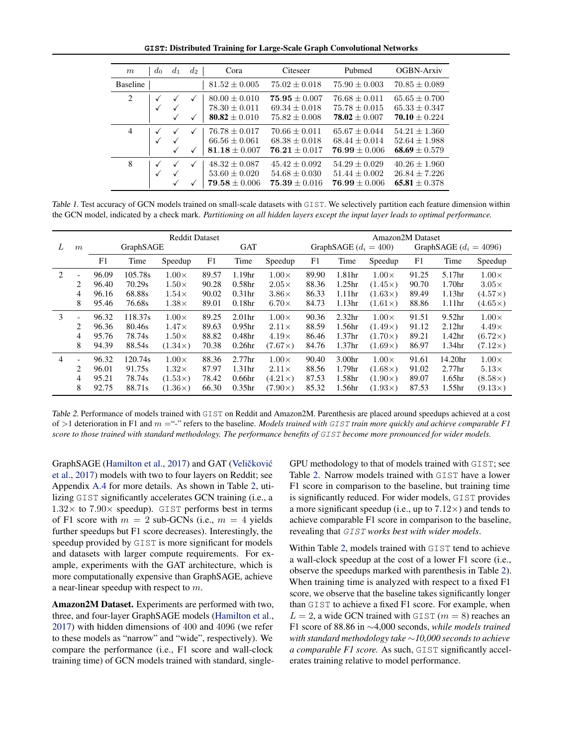| $m$ | $d_0$ | $d_1$ | $d_2$ | Cora | Citeseer | Pubmed | OGBN-Arxiv |
|---|---|---|---|---|---|---|---|
| Baseline | | | | $81.52 \pm 0.005$ | $75.02 \pm 0.018$ | $75.90 \pm 0.003$ | $70.85 \pm 0.089$ |
| 2 | ✓ | ✓ | ✓ | $80.00 \pm 0.010$ | $\mathbf{75.95} \pm 0.007$ | $76.68 \pm 0.011$ | $65.65 \pm 0.700$ |
| | ✓ | ✓ | | $78.30 \pm 0.011$ | $69.34 \pm 0.018$ | $75.78 \pm 0.015$ | $65.33 \pm 0.347$ |
| | | ✓ | ✓ | $\mathbf{80.82} \pm 0.010$ | $75.82 \pm 0.008$ | $\mathbf{78.02} \pm 0.007$ | $\mathbf{70.10} \pm 0.224$ |
| 4 | ✓ | ✓ | ✓ | $76.78 \pm 0.017$ | $70.66 \pm 0.011$ | $65.67 \pm 0.044$ | $54.21 \pm 1.360$ |
| | ✓ | ✓ | | $66.56 \pm 0.061$ | $68.38 \pm 0.018$ | $68.44 \pm 0.014$ | $52.64 \pm 1.988$ |
| | | ✓ | ✓ | $\mathbf{81.18} \pm 0.007$ | $\mathbf{76.21} \pm 0.017$ | $\mathbf{76.99} \pm 0.006$ | $\mathbf{68.69} \pm 0.579$ |
| 8 | ✓ | ✓ | ✓ | $48.32 \pm 0.087$ | $45.42 \pm 0.092$ | $54.29 \pm 0.029$ | $40.26 \pm 1.960$ |
| | ✓ | ✓ | | $53.60 \pm 0.020$ | $54.68 \pm 0.030$ | $51.44 \pm 0.002$ | $26.84 \pm 7.226$ |
| | | ✓ | ✓ | $\mathbf{79.58} \pm 0.006$ | $\mathbf{75.39} \pm 0.016$ | $\mathbf{76.99} \pm 0.006$ | $\mathbf{65.81} \pm 0.378$ |

*Table 1.* Test accuracy of GCN models trained on small-scale datasets with GIST. We selectively partition each feature dimension within the GCN model, indicated by a check mark. *Partitioning on all hidden layers except the input layer leads to optimal performance.*

| | | Reddit Dataset | | | | | | Amazon2M Dataset | | | | | |
|---|---|---|---|---|---|---|---|---|---|---|---|---|---|
| $L$ | $m$ | GraphSAGE | | | GAT | | | GraphSAGE ($d_i = 400$) | | | GraphSAGE ($d_i = 4096$) | | |
| | | F1 | Time | Speedup | F1 | Time | Speedup | F1 | Time | Speedup | F1 | Time | Speedup |
| 2 | - | 96.09 | 105.78s | 1.00× | 89.57 | 1.19hr | 1.00× | 89.90 | 1.81hr | 1.00× | 91.25 | 5.17hr | 1.00× |
| | 2 | 96.40 | 70.29s | 1.50× | 90.28 | 0.58hr | 2.05× | 88.36 | 1.25hr | (1.45×) | 90.70 | 1.70hr | 3.05× |
| | 4 | 96.16 | 68.88s | 1.54× | 90.02 | 0.31hr | 3.86× | 86.33 | 1.11hr | (1.63×) | 89.49 | 1.13hr | (4.57×) |
| | 8 | 95.46 | 76.68s | 1.38× | 89.01 | 0.18hr | 6.70× | 84.73 | 1.13hr | (1.61×) | 88.86 | 1.11hr | (4.65×) |
| 3 | - | 96.32 | 118.37s | 1.00× | 89.25 | 2.01hr | 1.00× | 90.36 | 2.32hr | 1.00× | 91.51 | 9.52hr | 1.00× |
| | 2 | 96.36 | 80.46s | 1.47× | 89.63 | 0.95hr | 2.11× | 88.59 | 1.56hr | (1.49×) | 91.12 | 2.12hr | 4.49× |
| | 4 | 95.76 | 78.74s | 1.50× | 88.82 | 0.48hr | 4.19× | 86.46 | 1.37hr | (1.70×) | 89.21 | 1.42hr | (6.72×) |
| | 8 | 94.39 | 88.54s | (1.34×) | 70.38 | 0.26hr | (7.67×) | 84.76 | 1.37hr | (1.69×) | 86.97 | 1.34hr | (7.12×) |
| 4 | - | 96.32 | 120.74s | 1.00× | 88.36 | 2.77hr | 1.00× | 90.40 | 3.00hr | 1.00× | 91.61 | 14.20hr | 1.00× |
| | 2 | 96.01 | 91.75s | 1.32× | 87.97 | 1.31hr | 2.11× | 88.56 | 1.79hr | (1.68×) | 91.02 | 2.77hr | 5.13× |
| | 4 | 95.21 | 78.74s | (1.53×) | 78.42 | 0.66hr | (4.21×) | 87.53 | 1.58hr | (1.90×) | 89.07 | 1.65hr | (8.58×) |
| | 8 | 92.75 | 88.71s | (1.36×) | 66.30 | 0.35hr | (7.90×) | 85.32 | 1.56hr | (1.93×) | 87.53 | 1.55hr | (9.13×) |

*Table 2.* Performance of models trained with GIST on Reddit and Amazon2M. Parenthesis are placed around speedups achieved at a cost of >1 deterioration in F1 and $m =$"-" refers to the baseline. *Models trained with GIST train more quickly and achieve comparable F1 score to those trained with standard methodology. The performance benefits of GIST become more pronounced for wider models.*

GraphSAGE (Hamilton et al., 2017) and GAT (Veličković et al., 2017) models with two to four layers on Reddit; see Appendix A.4 for more details. As shown in Table 2, utilizing GIST significantly accelerates GCN training (i.e., a $1.32\times$ to $7.90\times$ speedup). GIST performs best in terms of F1 score with $m = 2$ sub-GCNs (i.e., $m = 4$ yields further speedups but F1 score decreases). Interestingly, the speedup provided by GIST is more significant for models and datasets with larger compute requirements. For example, experiments with the GAT architecture, which is more computationally expensive than GraphSAGE, achieve a near-linear speedup with respect to $m$.

**Amazon2M Dataset.** Experiments are performed with two, three, and four-layer GraphSAGE models (Hamilton et al., 2017) with hidden dimensions of 400 and 4096 (we refer to these models as "narrow" and "wide", respectively). We compare the performance (i.e., F1 score and wall-clock training time) of GCN models trained with standard, single-GPU methodology to that of models trained with GIST; see Table 2. Narrow models trained with GIST have a lower F1 score in comparison to the baseline, but training time is significantly reduced. For wider models, GIST provides a more significant speedup (i.e., up to $7.12\times$) and tends to achieve comparable F1 score in comparison to the baseline, revealing that *GIST works best with wider models*.

Within Table 2, models trained with GIST tend to achieve a wall-clock speedup at the cost of a lower F1 score (i.e., observe the speedups marked with parenthesis in Table 2). When training time is analyzed with respect to a fixed F1 score, we observe that the baseline takes significantly longer than GIST to achieve a fixed F1 score. For example, when $L = 2$, a wide GCN trained with GIST ($m = 8$) reaches an F1 score of 88.86 in ∼4,000 seconds, *while models trained with standard methodology take ∼10,000 seconds to achieve a comparable F1 score.* As such, GIST significantly accelerates training relative to model performance.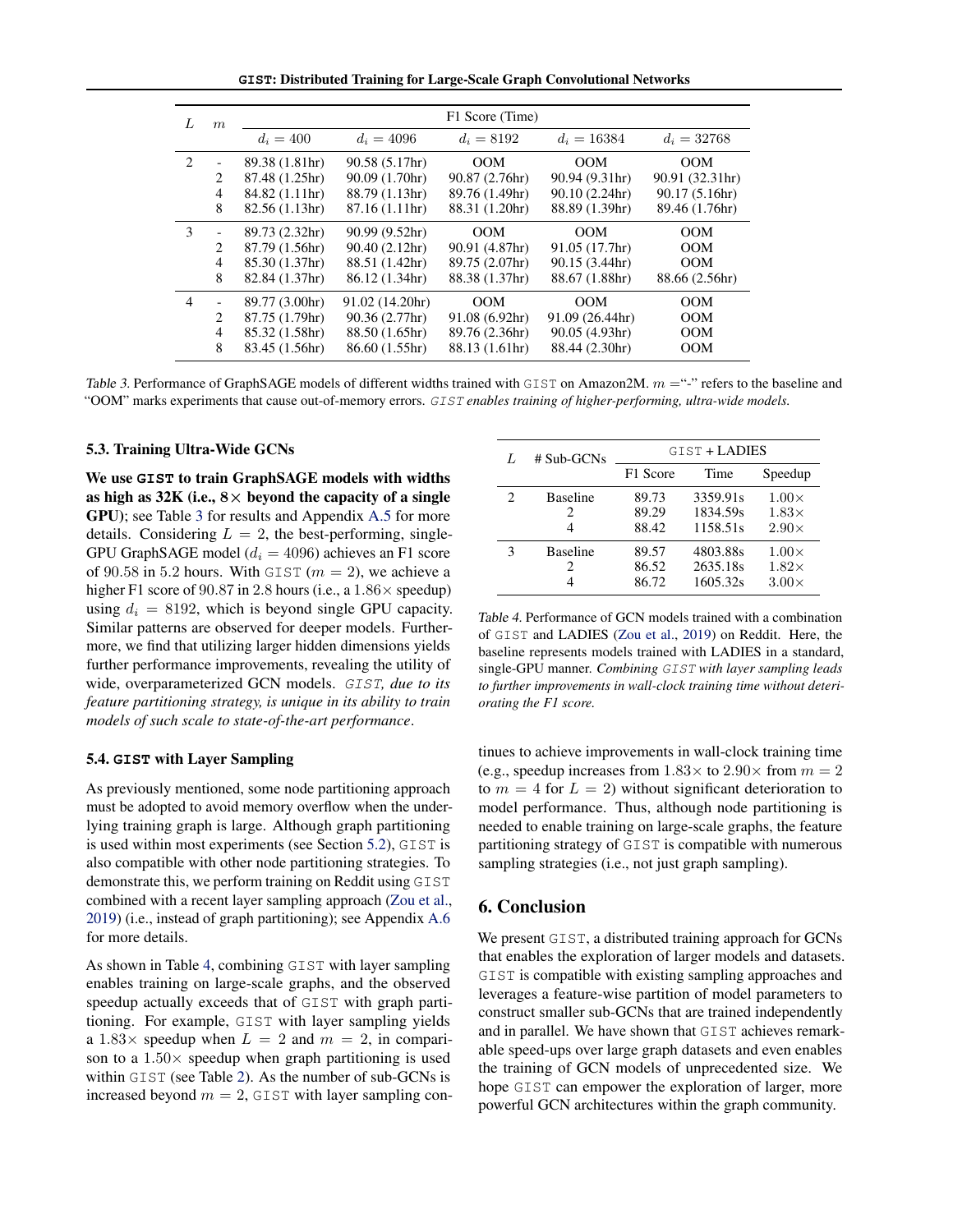| $L$ | $m$ | F1 Score (Time) | | | | |
|---|---|---|---|---|---|---|
| | | $d_i = 400$ | $d_i = 4096$ | $d_i = 8192$ | $d_i = 16384$ | $d_i = 32768$ |
| 2 | - | 89.38 (1.81hr) | 90.58 (5.17hr) | OOM | OOM | OOM |
| | 2 | 87.48 (1.25hr) | 90.09 (1.70hr) | 90.87 (2.76hr) | 90.94 (9.31hr) | 90.91 (32.31hr) |
| | 4 | 84.82 (1.11hr) | 88.79 (1.13hr) | 89.76 (1.49hr) | 90.10 (2.24hr) | 90.17 (5.16hr) |
| | 8 | 82.56 (1.13hr) | 87.16 (1.11hr) | 88.31 (1.20hr) | 88.89 (1.39hr) | 89.46 (1.76hr) |
| 3 | - | 89.73 (2.32hr) | 90.99 (9.52hr) | OOM | OOM | OOM |
| | 2 | 87.79 (1.56hr) | 90.40 (2.12hr) | 90.91 (4.87hr) | 91.05 (17.7hr) | OOM |
| | 4 | 85.30 (1.37hr) | 88.51 (1.42hr) | 89.75 (2.07hr) | 90.15 (3.44hr) | OOM |
| | 8 | 82.84 (1.37hr) | 86.12 (1.34hr) | 88.38 (1.37hr) | 88.67 (1.88hr) | 88.66 (2.56hr) |
| 4 | - | 89.77 (3.00hr) | 91.02 (14.20hr) | OOM | OOM | OOM |
| | 2 | 87.75 (1.79hr) | 90.36 (2.77hr) | 91.08 (6.92hr) | 91.09 (26.44hr) | OOM |
| | 4 | 85.32 (1.58hr) | 88.50 (1.65hr) | 89.76 (2.36hr) | 90.05 (4.93hr) | OOM |
| | 8 | 83.45 (1.56hr) | 86.60 (1.55hr) | 88.13 (1.61hr) | 88.44 (2.30hr) | OOM |

Table 3. Performance of GraphSAGE models of different widths trained with GIST on Amazon2M. $m$ ="-" refers to the baseline and "OOM" marks experiments that cause out-of-memory errors. *GIST enables training of higher-performing, ultra-wide models.*

### 5.3. Training Ultra-Wide GCNs

**We use GIST to train GraphSAGE models with widths as high as 32K (i.e., 8× beyond the capacity of a single GPU)**; see Table 3 for results and Appendix A.5 for more details. Considering $L = 2$, the best-performing, single-GPU GraphSAGE model ($d_i = 4096$) achieves an F1 score of 90.58 in 5.2 hours. With GIST ($m = 2$), we achieve a higher F1 score of 90.87 in 2.8 hours (i.e., a 1.86× speedup) using $d_i = 8192$, which is beyond single GPU capacity. Similar patterns are observed for deeper models. Furthermore, we find that utilizing larger hidden dimensions yields further performance improvements, revealing the utility of wide, overparameterized GCN models. *GIST, due to its feature partitioning strategy, is unique in its ability to train models of such scale to state-of-the-art performance*.

### 5.4. GIST with Layer Sampling

As previously mentioned, some node partitioning approach must be adopted to avoid memory overflow when the underlying training graph is large. Although graph partitioning is used within most experiments (see Section 5.2), GIST is also compatible with other node partitioning strategies. To demonstrate this, we perform training on Reddit using GIST combined with a recent layer sampling approach (Zou et al., 2019) (i.e., instead of graph partitioning); see Appendix A.6 for more details.

As shown in Table 4, combining GIST with layer sampling enables training on large-scale graphs, and the observed speedup actually exceeds that of GIST with graph partitioning. For example, GIST with layer sampling yields a 1.83× speedup when $L = 2$ and $m = 2$, in comparison to a 1.50× speedup when graph partitioning is used within GIST (see Table 2). As the number of sub-GCNs is increased beyond $m = 2$, GIST with layer sampling continues to achieve improvements in wall-clock training time (e.g., speedup increases from 1.83× to 2.90× from $m = 2$ to $m = 4$ for $L = 2$) without significant deterioration to model performance. Thus, although node partitioning is needed to enable training on large-scale graphs, the feature partitioning strategy of GIST is compatible with numerous sampling strategies (i.e., not just graph sampling).

| $L$ | # Sub-GCNs | GIST + LADIES | | |
|---|---|---|---|---|
| | | F1 Score | Time | Speedup |
| 2 | Baseline | 89.73 | 3359.91s | 1.00× |
| | 2 | 89.29 | 1834.59s | 1.83× |
| | 4 | 88.42 | 1158.51s | 2.90× |
| 3 | Baseline | 89.57 | 4803.88s | 1.00× |
| | 2 | 86.52 | 2635.18s | 1.82× |
| | 4 | 86.72 | 1605.32s | 3.00× |

Table 4. Performance of GCN models trained with a combination of GIST and LADIES (Zou et al., 2019) on Reddit. Here, the baseline represents models trained with LADIES in a standard, single-GPU manner. *Combining GIST with layer sampling leads to further improvements in wall-clock training time without deteriorating the F1 score.*

## 6. Conclusion

We present GIST, a distributed training approach for GCNs that enables the exploration of larger models and datasets. GIST is compatible with existing sampling approaches and leverages a feature-wise partition of model parameters to construct smaller sub-GCNs that are trained independently and in parallel. We have shown that GIST achieves remarkable speed-ups over large graph datasets and even enables the training of GCN models of unprecedented size. We hope GIST can empower the exploration of larger, more powerful GCN architectures within the graph community.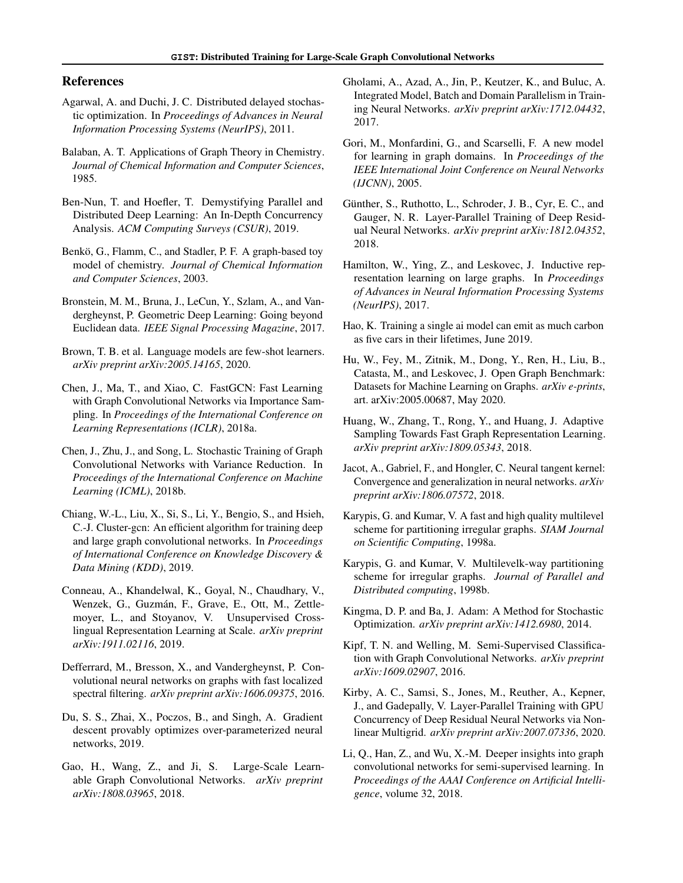## References

Agarwal, A. and Duchi, J. C. Distributed delayed stochastic optimization. In *Proceedings of Advances in Neural Information Processing Systems (NeurIPS)*, 2011.

Balaban, A. T. Applications of Graph Theory in Chemistry. *Journal of Chemical Information and Computer Sciences*, 1985.

Ben-Nun, T. and Hoefler, T. Demystifying Parallel and Distributed Deep Learning: An In-Depth Concurrency Analysis. *ACM Computing Surveys (CSUR)*, 2019.

Benkö, G., Flamm, C., and Stadler, P. F. A graph-based toy model of chemistry. *Journal of Chemical Information and Computer Sciences*, 2003.

Bronstein, M. M., Bruna, J., LeCun, Y., Szlam, A., and Vandergheynst, P. Geometric Deep Learning: Going beyond Euclidean data. *IEEE Signal Processing Magazine*, 2017.

Brown, T. B. et al. Language models are few-shot learners. *arXiv preprint arXiv:2005.14165*, 2020.

Chen, J., Ma, T., and Xiao, C. FastGCN: Fast Learning with Graph Convolutional Networks via Importance Sampling. In *Proceedings of the International Conference on Learning Representations (ICLR)*, 2018a.

Chen, J., Zhu, J., and Song, L. Stochastic Training of Graph Convolutional Networks with Variance Reduction. In *Proceedings of the International Conference on Machine Learning (ICML)*, 2018b.

Chiang, W.-L., Liu, X., Si, S., Li, Y., Bengio, S., and Hsieh, C.-J. Cluster-gcn: An efficient algorithm for training deep and large graph convolutional networks. In *Proceedings of International Conference on Knowledge Discovery & Data Mining (KDD)*, 2019.

Conneau, A., Khandelwal, K., Goyal, N., Chaudhary, V., Wenzek, G., Guzmán, F., Grave, E., Ott, M., Zettlemoyer, L., and Stoyanov, V. Unsupervised Cross-lingual Representation Learning at Scale. *arXiv preprint arXiv:1911.02116*, 2019.

Defferrard, M., Bresson, X., and Vandergheynst, P. Convolutional neural networks on graphs with fast localized spectral filtering. *arXiv preprint arXiv:1606.09375*, 2016.

Du, S. S., Zhai, X., Poczos, B., and Singh, A. Gradient descent provably optimizes over-parameterized neural networks, 2019.

Gao, H., Wang, Z., and Ji, S. Large-Scale Learnable Graph Convolutional Networks. *arXiv preprint arXiv:1808.03965*, 2018.

Gholami, A., Azad, A., Jin, P., Keutzer, K., and Buluc, A. Integrated Model, Batch and Domain Parallelism in Training Neural Networks. *arXiv preprint arXiv:1712.04432*, 2017.

Gori, M., Monfardini, G., and Scarselli, F. A new model for learning in graph domains. In *Proceedings of the IEEE International Joint Conference on Neural Networks (IJCNN)*, 2005.

Günther, S., Ruthotto, L., Schroder, J. B., Cyr, E. C., and Gauger, N. R. Layer-Parallel Training of Deep Residual Neural Networks. *arXiv preprint arXiv:1812.04352*, 2018.

Hamilton, W., Ying, Z., and Leskovec, J. Inductive representation learning on large graphs. In *Proceedings of Advances in Neural Information Processing Systems (NeurIPS)*, 2017.

Hao, K. Training a single ai model can emit as much carbon as five cars in their lifetimes, June 2019.

Hu, W., Fey, M., Zitnik, M., Dong, Y., Ren, H., Liu, B., Catasta, M., and Leskovec, J. Open Graph Benchmark: Datasets for Machine Learning on Graphs. *arXiv e-prints*, art. arXiv:2005.00687, May 2020.

Huang, W., Zhang, T., Rong, Y., and Huang, J. Adaptive Sampling Towards Fast Graph Representation Learning. *arXiv preprint arXiv:1809.05343*, 2018.

Jacot, A., Gabriel, F., and Hongler, C. Neural tangent kernel: Convergence and generalization in neural networks. *arXiv preprint arXiv:1806.07572*, 2018.

Karypis, G. and Kumar, V. A fast and high quality multilevel scheme for partitioning irregular graphs. *SIAM Journal on Scientific Computing*, 1998a.

Karypis, G. and Kumar, V. Multilevelk-way partitioning scheme for irregular graphs. *Journal of Parallel and Distributed computing*, 1998b.

Kingma, D. P. and Ba, J. Adam: A Method for Stochastic Optimization. *arXiv preprint arXiv:1412.6980*, 2014.

Kipf, T. N. and Welling, M. Semi-Supervised Classification with Graph Convolutional Networks. *arXiv preprint arXiv:1609.02907*, 2016.

Kirby, A. C., Samsi, S., Jones, M., Reuther, A., Kepner, J., and Gadepally, V. Layer-Parallel Training with GPU Concurrency of Deep Residual Neural Networks via Nonlinear Multigrid. *arXiv preprint arXiv:2007.07336*, 2020.

Li, Q., Han, Z., and Wu, X.-M. Deeper insights into graph convolutional networks for semi-supervised learning. In *Proceedings of the AAAI Conference on Artificial Intelligence*, volume 32, 2018.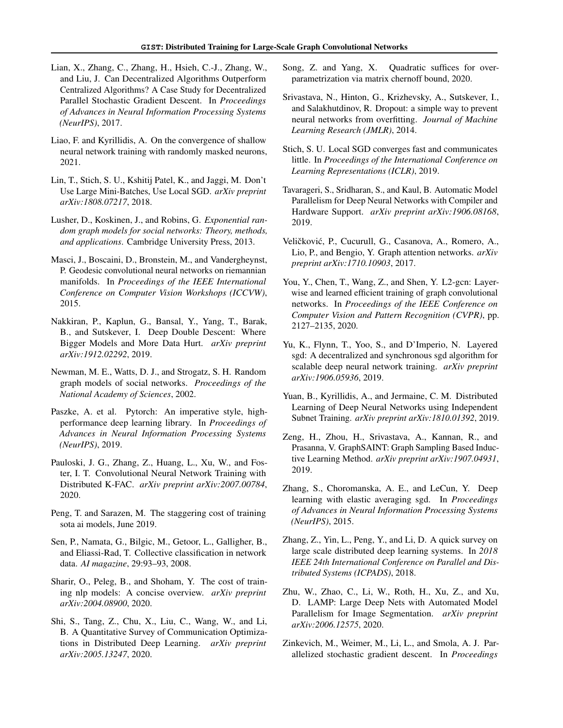Lian, X., Zhang, C., Zhang, H., Hsieh, C.-J., Zhang, W., and Liu, J. Can Decentralized Algorithms Outperform Centralized Algorithms? A Case Study for Decentralized Parallel Stochastic Gradient Descent. In *Proceedings of Advances in Neural Information Processing Systems (NeurIPS)*, 2017.

Liao, F. and Kyrillidis, A. On the convergence of shallow neural network training with randomly masked neurons, 2021.

Lin, T., Stich, S. U., Kshitij Patel, K., and Jaggi, M. Don't Use Large Mini-Batches, Use Local SGD. *arXiv preprint arXiv:1808.07217*, 2018.

Lusher, D., Koskinen, J., and Robins, G. *Exponential random graph models for social networks: Theory, methods, and applications*. Cambridge University Press, 2013.

Masci, J., Boscaini, D., Bronstein, M., and Vandergheynst, P. Geodesic convolutional neural networks on riemannian manifolds. In *Proceedings of the IEEE International Conference on Computer Vision Workshops (ICCVW)*, 2015.

Nakkiran, P., Kaplun, G., Bansal, Y., Yang, T., Barak, B., and Sutskever, I. Deep Double Descent: Where Bigger Models and More Data Hurt. *arXiv preprint arXiv:1912.02292*, 2019.

Newman, M. E., Watts, D. J., and Strogatz, S. H. Random graph models of social networks. *Proceedings of the National Academy of Sciences*, 2002.

Paszke, A. et al. Pytorch: An imperative style, high-performance deep learning library. In *Proceedings of Advances in Neural Information Processing Systems (NeurIPS)*, 2019.

Pauloski, J. G., Zhang, Z., Huang, L., Xu, W., and Foster, I. T. Convolutional Neural Network Training with Distributed K-FAC. *arXiv preprint arXiv:2007.00784*, 2020.

Peng, T. and Sarazen, M. The staggering cost of training sota ai models, June 2019.

Sen, P., Namata, G., Bilgic, M., Getoor, L., Galligher, B., and Eliassi-Rad, T. Collective classification in network data. *AI magazine*, 29:93–93, 2008.

Sharir, O., Peleg, B., and Shoham, Y. The cost of training nlp models: A concise overview. *arXiv preprint arXiv:2004.08900*, 2020.

Shi, S., Tang, Z., Chu, X., Liu, C., Wang, W., and Li, B. A Quantitative Survey of Communication Optimizations in Distributed Deep Learning. *arXiv preprint arXiv:2005.13247*, 2020.

Song, Z. and Yang, X. Quadratic suffices for over-parametrization via matrix chernoff bound, 2020.

Srivastava, N., Hinton, G., Krizhevsky, A., Sutskever, I., and Salakhutdinov, R. Dropout: a simple way to prevent neural networks from overfitting. *Journal of Machine Learning Research (JMLR)*, 2014.

Stich, S. U. Local SGD converges fast and communicates little. In *Proceedings of the International Conference on Learning Representations (ICLR)*, 2019.

Tavarageri, S., Sridharan, S., and Kaul, B. Automatic Model Parallelism for Deep Neural Networks with Compiler and Hardware Support. *arXiv preprint arXiv:1906.08168*, 2019.

Veličković, P., Cucurull, G., Casanova, A., Romero, A., Lio, P., and Bengio, Y. Graph attention networks. *arXiv preprint arXiv:1710.10903*, 2017.

You, Y., Chen, T., Wang, Z., and Shen, Y. L2-gcn: Layer-wise and learned efficient training of graph convolutional networks. In *Proceedings of the IEEE Conference on Computer Vision and Pattern Recognition (CVPR)*, pp. 2127–2135, 2020.

Yu, K., Flynn, T., Yoo, S., and D'Imperio, N. Layered sgd: A decentralized and synchronous sgd algorithm for scalable deep neural network training. *arXiv preprint arXiv:1906.05936*, 2019.

Yuan, B., Kyrillidis, A., and Jermaine, C. M. Distributed Learning of Deep Neural Networks using Independent Subnet Training. *arXiv preprint arXiv:1810.01392*, 2019.

Zeng, H., Zhou, H., Srivastava, A., Kannan, R., and Prasanna, V. GraphSAINT: Graph Sampling Based Inductive Learning Method. *arXiv preprint arXiv:1907.04931*, 2019.

Zhang, S., Choromanska, A. E., and LeCun, Y. Deep learning with elastic averaging sgd. In *Proceedings of Advances in Neural Information Processing Systems (NeurIPS)*, 2015.

Zhang, Z., Yin, L., Peng, Y., and Li, D. A quick survey on large scale distributed deep learning systems. In *2018 IEEE 24th International Conference on Parallel and Distributed Systems (ICPADS)*, 2018.

Zhu, W., Zhao, C., Li, W., Roth, H., Xu, Z., and Xu, D. LAMP: Large Deep Nets with Automated Model Parallelism for Image Segmentation. *arXiv preprint arXiv:2006.12575*, 2020.

Zinkevich, M., Weimer, M., Li, L., and Smola, A. J. Parallelized stochastic gradient descent. In *Proceedings*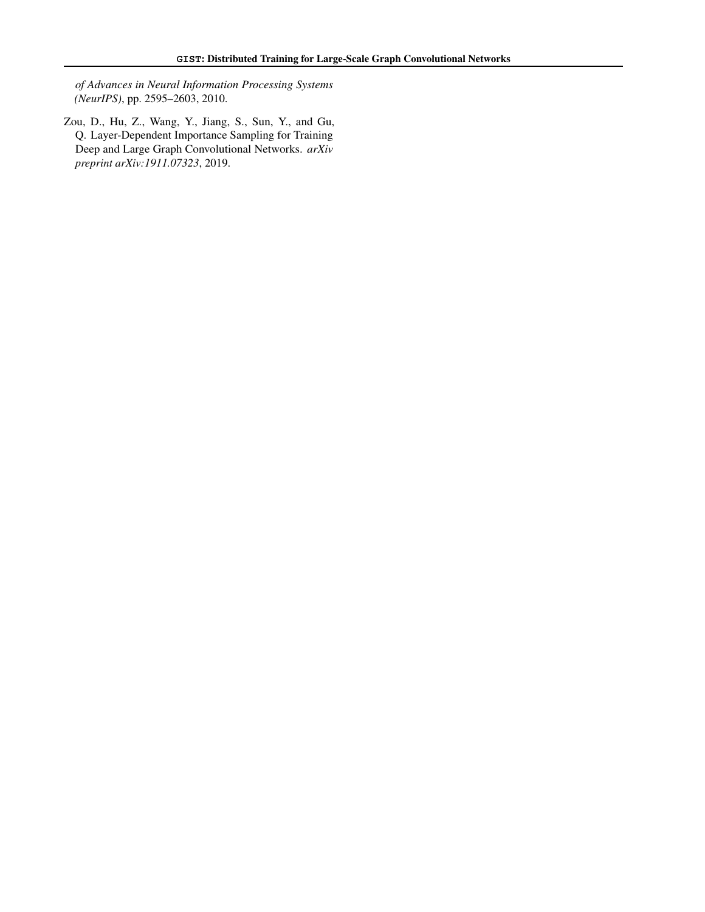of Advances in Neural Information Processing Systems (NeurIPS)*, pp. 2595–2603, 2010.

Zou, D., Hu, Z., Wang, Y., Jiang, S., Sun, Y., and Gu, Q. Layer-Dependent Importance Sampling for Training Deep and Large Graph Convolutional Networks. *arXiv preprint arXiv:1911.07323*, 2019.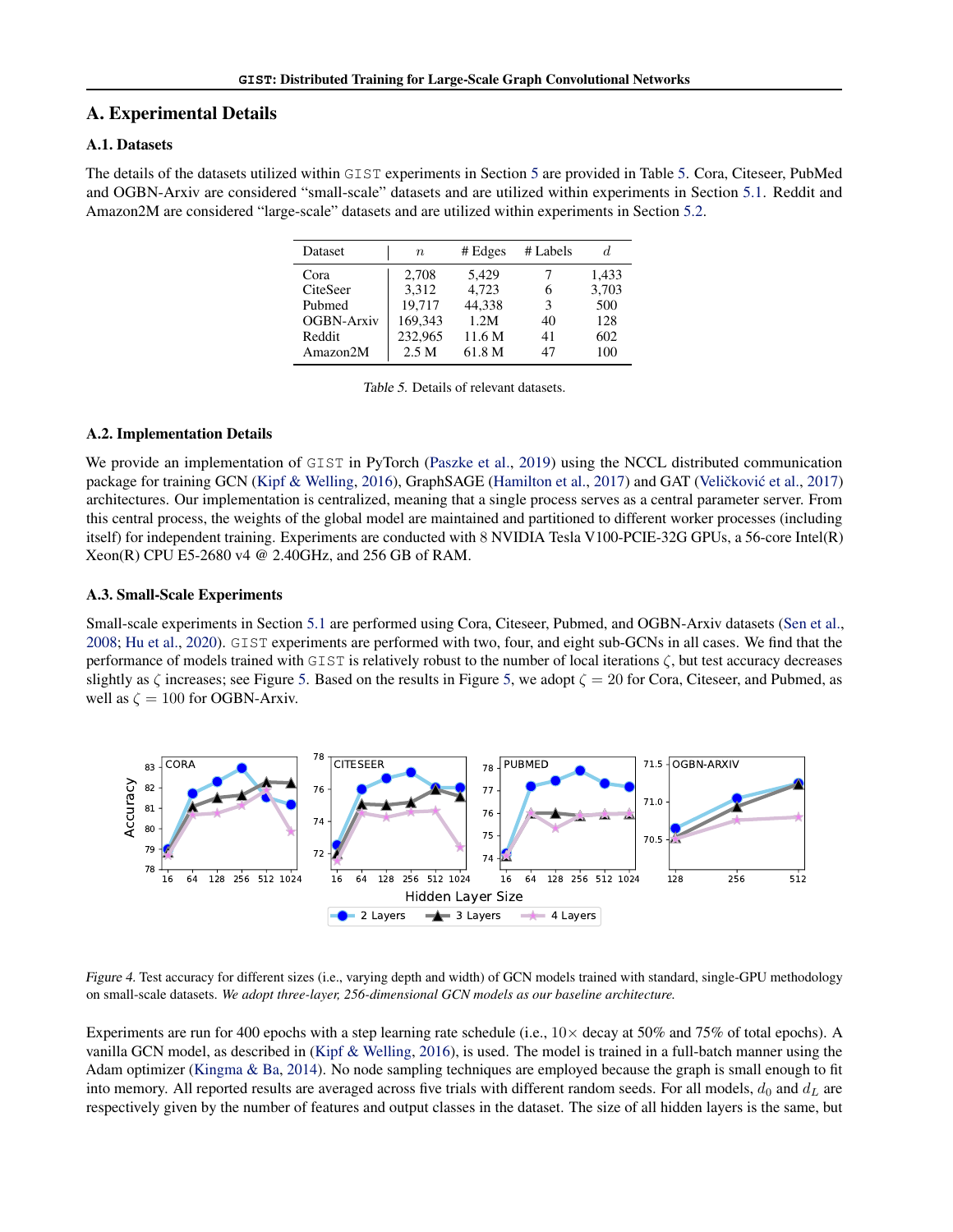# A. Experimental Details

## A.1. Datasets

The details of the datasets utilized within GIST experiments in Section 5 are provided in Table 5. Cora, Citeseer, PubMed and OGBN-Arxiv are considered "small-scale" datasets and are utilized within experiments in Section 5.1. Reddit and Amazon2M are considered "large-scale" datasets and are utilized within experiments in Section 5.2.

| Dataset | $n$ | # Edges | # Labels | $d$ |
|---|---|---|---|---|
| Cora | 2,708 | 5,429 | 7 | 1,433 |
| CiteSeer | 3,312 | 4,723 | 6 | 3,703 |
| Pubmed | 19,717 | 44,338 | 3 | 500 |
| OGBN-Arxiv | 169,343 | 1.2M | 40 | 128 |
| Reddit | 232,965 | 11.6 M | 41 | 602 |
| Amazon2M | 2.5 M | 61.8 M | 47 | 100 |

*Table 5.* Details of relevant datasets.

## A.2. Implementation Details

We provide an implementation of GIST in PyTorch (Paszke et al., 2019) using the NCCL distributed communication package for training GCN (Kipf & Welling, 2016), GraphSAGE (Hamilton et al., 2017) and GAT (Veličković et al., 2017) architectures. Our implementation is centralized, meaning that a single process serves as a central parameter server. From this central process, the weights of the global model are maintained and partitioned to different worker processes (including itself) for independent training. Experiments are conducted with 8 NVIDIA Tesla V100-PCIE-32G GPUs, a 56-core Intel(R) Xeon(R) CPU E5-2680 v4 @ 2.40GHz, and 256 GB of RAM.

## A.3. Small-Scale Experiments

Small-scale experiments in Section 5.1 are performed using Cora, Citeseer, Pubmed, and OGBN-Arxiv datasets (Sen et al., 2008; Hu et al., 2020). GIST experiments are performed with two, four, and eight sub-GCNs in all cases. We find that the performance of models trained with GIST is relatively robust to the number of local iterations $\zeta$, but test accuracy decreases slightly as $\zeta$ increases; see Figure 5. Based on the results in Figure 5, we adopt $\zeta = 20$ for Cora, Citeseer, and Pubmed, as well as $\zeta = 100$ for OGBN-Arxiv.

*Figure 4.* Test accuracy for different sizes (i.e., varying depth and width) of GCN models trained with standard, single-GPU methodology on small-scale datasets. *We adopt three-layer, 256-dimensional GCN models as our baseline architecture.*

Experiments are run for 400 epochs with a step learning rate schedule (i.e., $10\times$ decay at 50% and 75% of total epochs). A vanilla GCN model, as described in (Kipf & Welling, 2016), is used. The model is trained in a full-batch manner using the Adam optimizer (Kingma & Ba, 2014). No node sampling techniques are employed because the graph is small enough to fit into memory. All reported results are averaged across five trials with different random seeds. For all models, $d_0$ and $d_L$ are respectively given by the number of features and output classes in the dataset. The size of all hidden layers is the same, but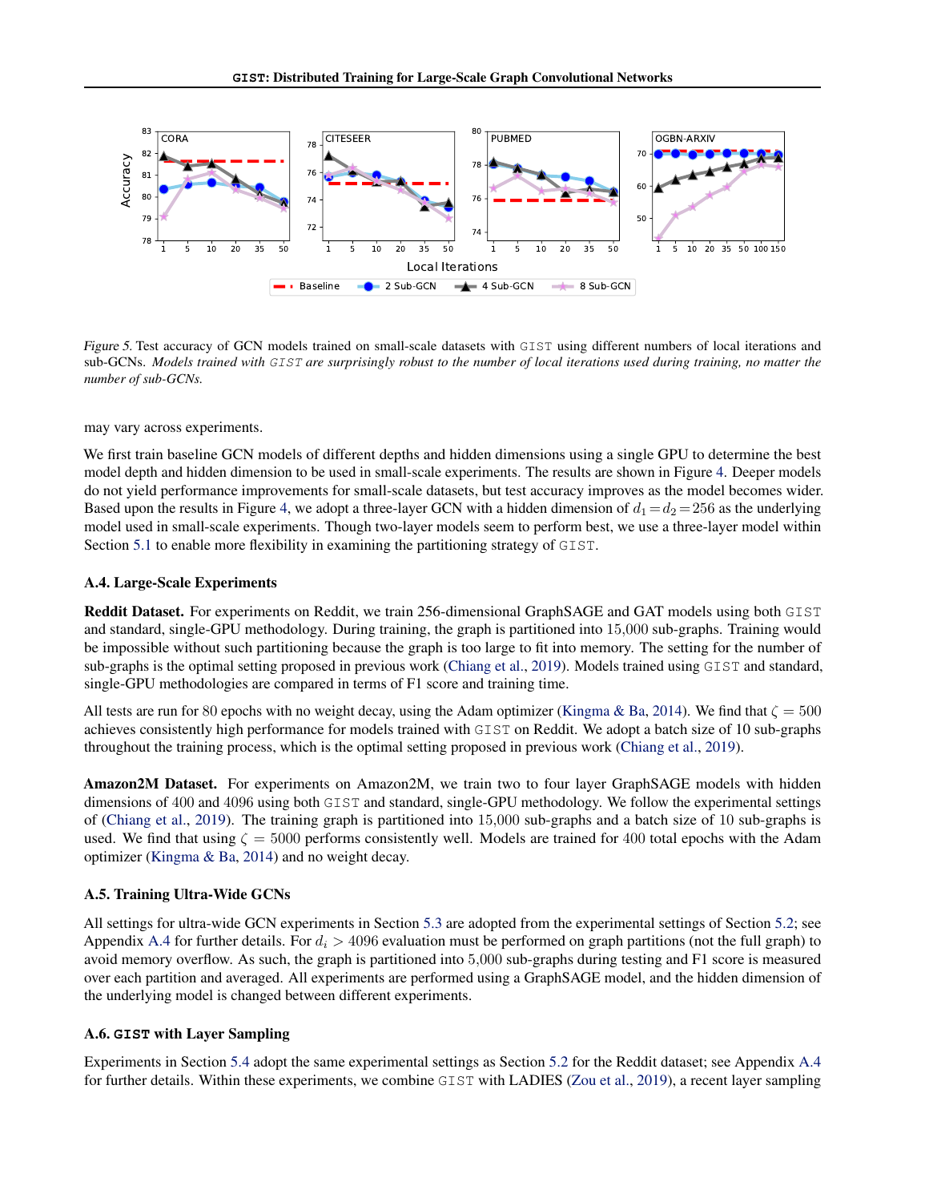*Figure 5.* Test accuracy of GCN models trained on small-scale datasets with GIST using different numbers of local iterations and sub-GCNs. *Models trained with GIST are surprisingly robust to the number of local iterations used during training, no matter the number of sub-GCNs.*

may vary across experiments.

We first train baseline GCN models of different depths and hidden dimensions using a single GPU to determine the best model depth and hidden dimension to be used in small-scale experiments. The results are shown in Figure 4. Deeper models do not yield performance improvements for small-scale datasets, but test accuracy improves as the model becomes wider. Based upon the results in Figure 4, we adopt a three-layer GCN with a hidden dimension of $d_1 = d_2 = 256$ as the underlying model used in small-scale experiments. Though two-layer models seem to perform best, we use a three-layer model within Section 5.1 to enable more flexibility in examining the partitioning strategy of GIST.

### A.4. Large-Scale Experiments

**Reddit Dataset.** For experiments on Reddit, we train 256-dimensional GraphSAGE and GAT models using both GIST and standard, single-GPU methodology. During training, the graph is partitioned into 15,000 sub-graphs. Training would be impossible without such partitioning because the graph is too large to fit into memory. The setting for the number of sub-graphs is the optimal setting proposed in previous work (Chiang et al., 2019). Models trained using GIST and standard, single-GPU methodologies are compared in terms of F1 score and training time.

All tests are run for 80 epochs with no weight decay, using the Adam optimizer (Kingma & Ba, 2014). We find that $\zeta = 500$ achieves consistently high performance for models trained with GIST on Reddit. We adopt a batch size of 10 sub-graphs throughout the training process, which is the optimal setting proposed in previous work (Chiang et al., 2019).

**Amazon2M Dataset.** For experiments on Amazon2M, we train two to four layer GraphSAGE models with hidden dimensions of 400 and 4096 using both GIST and standard, single-GPU methodology. We follow the experimental settings of (Chiang et al., 2019). The training graph is partitioned into 15,000 sub-graphs and a batch size of 10 sub-graphs is used. We find that using $\zeta = 5000$ performs consistently well. Models are trained for 400 total epochs with the Adam optimizer (Kingma & Ba, 2014) and no weight decay.

### A.5. Training Ultra-Wide GCNs

All settings for ultra-wide GCN experiments in Section 5.3 are adopted from the experimental settings of Section 5.2; see Appendix A.4 for further details. For $d_i > 4096$ evaluation must be performed on graph partitions (not the full graph) to avoid memory overflow. As such, the graph is partitioned into 5,000 sub-graphs during testing and F1 score is measured over each partition and averaged. All experiments are performed using a GraphSAGE model, and the hidden dimension of the underlying model is changed between different experiments.

### A.6. GIST with Layer Sampling

Experiments in Section 5.4 adopt the same experimental settings as Section 5.2 for the Reddit dataset; see Appendix A.4 for further details. Within these experiments, we combine GIST with LADIES (Zou et al., 2019), a recent layer sampling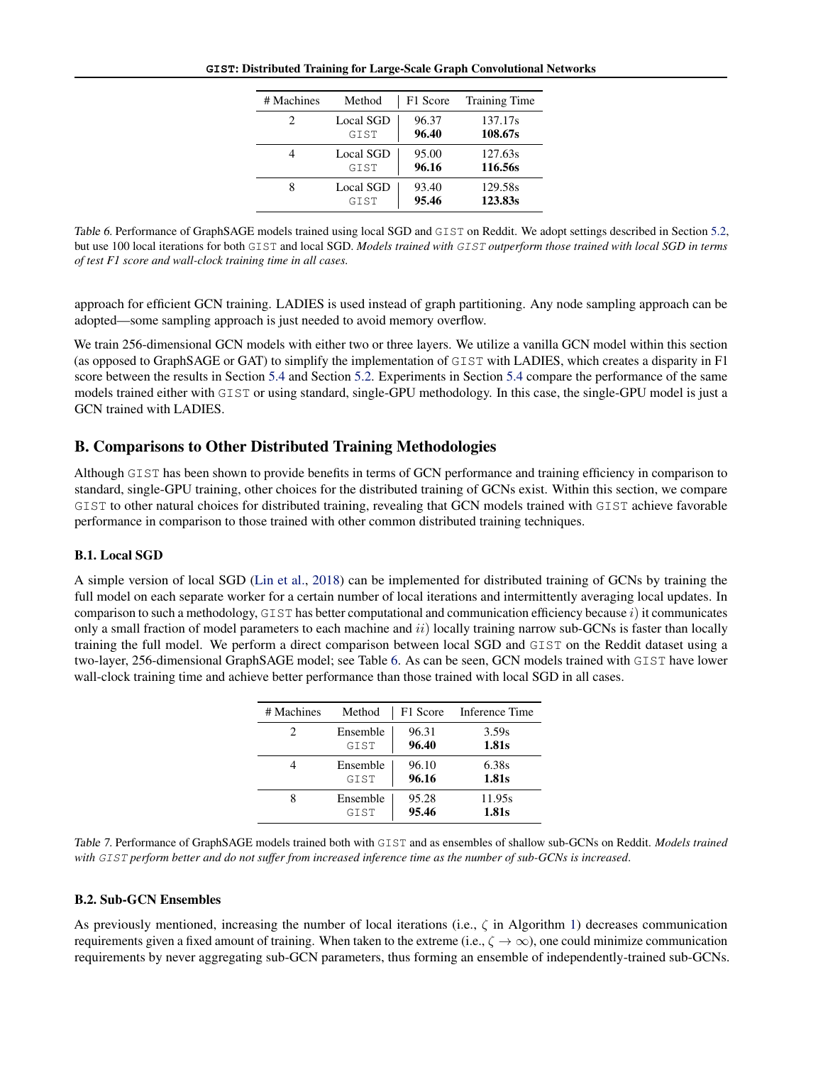| # Machines | Method | F1 Score | Training Time |
|---|---|---|---|
| 2 | Local SGD | 96.37 | 137.17s |
| | GIST | **96.40** | **108.67s** |
| 4 | Local SGD | 95.00 | 127.63s |
| | GIST | **96.16** | **116.56s** |
| 8 | Local SGD | 93.40 | 129.58s |
| | GIST | **95.46** | **123.83s** |

Table 6. Performance of GraphSAGE models trained using local SGD and GIST on Reddit. We adopt settings described in Section 5.2, but use 100 local iterations for both GIST and local SGD. *Models trained with GIST outperform those trained with local SGD in terms of test F1 score and wall-clock training time in all cases.*

approach for efficient GCN training. LADIES is used instead of graph partitioning. Any node sampling approach can be adopted—some sampling approach is just needed to avoid memory overflow.

We train 256-dimensional GCN models with either two or three layers. We utilize a vanilla GCN model within this section (as opposed to GraphSAGE or GAT) to simplify the implementation of GIST with LADIES, which creates a disparity in F1 score between the results in Section 5.4 and Section 5.2. Experiments in Section 5.4 compare the performance of the same models trained either with GIST or using standard, single-GPU methodology. In this case, the single-GPU model is just a GCN trained with LADIES.

## B. Comparisons to Other Distributed Training Methodologies

Although GIST has been shown to provide benefits in terms of GCN performance and training efficiency in comparison to standard, single-GPU training, other choices for the distributed training of GCNs exist. Within this section, we compare GIST to other natural choices for distributed training, revealing that GCN models trained with GIST achieve favorable performance in comparison to those trained with other common distributed training techniques.

### B.1. Local SGD

A simple version of local SGD (Lin et al., 2018) can be implemented for distributed training of GCNs by training the full model on each separate worker for a certain number of local iterations and intermittently averaging local updates. In comparison to such a methodology, GIST has better computational and communication efficiency because $i)$ it communicates only a small fraction of model parameters to each machine and $ii)$ locally training narrow sub-GCNs is faster than locally training the full model. We perform a direct comparison between local SGD and GIST on the Reddit dataset using a two-layer, 256-dimensional GraphSAGE model; see Table 6. As can be seen, GCN models trained with GIST have lower wall-clock training time and achieve better performance than those trained with local SGD in all cases.

| # Machines | Method | F1 Score | Inference Time |
|---|---|---|---|
| 2 | Ensemble | 96.31 | 3.59s |
| | GIST | **96.40** | **1.81s** |
| 4 | Ensemble | 96.10 | 6.38s |
| | GIST | **96.16** | **1.81s** |
| 8 | Ensemble | 95.28 | 11.95s |
| | GIST | **95.46** | **1.81s** |

Table 7. Performance of GraphSAGE models trained both with GIST and as ensembles of shallow sub-GCNs on Reddit. *Models trained with GIST perform better and do not suffer from increased inference time as the number of sub-GCNs is increased.*

### B.2. Sub-GCN Ensembles

As previously mentioned, increasing the number of local iterations (i.e., $\zeta$ in Algorithm 1) decreases communication requirements given a fixed amount of training. When taken to the extreme (i.e., $\zeta \rightarrow \infty$), one could minimize communication requirements by never aggregating sub-GCN parameters, thus forming an ensemble of independently-trained sub-GCNs.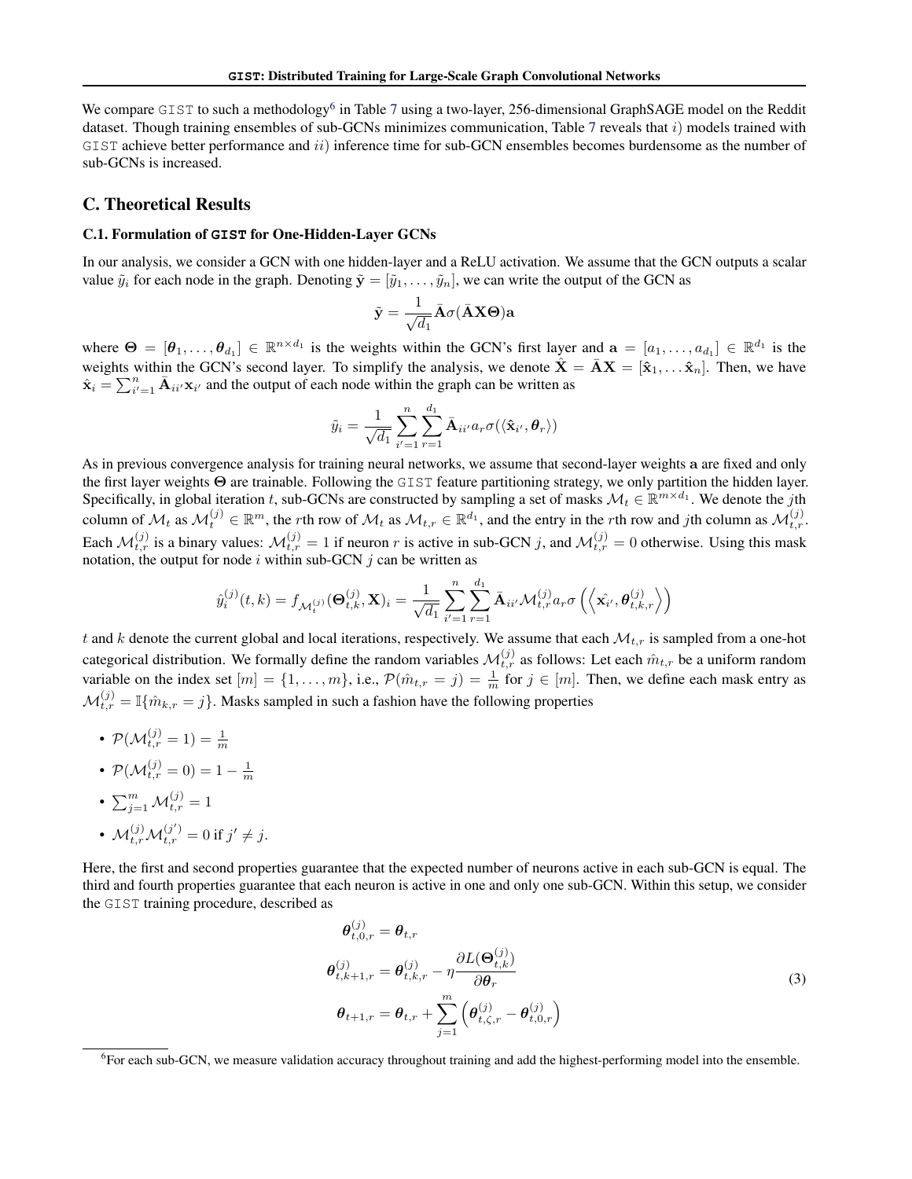We compare GIST to such a methodology[6] in Table 7 using a two-layer, 256-dimensional GraphSAGE model on the Reddit dataset. Though training ensembles of sub-GCNs minimizes communication, Table 7 reveals that $i)$ models trained with GIST achieve better performance and $ii)$ inference time for sub-GCN ensembles becomes burdensome as the number of sub-GCNs is increased.

## C. Theoretical Results

### C.1. Formulation of GIST for One-Hidden-Layer GCNs

In our analysis, we consider a GCN with one hidden-layer and a ReLU activation. We assume that the GCN outputs a scalar value $\tilde{y}_i$ for each node in the graph. Denoting $\tilde{\mathbf{y}} = [\tilde{y}_1, \dots, \tilde{y}_n]$, we can write the output of the GCN as

$$\tilde{\mathbf{y}} = \frac{1}{\sqrt{d_1}} \bar{\mathbf{A}} \sigma(\bar{\mathbf{A}}\mathbf{X}\boldsymbol{\Theta})\mathbf{a}$$

where $\boldsymbol{\Theta} = [\boldsymbol{\theta}_1, \dots, \boldsymbol{\theta}_{d_1}] \in \mathbb{R}^{n \times d_1}$ is the weights within the GCN's first layer and $\mathbf{a} = [a_1, \dots, a_{d_1}] \in \mathbb{R}^{d_1}$ is the weights within the GCN's second layer. To simplify the analysis, we denote $\hat{\mathbf{X}} = \bar{\mathbf{A}}\mathbf{X} = [\hat{\mathbf{x}}_1, \dots \hat{\mathbf{x}}_n]$. Then, we have $\hat{\mathbf{x}}_i = \sum_{i'=1}^{n} \bar{\mathbf{A}}_{ii'} \mathbf{x}_{i'}$ and the output of each node within the graph can be written as

$$\tilde{y}_i = \frac{1}{\sqrt{d_1}} \sum_{i'=1}^{n} \sum_{r=1}^{d_1} \bar{\mathbf{A}}_{ii'} a_r \sigma(\langle \hat{\mathbf{x}}_{i'}, \boldsymbol{\theta}_r \rangle)$$

As in previous convergence analysis for training neural networks, we assume that second-layer weights $\mathbf{a}$ are fixed and only the first layer weights $\boldsymbol{\Theta}$ are trainable. Following the GIST feature partitioning strategy, we only partition the hidden layer. Specifically, in global iteration $t$, sub-GCNs are constructed by sampling a set of masks $\mathcal{M}_t \in \mathbb{R}^{m \times d_1}$. We denote the $j$th column of $\mathcal{M}_t$ as $\mathcal{M}_t^{(j)} \in \mathbb{R}^m$, the $r$th row of $\mathcal{M}_t$ as $\mathcal{M}_{t,r} \in \mathbb{R}^{d_1}$, and the entry in the $r$th row and $j$th column as $\mathcal{M}_{t,r}^{(j)}$. Each $\mathcal{M}_{t,r}^{(j)}$ is a binary values: $\mathcal{M}_{t,r}^{(j)} = 1$ if neuron $r$ is active in sub-GCN $j$, and $\mathcal{M}_{t,r}^{(j)} = 0$ otherwise. Using this mask notation, the output for node $i$ within sub-GCN $j$ can be written as

$$\hat{y}_i^{(j)}(t,k) = f_{\mathcal{M}_t^{(j)}}(\boldsymbol{\Theta}_{t,k}^{(j)}, \mathbf{X})_i = \frac{1}{\sqrt{d_1}} \sum_{i'=1}^{n} \sum_{r=1}^{d_1} \bar{\mathbf{A}}_{ii'} \mathcal{M}_{t,r}^{(j)} a_r \sigma\left(\left\langle \hat{\mathbf{x}_{i'}}, \boldsymbol{\theta}_{t,k,r}^{(j)} \right\rangle\right)$$

$t$ and $k$ denote the current global and local iterations, respectively. We assume that each $\mathcal{M}_{t,r}$ is sampled from a one-hot categorical distribution. We formally define the random variables $\mathcal{M}_{t,r}^{(j)}$ as follows: Let each $\hat{m}_{t,r}$ be a uniform random variable on the index set $[m] = \{1, \dots, m\}$, i.e., $\mathcal{P}(\hat{m}_{t,r} = j) = \frac{1}{m}$ for $j \in [m]$. Then, we define each mask entry as $\mathcal{M}_{t,r}^{(j)} = \mathbb{I}\{\hat{m}_{k,r} = j\}$. Masks sampled in such a fashion have the following properties

- $\mathcal{P}(\mathcal{M}_{t,r}^{(j)} = 1) = \frac{1}{m}$
- $\mathcal{P}(\mathcal{M}_{t,r}^{(j)} = 0) = 1 - \frac{1}{m}$
- $\sum_{j=1}^{m} \mathcal{M}_{t,r}^{(j)} = 1$
- $\mathcal{M}_{t,r}^{(j)} \mathcal{M}_{t,r}^{(j')} = 0$ if $j' \neq j$.

Here, the first and second properties guarantee that the expected number of neurons active in each sub-GCN is equal. The third and fourth properties guarantee that each neuron is active in one and only one sub-GCN. Within this setup, we consider the GIST training procedure, described as

$$\begin{aligned}
\boldsymbol{\theta}_{t,0,r}^{(j)} &= \boldsymbol{\theta}_{t,r} \\
\boldsymbol{\theta}_{t,k+1,r}^{(j)} &= \boldsymbol{\theta}_{t,k,r}^{(j)} - \eta \frac{\partial L(\boldsymbol{\Theta}_{t,k}^{(j)})}{\partial \boldsymbol{\theta}_r} \\
\boldsymbol{\theta}_{t+1,r} &= \boldsymbol{\theta}_{t,r} + \sum_{j=1}^{m} \left( \boldsymbol{\theta}_{t,\zeta,r}^{(j)} - \boldsymbol{\theta}_{t,0,r}^{(j)} \right)
\end{aligned} \tag{3}$$

[6] For each sub-GCN, we measure validation accuracy throughout training and add the highest-performing model into the ensemble.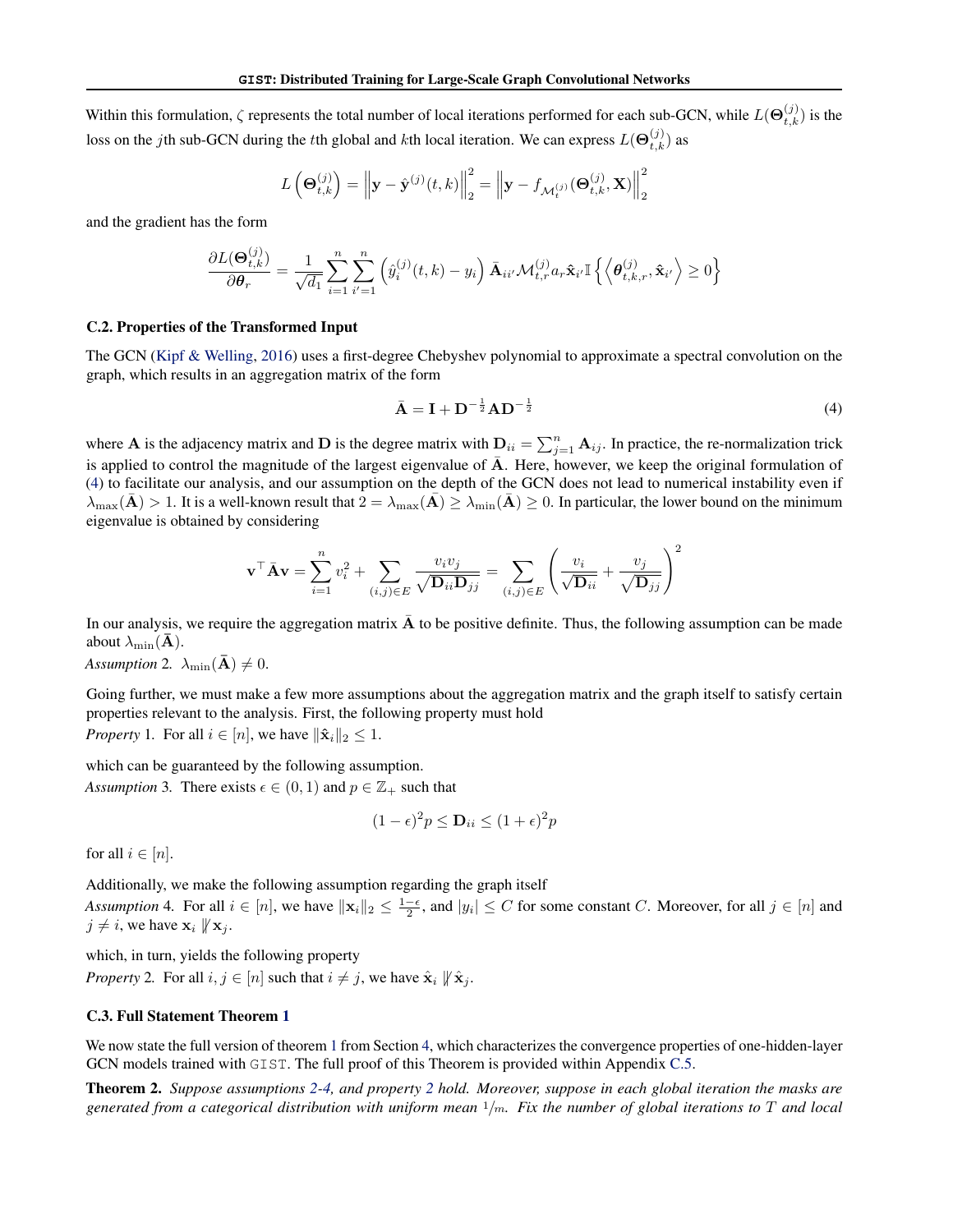Within this formulation, $\zeta$ represents the total number of local iterations performed for each sub-GCN, while $L(\mathbf{\Theta}_{t,k}^{(j)})$ is the loss on the $j$th sub-GCN during the $t$th global and $k$th local iteration. We can express $L(\mathbf{\Theta}_{t,k}^{(j)})$ as

$$L\left(\mathbf{\Theta}_{t,k}^{(j)}\right) = \left\|\mathbf{y} - \hat{\mathbf{y}}^{(j)}(t,k)\right\|_2^2 = \left\|\mathbf{y} - f_{\mathcal{M}_t^{(j)}}(\mathbf{\Theta}_{t,k}^{(j)}, \mathbf{X})\right\|_2^2$$

and the gradient has the form

$$\frac{\partial L(\mathbf{\Theta}_{t,k}^{(j)})}{\partial \boldsymbol{\theta}_r} = \frac{1}{\sqrt{d_1}} \sum_{i=1}^{n} \sum_{i'=1}^{n} \left(\hat{y}_i^{(j)}(t,k) - y_i\right) \bar{\mathbf{A}}_{ii'} \mathcal{M}_{t,r}^{(j)} a_r \hat{\mathbf{x}}_{i'} \mathbb{I}\left\{\left\langle \boldsymbol{\theta}_{t,k,r}^{(j)}, \hat{\mathbf{x}}_{i'} \right\rangle \geq 0\right\}$$

### C.2. Properties of the Transformed Input

The GCN (Kipf & Welling, 2016) uses a first-degree Chebyshev polynomial to approximate a spectral convolution on the graph, which results in an aggregation matrix of the form

$$\bar{\mathbf{A}} = \mathbf{I} + \mathbf{D}^{-\frac{1}{2}} \mathbf{A} \mathbf{D}^{-\frac{1}{2}} \tag{4}$$

where $\mathbf{A}$ is the adjacency matrix and $\mathbf{D}$ is the degree matrix with $\mathbf{D}_{ii} = \sum_{j=1}^{n} \mathbf{A}_{ij}$. In practice, the re-normalization trick is applied to control the magnitude of the largest eigenvalue of $\bar{\mathbf{A}}$. Here, however, we keep the original formulation of (4) to facilitate our analysis, and our assumption on the depth of the GCN does not lead to numerical instability even if $\lambda_{\max}(\bar{\mathbf{A}}) > 1$. It is a well-known result that $2 = \lambda_{\max}(\bar{\mathbf{A}}) \geq \lambda_{\min}(\bar{\mathbf{A}}) \geq 0$. In particular, the lower bound on the minimum eigenvalue is obtained by considering

$$\mathbf{v}^\top \bar{\mathbf{A}} \mathbf{v} = \sum_{i=1}^{n} v_i^2 + \sum_{(i,j) \in E} \frac{v_i v_j}{\sqrt{\mathbf{D}_{ii} \mathbf{D}_{jj}}} = \sum_{(i,j) \in E} \left(\frac{v_i}{\sqrt{\mathbf{D}_{ii}}} + \frac{v_j}{\sqrt{\mathbf{D}_{jj}}}\right)^2$$

In our analysis, we require the aggregation matrix $\bar{\mathbf{A}}$ to be positive definite. Thus, the following assumption can be made about $\lambda_{\min}(\bar{\mathbf{A}})$.

*Assumption* 2. $\lambda_{\min}(\bar{\mathbf{A}}) \neq 0$.

Going further, we must make a few more assumptions about the aggregation matrix and the graph itself to satisfy certain properties relevant to the analysis. First, the following property must hold

*Property* 1. For all $i \in [n]$, we have $\|\hat{\mathbf{x}}_i\|_2 \leq 1$.

which can be guaranteed by the following assumption.

*Assumption* 3. There exists $\epsilon \in (0,1)$ and $p \in \mathbb{Z}_+$ such that

$$(1-\epsilon)^2 p \leq \mathbf{D}_{ii} \leq (1+\epsilon)^2 p$$

for all $i \in [n]$.

Additionally, we make the following assumption regarding the graph itself

*Assumption* 4. For all $i \in [n]$, we have $\|\mathbf{x}_i\|_2 \leq \frac{1-\epsilon}{2}$, and $|y_i| \leq C$ for some constant $C$. Moreover, for all $j \in [n]$ and $j \neq i$, we have $\mathbf{x}_i \not\parallel \mathbf{x}_j$.

which, in turn, yields the following property

*Property* 2. For all $i, j \in [n]$ such that $i \neq j$, we have $\hat{\mathbf{x}}_i \not\parallel \hat{\mathbf{x}}_j$.

### C.3. Full Statement Theorem 1

We now state the full version of theorem 1 from Section 4, which characterizes the convergence properties of one-hidden-layer GCN models trained with GIST. The full proof of this Theorem is provided within Appendix C.5.

**Theorem 2.** *Suppose assumptions 2-4, and property 2 hold. Moreover, suppose in each global iteration the masks are generated from a categorical distribution with uniform mean $1/m$. Fix the number of global iterations to $T$ and local*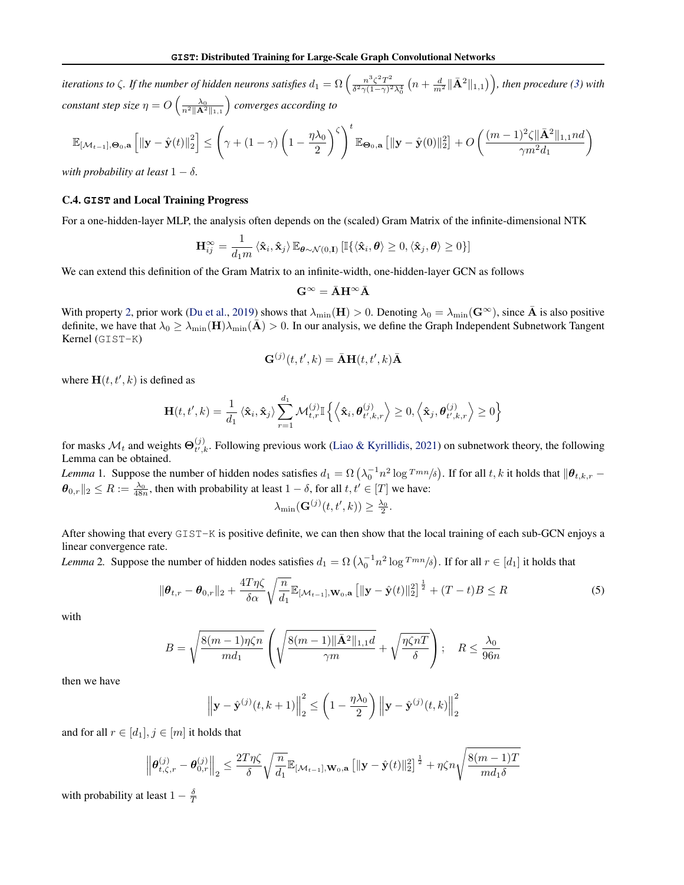*iterations to $\zeta$. If the number of hidden neurons satisfies $d_1 = \Omega\left(\frac{n^3\zeta^2T^2}{\delta^2\gamma(1-\gamma)^2\lambda_0^4}\left(n + \frac{d}{m^2}\|\bar{\mathbf{A}}^2\|_{1,1}\right)\right)$, then procedure (3) with constant step size $\eta = O\left(\frac{\lambda_0}{n^2\|\bar{\mathbf{A}}^2\|_{1,1}}\right)$ converges according to*

$$\mathbb{E}_{[\mathcal{M}_{t-1}],\boldsymbol{\Theta}_0,\mathbf{a}}\left[\|\mathbf{y} - \hat{\mathbf{y}}(t)\|_2^2\right] \leq \left(\gamma + (1-\gamma)\left(1 - \frac{\eta\lambda_0}{2}\right)^\zeta\right)^t \mathbb{E}_{\boldsymbol{\Theta}_0,\mathbf{a}}\left[\|\mathbf{y} - \hat{\mathbf{y}}(0)\|_2^2\right] + O\left(\frac{(m-1)^2\zeta\|\bar{\mathbf{A}}^2\|_{1,1}nd}{\gamma m^2 d_1}\right)$$

*with probability at least $1-\delta$.*

## C.4. GIST and Local Training Progress

For a one-hidden-layer MLP, the analysis often depends on the (scaled) Gram Matrix of the infinite-dimensional NTK

$$\mathbf{H}_{ij}^\infty = \frac{1}{d_1 m}\langle\hat{\mathbf{x}}_i, \hat{\mathbf{x}}_j\rangle\,\mathbb{E}_{\boldsymbol{\theta}\sim\mathcal{N}(0,\mathbf{I})}\left[\mathbb{I}\{\langle\hat{\mathbf{x}}_i, \boldsymbol{\theta}\rangle \geq 0, \langle\hat{\mathbf{x}}_j, \boldsymbol{\theta}\rangle \geq 0\}\right]$$

We can extend this definition of the Gram Matrix to an infinite-width, one-hidden-layer GCN as follows

$$\mathbf{G}^\infty = \bar{\mathbf{A}}\mathbf{H}^\infty\bar{\mathbf{A}}$$

With property 2, prior work (Du et al., 2019) shows that $\lambda_{\min}(\mathbf{H}) > 0$. Denoting $\lambda_0 = \lambda_{\min}(\mathbf{G}^\infty)$, since $\bar{\mathbf{A}}$ is also positive definite, we have that $\lambda_0 \geq \lambda_{\min}(\mathbf{H})\lambda_{\min}(\bar{\mathbf{A}}) > 0$. In our analysis, we define the Graph Independent Subnetwork Tangent Kernel (GIST-K)

$$\mathbf{G}^{(j)}(t, t', k) = \bar{\mathbf{A}}\mathbf{H}(t, t', k)\bar{\mathbf{A}}$$

where $\mathbf{H}(t, t', k)$ is defined as

$$\mathbf{H}(t, t', k) = \frac{1}{d_1}\langle\hat{\mathbf{x}}_i, \hat{\mathbf{x}}_j\rangle\sum_{r=1}^{d_1}\mathcal{M}_{t,r}^{(j)}\mathbb{I}\left\{\left\langle\hat{\mathbf{x}}_i, \boldsymbol{\theta}_{t',k,r}^{(j)}\right\rangle \geq 0, \left\langle\hat{\mathbf{x}}_j, \boldsymbol{\theta}_{t',k,r}^{(j)}\right\rangle \geq 0\right\}$$

for masks $\mathcal{M}_t$ and weights $\boldsymbol{\Theta}_{t',k}^{(j)}$. Following previous work (Liao & Kyrillidis, 2021) on subnetwork theory, the following Lemma can be obtained.

*Lemma* 1. Suppose the number of hidden nodes satisfies $d_1 = \Omega\left(\lambda_0^{-1}n^2\log{}^{Tmn}/\delta\right)$. If for all $t, k$ it holds that $\|\boldsymbol{\theta}_{t,k,r} - \boldsymbol{\theta}_{0,r}\|_2 \leq R := \frac{\lambda_0}{48n}$, then with probability at least $1-\delta$, for all $t, t' \in [T]$ we have:

$$\lambda_{\min}(\mathbf{G}^{(j)}(t, t', k)) \geq \tfrac{\lambda_0}{2}.$$

After showing that every GIST-K is positive definite, we can then show that the local training of each sub-GCN enjoys a linear convergence rate.

*Lemma* 2. Suppose the number of hidden nodes satisfies $d_1 = \Omega\left(\lambda_0^{-1}n^2\log{}^{Tmn}/\delta\right)$. If for all $r \in [d_1]$ it holds that

$$\|\boldsymbol{\theta}_{t,r} - \boldsymbol{\theta}_{0,r}\|_2 + \frac{4T\eta\zeta}{\delta\alpha}\sqrt{\frac{n}{d_1}}\mathbb{E}_{[\mathcal{M}_{t-1}],\mathbf{W}_0,\mathbf{a}}\left[\|\mathbf{y} - \hat{\mathbf{y}}(t)\|_2^2\right]^{\frac{1}{2}} + (T-t)B \leq R \tag{5}$$

with

$$B = \sqrt{\frac{8(m-1)\eta\zeta n}{md_1}}\left(\sqrt{\frac{8(m-1)\|\bar{\mathbf{A}}^2\|_{1,1}d}{\gamma m}} + \sqrt{\frac{\eta\zeta nT}{\delta}}\right); \quad R \leq \frac{\lambda_0}{96n}$$

then we have

$$\left\|\mathbf{y} - \hat{\mathbf{y}}^{(j)}(t, k+1)\right\|_2^2 \leq \left(1 - \frac{\eta\lambda_0}{2}\right)\left\|\mathbf{y} - \hat{\mathbf{y}}^{(j)}(t, k)\right\|_2^2$$

and for all $r \in [d_1], j \in [m]$ it holds that

$$\left\|\boldsymbol{\theta}_{t,\zeta,r}^{(j)} - \boldsymbol{\theta}_{0,r}^{(j)}\right\|_2 \leq \frac{2T\eta\zeta}{\delta}\sqrt{\frac{n}{d_1}}\mathbb{E}_{[\mathcal{M}_{t-1}],\mathbf{W}_0,\mathbf{a}}\left[\|\mathbf{y} - \hat{\mathbf{y}}(t)\|_2^2\right]^{\frac{1}{2}} + \eta\zeta n\sqrt{\frac{8(m-1)T}{md_1\delta}}$$

with probability at least $1 - \frac{\delta}{T}$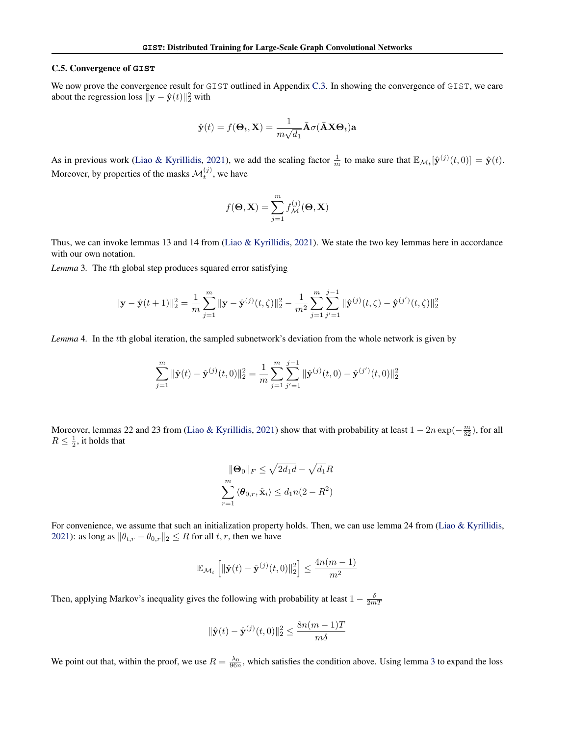### C.5. Convergence of GIST

We now prove the convergence result for GIST outlined in Appendix C.3. In showing the convergence of GIST, we care about the regression loss $\|\mathbf{y} - \hat{\mathbf{y}}(t)\|_2^2$ with

$$\hat{\mathbf{y}}(t) = f(\mathbf{\Theta}_t, \mathbf{X}) = \frac{1}{m\sqrt{d_1}}\bar{\mathbf{A}}\sigma(\bar{\mathbf{A}}\mathbf{X}\mathbf{\Theta}_t)\mathbf{a}$$

As in previous work (Liao & Kyrillidis, 2021), we add the scaling factor $\frac{1}{m}$ to make sure that $\mathbb{E}_{\mathcal{M}_t}[\hat{\mathbf{y}}^{(j)}(t,0)] = \hat{\mathbf{y}}(t)$. Moreover, by properties of the masks $\mathcal{M}_t^{(j)}$, we have

$$f(\mathbf{\Theta}, \mathbf{X}) = \sum_{j=1}^{m} f_{\mathcal{M}}^{(j)}(\mathbf{\Theta}, \mathbf{X})$$

Thus, we can invoke lemmas 13 and 14 from (Liao & Kyrillidis, 2021). We state the two key lemmas here in accordance with our own notation.

*Lemma* 3. The $t$th global step produces squared error satisfying

$$\|\mathbf{y} - \hat{\mathbf{y}}(t+1)\|_2^2 = \frac{1}{m}\sum_{j=1}^{m}\|\mathbf{y} - \hat{\mathbf{y}}^{(j)}(t,\zeta)\|_2^2 - \frac{1}{m^2}\sum_{j=1}^{m}\sum_{j'=1}^{j-1}\|\hat{\mathbf{y}}^{(j)}(t,\zeta) - \hat{\mathbf{y}}^{(j')}(t,\zeta)\|_2^2$$

*Lemma* 4. In the $t$th global iteration, the sampled subnetwork's deviation from the whole network is given by

$$\sum_{j=1}^{m}\|\hat{\mathbf{y}}(t) - \hat{\mathbf{y}}^{(j)}(t,0)\|_2^2 = \frac{1}{m}\sum_{j=1}^{m}\sum_{j'=1}^{j-1}\|\hat{\mathbf{y}}^{(j)}(t,0) - \hat{\mathbf{y}}^{(j')}(t,0)\|_2^2$$

Moreover, lemmas 22 and 23 from (Liao & Kyrillidis, 2021) show that with probability at least $1 - 2n\exp(-\frac{m}{32})$, for all $R \leq \frac{1}{2}$, it holds that

$$\|\mathbf{\Theta}_0\|_F \leq \sqrt{2d_1 d} - \sqrt{d_1}R$$
$$\sum_{r=1}^{m}\langle \boldsymbol{\theta}_{0,r}, \hat{\mathbf{x}}_i\rangle \leq d_1 n(2 - R^2)$$

For convenience, we assume that such an initialization property holds. Then, we can use lemma 24 from (Liao & Kyrillidis, 2021): as long as $\|\theta_{t,r} - \theta_{0,r}\|_2 \leq R$ for all $t, r$, then we have

$$\mathbb{E}_{\mathcal{M}_t}\left[\|\hat{\mathbf{y}}(t) - \hat{\mathbf{y}}^{(j)}(t,0)\|_2^2\right] \leq \frac{4n(m-1)}{m^2}$$

Then, applying Markov's inequality gives the following with probability at least $1 - \frac{\delta}{2mT}$

$$\|\hat{\mathbf{y}}(t) - \hat{\mathbf{y}}^{(j)}(t,0)\|_2^2 \leq \frac{8n(m-1)T}{m\delta}$$

We point out that, within the proof, we use $R = \frac{\lambda_0}{96n}$, which satisfies the condition above. Using lemma 3 to expand the loss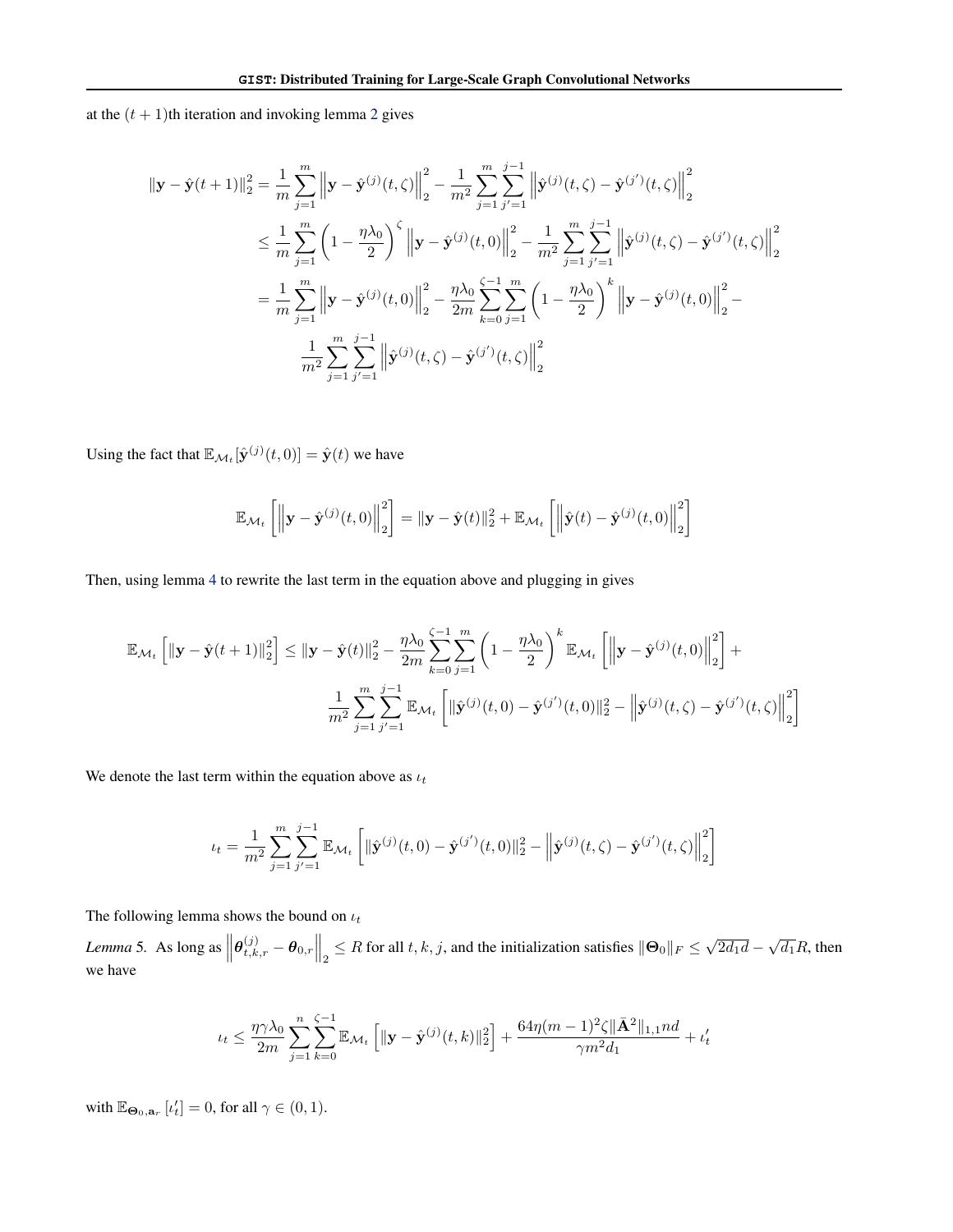at the $(t+1)$th iteration and invoking lemma 2 gives

$$
\begin{aligned}
\|\mathbf{y} - \hat{\mathbf{y}}(t+1)\|_2^2 &= \frac{1}{m}\sum_{j=1}^{m}\left\|\mathbf{y} - \hat{\mathbf{y}}^{(j)}(t,\zeta)\right\|_2^2 - \frac{1}{m^2}\sum_{j=1}^{m}\sum_{j'=1}^{j-1}\left\|\hat{\mathbf{y}}^{(j)}(t,\zeta) - \mathbf{y}^{(j')}(t,\zeta)\right\|_2^2 \\
&\leq \frac{1}{m}\sum_{j=1}^{m}\left(1 - \frac{\eta\lambda_0}{2}\right)^{\zeta}\left\|\mathbf{y} - \hat{\mathbf{y}}^{(j)}(t,0)\right\|_2^2 - \frac{1}{m^2}\sum_{j=1}^{m}\sum_{j'=1}^{j-1}\left\|\hat{\mathbf{y}}^{(j)}(t,\zeta) - \hat{\mathbf{y}}^{(j')}(t,\zeta)\right\|_2^2 \\
&= \frac{1}{m}\sum_{j=1}^{m}\left\|\mathbf{y} - \hat{\mathbf{y}}^{(j)}(t,0)\right\|_2^2 - \frac{\eta\lambda_0}{2m}\sum_{k=0}^{\zeta-1}\sum_{j=1}^{m}\left(1 - \frac{\eta\lambda_0}{2}\right)^{k}\left\|\mathbf{y} - \hat{\mathbf{y}}^{(j)}(t,0)\right\|_2^2 - \\
&\qquad \frac{1}{m^2}\sum_{j=1}^{m}\sum_{j'=1}^{j-1}\left\|\hat{\mathbf{y}}^{(j)}(t,\zeta) - \hat{\mathbf{y}}^{(j')}(t,\zeta)\right\|_2^2
\end{aligned}
$$

Using the fact that $\mathbb{E}_{\mathcal{M}_t}[\hat{\mathbf{y}}^{(j)}(t,0)] = \hat{\mathbf{y}}(t)$ we have

$$
\mathbb{E}_{\mathcal{M}_t}\left[\left\|\mathbf{y} - \hat{\mathbf{y}}^{(j)}(t,0)\right\|_2^2\right] = \|\mathbf{y} - \hat{\mathbf{y}}(t)\|_2^2 + \mathbb{E}_{\mathcal{M}_t}\left[\left\|\hat{\mathbf{y}}(t) - \hat{\mathbf{y}}^{(j)}(t,0)\right\|_2^2\right]
$$

Then, using lemma 4 to rewrite the last term in the equation above and plugging in gives

$$
\begin{aligned}
\mathbb{E}_{\mathcal{M}_t}\left[\|\mathbf{y} - \hat{\mathbf{y}}(t+1)\|_2^2\right] \leq \|\mathbf{y} - \hat{\mathbf{y}}(t)\|_2^2 &- \frac{\eta\lambda_0}{2m}\sum_{k=0}^{\zeta-1}\sum_{j=1}^{m}\left(1 - \frac{\eta\lambda_0}{2}\right)^{k}\mathbb{E}_{\mathcal{M}_t}\left[\left\|\mathbf{y} - \hat{\mathbf{y}}^{(j)}(t,0)\right\|_2^2\right] + \\
&\frac{1}{m^2}\sum_{j=1}^{m}\sum_{j'=1}^{j-1}\mathbb{E}_{\mathcal{M}_t}\left[\|\hat{\mathbf{y}}^{(j)}(t,0) - \hat{\mathbf{y}}^{(j')}(t,0)\|_2^2 - \left\|\hat{\mathbf{y}}^{(j)}(t,\zeta) - \hat{\mathbf{y}}^{(j')}(t,\zeta)\right\|_2^2\right]
\end{aligned}
$$

We denote the last term within the equation above as $\iota_t$

$$
\iota_t = \frac{1}{m^2}\sum_{j=1}^{m}\sum_{j'=1}^{j-1}\mathbb{E}_{\mathcal{M}_t}\left[\|\hat{\mathbf{y}}^{(j)}(t,0) - \hat{\mathbf{y}}^{(j')}(t,0)\|_2^2 - \left\|\hat{\mathbf{y}}^{(j)}(t,\zeta) - \hat{\mathbf{y}}^{(j')}(t,\zeta)\right\|_2^2\right]
$$

The following lemma shows the bound on $\iota_t$

*Lemma 5.* As long as $\left\|\boldsymbol{\theta}_{t,k,r}^{(j)} - \boldsymbol{\theta}_{0,r}\right\|_2 \leq R$ for all $t, k, j$, and the initialization satisfies $\|\boldsymbol{\Theta}_0\|_F \leq \sqrt{2d_1 d} - \sqrt{d_1}R$, then we have

$$
\iota_t \leq \frac{\eta\gamma\lambda_0}{2m}\sum_{j=1}^{n}\sum_{k=0}^{\zeta-1}\mathbb{E}_{\mathcal{M}_t}\left[\|\mathbf{y} - \hat{\mathbf{y}}^{(j)}(t,k)\|_2^2\right] + \frac{64\eta(m-1)^2\zeta\|\bar{\mathbf{A}}^2\|_{1,1}nd}{\gamma m^2 d_1} + \iota_t'
$$

with $\mathbb{E}_{\boldsymbol{\Theta}_0,\mathbf{a}_r}\left[\iota_t'\right] = 0$, for all $\gamma \in (0,1)$.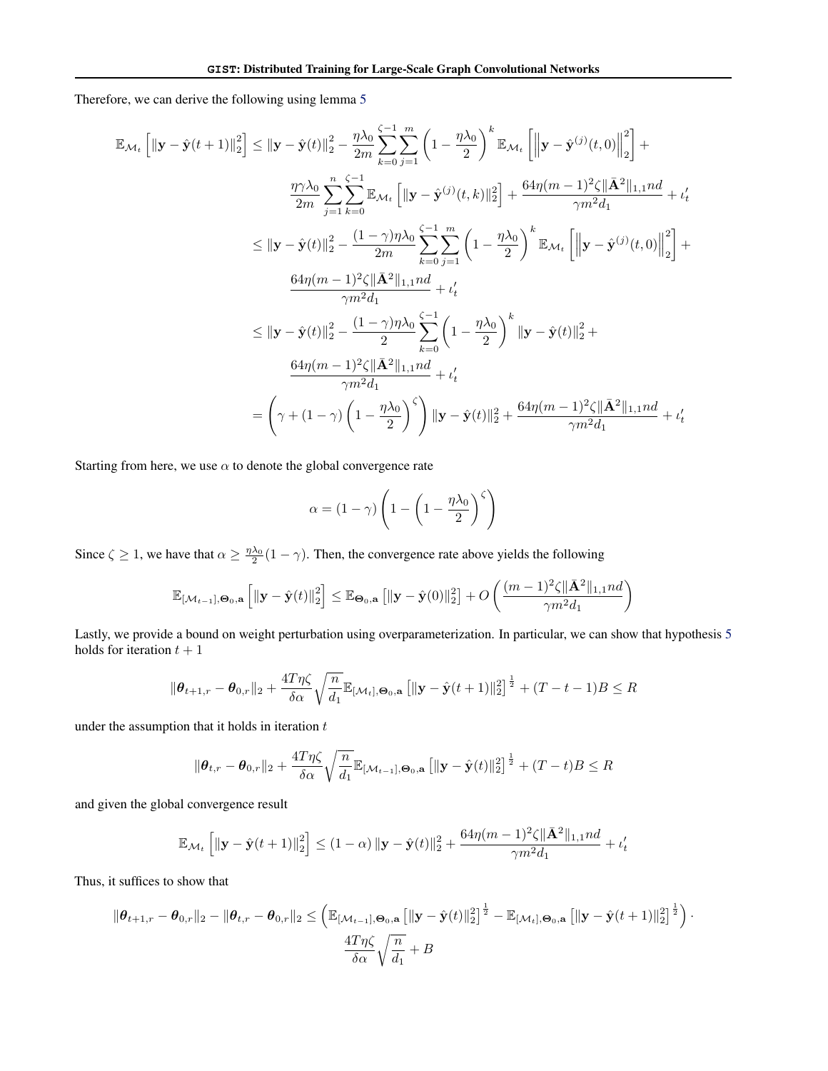Therefore, we can derive the following using lemma 5

$$
\begin{aligned}
\mathbb{E}_{\mathcal{M}_t}\left[\|\mathbf{y}-\hat{\mathbf{y}}(t+1)\|_2^2\right] &\leq \|\mathbf{y}-\hat{\mathbf{y}}(t)\|_2^2 - \frac{\eta\lambda_0}{2m}\sum_{k=0}^{\zeta-1}\sum_{j=1}^{m}\left(1-\frac{\eta\lambda_0}{2}\right)^k \mathbb{E}_{\mathcal{M}_t}\left[\left\|\mathbf{y}-\hat{\mathbf{y}}^{(j)}(t,0)\right\|_2^2\right] + \\
&\quad \frac{\eta\gamma\lambda_0}{2m}\sum_{j=1}^{n}\sum_{k=0}^{\zeta-1}\mathbb{E}_{\mathcal{M}_t}\left[\|\mathbf{y}-\hat{\mathbf{y}}^{(j)}(t,k)\|_2^2\right] + \frac{64\eta(m-1)^2\zeta\|\bar{\mathbf{A}}^2\|_{1,1}nd}{\gamma m^2 d_1} + \iota_t' \\
&\leq \|\mathbf{y}-\hat{\mathbf{y}}(t)\|_2^2 - \frac{(1-\gamma)\eta\lambda_0}{2m}\sum_{k=0}^{\zeta-1}\sum_{j=1}^{m}\left(1-\frac{\eta\lambda_0}{2}\right)^k \mathbb{E}_{\mathcal{M}_t}\left[\left\|\mathbf{y}-\hat{\mathbf{y}}^{(j)}(t,0)\right\|_2^2\right] + \\
&\quad \frac{64\eta(m-1)^2\zeta\|\bar{\mathbf{A}}^2\|_{1,1}nd}{\gamma m^2 d_1} + \iota_t' \\
&\leq \|\mathbf{y}-\hat{\mathbf{y}}(t)\|_2^2 - \frac{(1-\gamma)\eta\lambda_0}{2}\sum_{k=0}^{\zeta-1}\left(1-\frac{\eta\lambda_0}{2}\right)^k \|\mathbf{y}-\hat{\mathbf{y}}(t)\|_2^2 + \\
&\quad \frac{64\eta(m-1)^2\zeta\|\bar{\mathbf{A}}^2\|_{1,1}nd}{\gamma m^2 d_1} + \iota_t' \\
&= \left(\gamma + (1-\gamma)\left(1-\frac{\eta\lambda_0}{2}\right)^\zeta\right)\|\mathbf{y}-\hat{\mathbf{y}}(t)\|_2^2 + \frac{64\eta(m-1)^2\zeta\|\bar{\mathbf{A}}^2\|_{1,1}nd}{\gamma m^2 d_1} + \iota_t'
\end{aligned}
$$

Starting from here, we use $\alpha$ to denote the global convergence rate

$$
\alpha = (1-\gamma)\left(1-\left(1-\frac{\eta\lambda_0}{2}\right)^\zeta\right)
$$

Since $\zeta \geq 1$, we have that $\alpha \geq \frac{\eta\lambda_0}{2}(1-\gamma)$. Then, the convergence rate above yields the following

$$
\mathbb{E}_{[\mathcal{M}_{t-1}],\boldsymbol{\Theta}_0,\mathbf{a}}\left[\|\mathbf{y}-\hat{\mathbf{y}}(t)\|_2^2\right] \leq \mathbb{E}_{\boldsymbol{\Theta}_0,\mathbf{a}}\left[\|\mathbf{y}-\hat{\mathbf{y}}(0)\|_2^2\right] + O\left(\frac{(m-1)^2\zeta\|\bar{\mathbf{A}}^2\|_{1,1}nd}{\gamma m^2 d_1}\right)
$$

Lastly, we provide a bound on weight perturbation using overparameterization. In particular, we can show that hypothesis 5 holds for iteration $t+1$

$$
\|\boldsymbol{\theta}_{t+1,r}-\boldsymbol{\theta}_{0,r}\|_2 + \frac{4T\eta\zeta}{\delta\alpha}\sqrt{\frac{n}{d_1}}\mathbb{E}_{[\mathcal{M}_t],\boldsymbol{\Theta}_0,\mathbf{a}}\left[\|\mathbf{y}-\hat{\mathbf{y}}(t+1)\|_2^2\right]^{\frac{1}{2}} + (T-t-1)B \leq R
$$

under the assumption that it holds in iteration $t$

$$
\|\boldsymbol{\theta}_{t,r}-\boldsymbol{\theta}_{0,r}\|_2 + \frac{4T\eta\zeta}{\delta\alpha}\sqrt{\frac{n}{d_1}}\mathbb{E}_{[\mathcal{M}_{t-1}],\boldsymbol{\Theta}_0,\mathbf{a}}\left[\|\mathbf{y}-\hat{\mathbf{y}}(t)\|_2^2\right]^{\frac{1}{2}} + (T-t)B \leq R
$$

and given the global convergence result

$$
\mathbb{E}_{\mathcal{M}_t}\left[\|\mathbf{y}-\hat{\mathbf{y}}(t+1)\|_2^2\right] \leq (1-\alpha)\|\mathbf{y}-\hat{\mathbf{y}}(t)\|_2^2 + \frac{64\eta(m-1)^2\zeta\|\bar{\mathbf{A}}^2\|_{1,1}nd}{\gamma m^2 d_1} + \iota_t'
$$

Thus, it suffices to show that

$$
\|\boldsymbol{\theta}_{t+1,r}-\boldsymbol{\theta}_{0,r}\|_2 - \|\boldsymbol{\theta}_{t,r}-\boldsymbol{\theta}_{0,r}\|_2 \leq \left(\mathbb{E}_{[\mathcal{M}_{t-1}],\boldsymbol{\Theta}_0,\mathbf{a}}\left[\|\mathbf{y}-\hat{\mathbf{y}}(t)\|_2^2\right]^{\frac{1}{2}} - \mathbb{E}_{[\mathcal{M}_t],\boldsymbol{\Theta}_0,\mathbf{a}}\left[\|\mathbf{y}-\hat{\mathbf{y}}(t+1)\|_2^2\right]^{\frac{1}{2}}\right)\cdot \frac{4T\eta\zeta}{\delta\alpha}\sqrt{\frac{n}{d_1}} + B
$$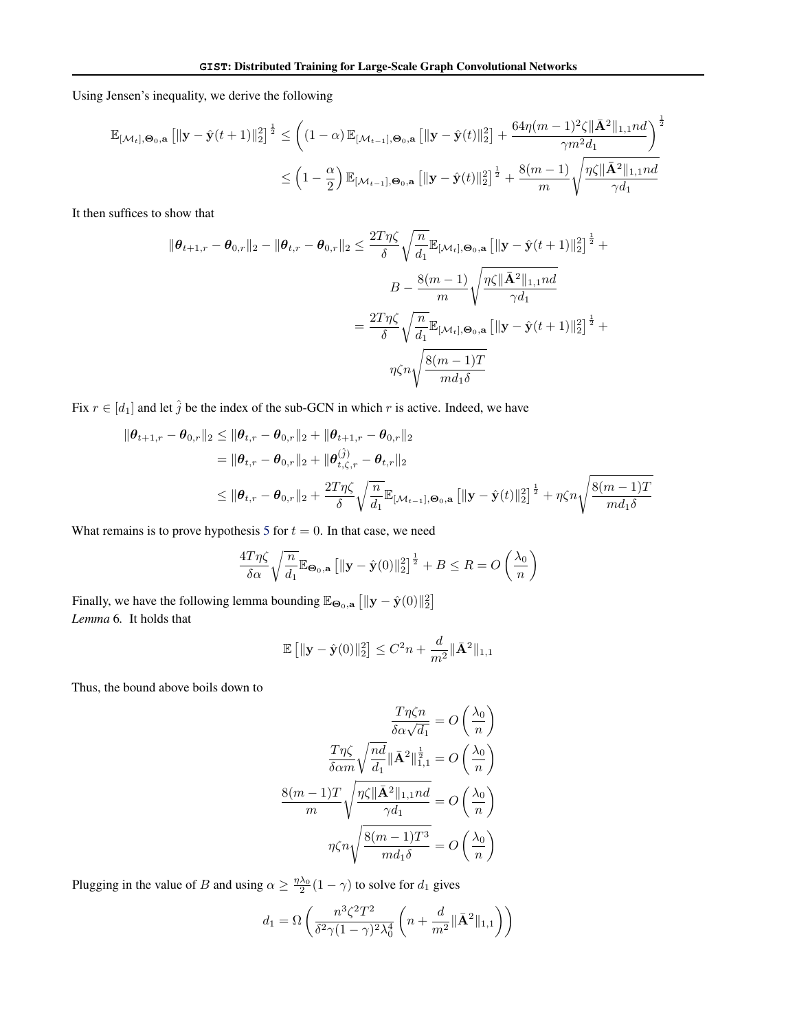Using Jensen's inequality, we derive the following

$$
\begin{aligned}
\mathbb{E}_{[\mathcal{M}_t],\boldsymbol{\Theta}_0,\mathbf{a}}\left[\|\mathbf{y}-\hat{\mathbf{y}}(t+1)\|_2^2\right]^{\frac{1}{2}} &\leq \left((1-\alpha)\,\mathbb{E}_{[\mathcal{M}_{t-1}],\boldsymbol{\Theta}_0,\mathbf{a}}\left[\|\mathbf{y}-\hat{\mathbf{y}}(t)\|_2^2\right] + \frac{64\eta(m-1)^2\zeta\|\bar{\mathbf{A}}^2\|_{1,1}nd}{\gamma m^2 d_1}\right)^{\frac{1}{2}} \\
&\leq \left(1-\frac{\alpha}{2}\right)\mathbb{E}_{[\mathcal{M}_{t-1}],\boldsymbol{\Theta}_0,\mathbf{a}}\left[\|\mathbf{y}-\hat{\mathbf{y}}(t)\|_2^2\right]^{\frac{1}{2}} + \frac{8(m-1)}{m}\sqrt{\frac{\eta\zeta\|\bar{\mathbf{A}}^2\|_{1,1}nd}{\gamma d_1}}
\end{aligned}
$$

It then suffices to show that

$$
\begin{aligned}
\|\boldsymbol{\theta}_{t+1,r}-\boldsymbol{\theta}_{0,r}\|_2 - \|\boldsymbol{\theta}_{t,r}-\boldsymbol{\theta}_{0,r}\|_2 &\leq \frac{2T\eta\zeta}{\delta}\sqrt{\frac{n}{d_1}}\mathbb{E}_{[\mathcal{M}_t],\boldsymbol{\Theta}_0,\mathbf{a}}\left[\|\mathbf{y}-\hat{\mathbf{y}}(t+1)\|_2^2\right]^{\frac{1}{2}} + \\
&\qquad B - \frac{8(m-1)}{m}\sqrt{\frac{\eta\zeta\|\bar{\mathbf{A}}^2\|_{1,1}nd}{\gamma d_1}} \\
&= \frac{2T\eta\zeta}{\delta}\sqrt{\frac{n}{d_1}}\mathbb{E}_{[\mathcal{M}_t],\boldsymbol{\Theta}_0,\mathbf{a}}\left[\|\mathbf{y}-\hat{\mathbf{y}}(t+1)\|_2^2\right]^{\frac{1}{2}} + \\
&\qquad \eta\zeta n\sqrt{\frac{8(m-1)T}{md_1\delta}}
\end{aligned}
$$

Fix $r\in[d_1]$ and let $\hat{j}$ be the index of the sub-GCN in which $r$ is active. Indeed, we have

$$
\begin{aligned}
\|\boldsymbol{\theta}_{t+1,r}-\boldsymbol{\theta}_{0,r}\|_2 &\leq \|\boldsymbol{\theta}_{t,r}-\boldsymbol{\theta}_{0,r}\|_2 + \|\boldsymbol{\theta}_{t+1,r}-\boldsymbol{\theta}_{0,r}\|_2 \\
&= \|\boldsymbol{\theta}_{t,r}-\boldsymbol{\theta}_{0,r}\|_2 + \|\boldsymbol{\theta}_{t,\zeta,r}^{(\hat{j})}-\boldsymbol{\theta}_{t,r}\|_2 \\
&\leq \|\boldsymbol{\theta}_{t,r}-\boldsymbol{\theta}_{0,r}\|_2 + \frac{2T\eta\zeta}{\delta}\sqrt{\frac{n}{d_1}}\mathbb{E}_{[\mathcal{M}_{t-1}],\boldsymbol{\Theta}_0,\mathbf{a}}\left[\|\mathbf{y}-\hat{\mathbf{y}}(t)\|_2^2\right]^{\frac{1}{2}} + \eta\zeta n\sqrt{\frac{8(m-1)T}{md_1\delta}}
\end{aligned}
$$

What remains is to prove hypothesis 5 for $t=0$. In that case, we need

$$
\frac{4T\eta\zeta}{\delta\alpha}\sqrt{\frac{n}{d_1}}\mathbb{E}_{\boldsymbol{\Theta}_0,\mathbf{a}}\left[\|\mathbf{y}-\hat{\mathbf{y}}(0)\|_2^2\right]^{\frac{1}{2}} + B \leq R = O\left(\frac{\lambda_0}{n}\right)
$$

Finally, we have the following lemma bounding $\mathbb{E}_{\boldsymbol{\Theta}_0,\mathbf{a}}\left[\|\mathbf{y}-\hat{\mathbf{y}}(0)\|_2^2\right]$

*Lemma* 6. It holds that

$$
\mathbb{E}\left[\|\mathbf{y}-\hat{\mathbf{y}}(0)\|_2^2\right] \leq C^2 n + \frac{d}{m^2}\|\bar{\mathbf{A}}^2\|_{1,1}
$$

Thus, the bound above boils down to

$$
\begin{aligned}
\frac{T\eta\zeta n}{\delta\alpha\sqrt{d_1}} &= O\left(\frac{\lambda_0}{n}\right) \\
\frac{T\eta\zeta}{\delta\alpha m}\sqrt{\frac{nd}{d_1}}\|\bar{\mathbf{A}}^2\|_{1,1}^{\frac{1}{2}} &= O\left(\frac{\lambda_0}{n}\right) \\
\frac{8(m-1)T}{m}\sqrt{\frac{\eta\zeta\|\bar{\mathbf{A}}^2\|_{1,1}nd}{\gamma d_1}} &= O\left(\frac{\lambda_0}{n}\right) \\
\eta\zeta n\sqrt{\frac{8(m-1)T^3}{md_1\delta}} &= O\left(\frac{\lambda_0}{n}\right)
\end{aligned}
$$

Plugging in the value of $B$ and using $\alpha \geq \frac{\eta\lambda_0}{2}(1-\gamma)$ to solve for $d_1$ gives

$$
d_1 = \Omega\left(\frac{n^3\zeta^2T^2}{\delta^2\gamma(1-\gamma)^2\lambda_0^4}\left(n + \frac{d}{m^2}\|\bar{\mathbf{A}}^2\|_{1,1}\right)\right)
$$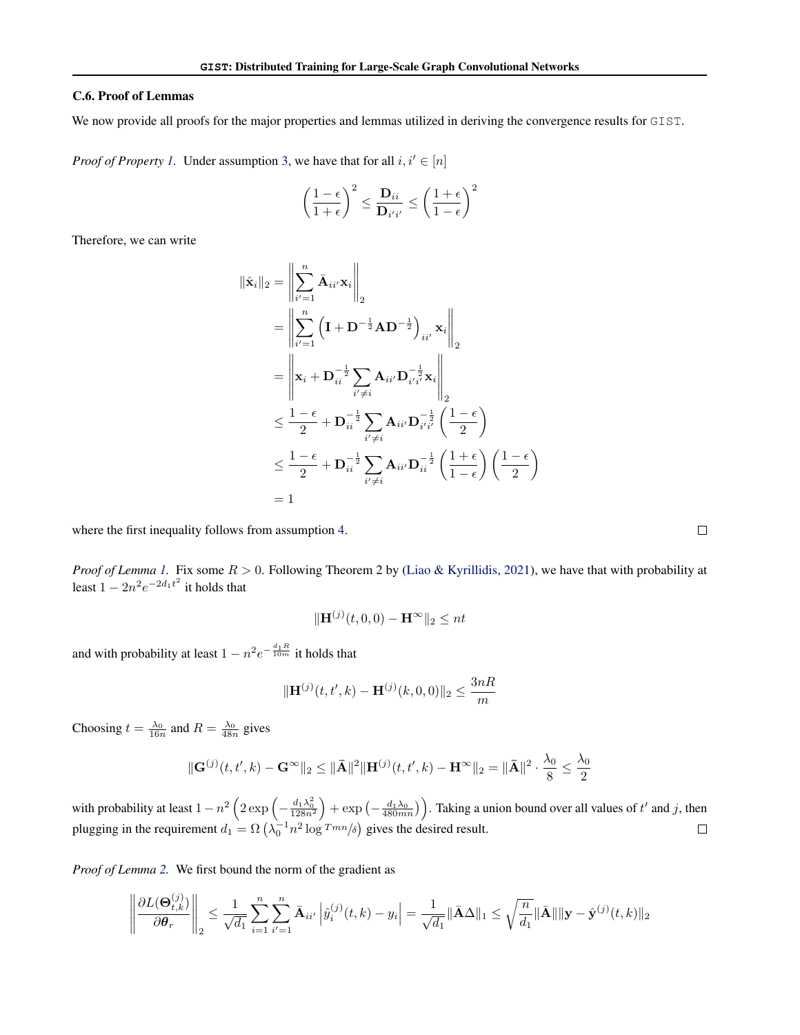### C.6. Proof of Lemmas

We now provide all proofs for the major properties and lemmas utilized in deriving the convergence results for GIST.

*Proof of Property 1.* Under assumption 3, we have that for all $i, i' \in [n]$

$$\left(\frac{1-\epsilon}{1+\epsilon}\right)^2 \leq \frac{\mathbf{D}_{ii}}{\mathbf{D}_{i'i'}} \leq \left(\frac{1+\epsilon}{1-\epsilon}\right)^2$$

Therefore, we can write

$$\begin{aligned}
\|\hat{\mathbf{x}}_i\|_2 &= \left\| \sum_{i'=1}^{n} \bar{\mathbf{A}}_{ii'}\mathbf{x}_i \right\|_2 \\
&= \left\| \sum_{i'=1}^{n} \left(\mathbf{I} + \mathbf{D}^{-\frac{1}{2}}\mathbf{A}\mathbf{D}^{-\frac{1}{2}}\right)_{ii'}\mathbf{x}_i \right\|_2 \\
&= \left\| \mathbf{x}_i + \mathbf{D}_{ii}^{-\frac{1}{2}} \sum_{i' \neq i} \mathbf{A}_{ii'}\mathbf{D}_{i'i'}^{-\frac{1}{2}}\mathbf{x}_i \right\|_2 \\
&\leq \frac{1-\epsilon}{2} + \mathbf{D}_{ii}^{-\frac{1}{2}} \sum_{i' \neq i} \mathbf{A}_{ii'}\mathbf{D}_{i'i'}^{-\frac{1}{2}}\left(\frac{1-\epsilon}{2}\right) \\
&\leq \frac{1-\epsilon}{2} + \mathbf{D}_{ii}^{-\frac{1}{2}} \sum_{i' \neq i} \mathbf{A}_{ii'}\mathbf{D}_{ii}^{-\frac{1}{2}}\left(\frac{1+\epsilon}{1-\epsilon}\right)\left(\frac{1-\epsilon}{2}\right) \\
&= 1
\end{aligned}$$

where the first inequality follows from assumption 4. ◻

*Proof of Lemma 1.* Fix some $R > 0$. Following Theorem 2 by (Liao & Kyrillidis, 2021), we have that with probability at least $1 - 2n^2 e^{-2d_1 t^2}$ it holds that

$$\|\mathbf{H}^{(j)}(t, 0, 0) - \mathbf{H}^{\infty}\|_2 \leq nt$$

and with probability at least $1 - n^2 e^{-\frac{d_1 R}{10m}}$ it holds that

$$\|\mathbf{H}^{(j)}(t, t', k) - \mathbf{H}^{(j)}(k, 0, 0)\|_2 \leq \frac{3nR}{m}$$

Choosing $t = \frac{\lambda_0}{16n}$ and $R = \frac{\lambda_0}{48n}$ gives

$$\|\mathbf{G}^{(j)}(t, t', k) - \mathbf{G}^{\infty}\|_2 \leq \|\bar{\mathbf{A}}\|^2 \|\mathbf{H}^{(j)}(t, t', k) - \mathbf{H}^{\infty}\|_2 = \|\bar{\mathbf{A}}\|^2 \cdot \frac{\lambda_0}{8} \leq \frac{\lambda_0}{2}$$

with probability at least $1 - n^2\left(2\exp\left(-\frac{d_1\lambda_0^2}{128n^2}\right) + \exp\left(-\frac{d_1\lambda_0}{480mn}\right)\right)$. Taking a union bound over all values of $t'$ and $j$, then plugging in the requirement $d_1 = \Omega\left(\lambda_0^{-1}n^2 \log {}^{Tmn}/_{\delta}\right)$ gives the desired result. ◻

*Proof of Lemma 2.* We first bound the norm of the gradient as

$$\left\|\frac{\partial L(\mathbf{\Theta}_{t,k}^{(j)})}{\partial \boldsymbol{\theta}_r}\right\|_2 \leq \frac{1}{\sqrt{d_1}} \sum_{i=1}^{n}\sum_{i'=1}^{n} \bar{\mathbf{A}}_{ii'}\left|\hat{y}_i^{(j)}(t, k) - y_i\right| = \frac{1}{\sqrt{d_1}}\|\bar{\mathbf{A}}\Delta\|_1 \leq \sqrt{\frac{n}{d_1}}\|\bar{\mathbf{A}}\|\|\mathbf{y} - \hat{\mathbf{y}}^{(j)}(t, k)\|_2$$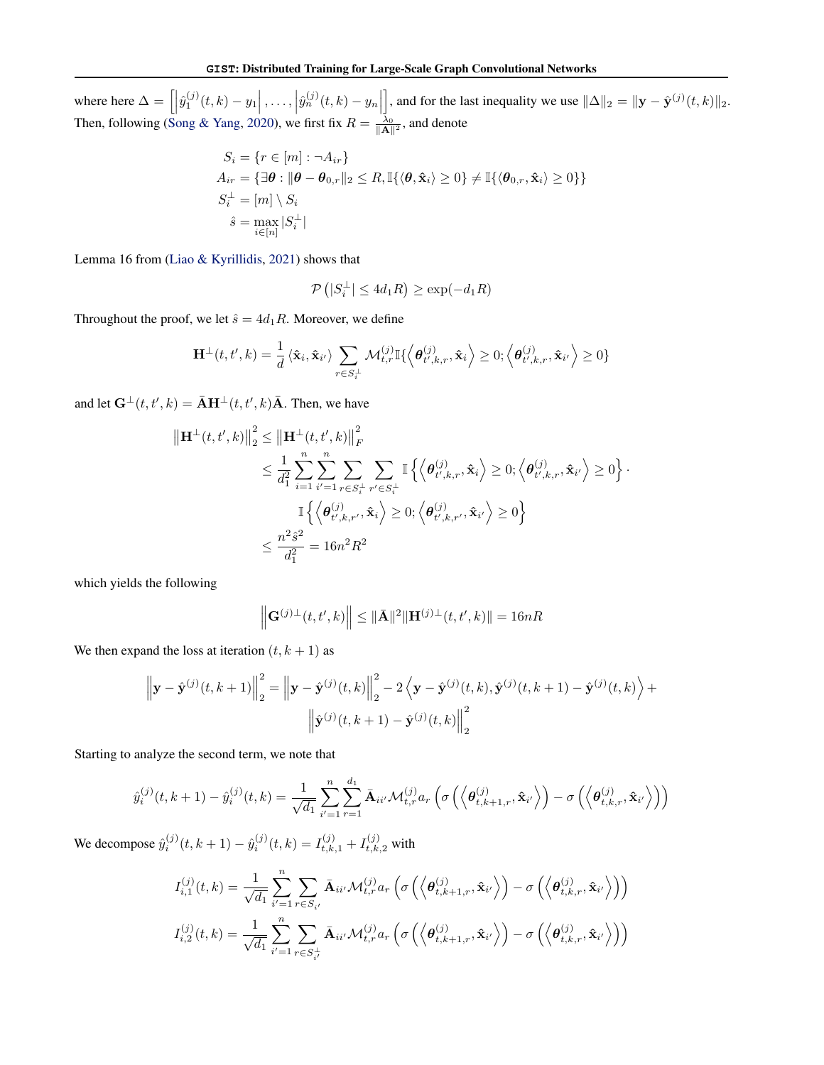where here $\Delta = \left[\left|\hat{y}_1^{(j)}(t,k) - y_1\right|, \ldots, \left|\hat{y}_n^{(j)}(t,k) - y_n\right|\right]$, and for the last inequality we use $\|\Delta\|_2 = \|\mathbf{y} - \hat{\mathbf{y}}^{(j)}(t,k)\|_2$. Then, following (Song & Yang, 2020), we first fix $R = \frac{\lambda_0}{\|\bar{\mathbf{A}}\|^2}$, and denote

$$
\begin{aligned}
S_i &= \{r \in [m] : \neg A_{ir}\} \\
A_{ir} &= \{\exists \boldsymbol{\theta} : \|\boldsymbol{\theta} - \boldsymbol{\theta}_{0,r}\|_2 \leq R, \mathbb{I}\{\langle \boldsymbol{\theta}, \hat{\mathbf{x}}_i \rangle \geq 0\} \neq \mathbb{I}\{\langle \boldsymbol{\theta}_{0,r}, \hat{\mathbf{x}}_i \rangle \geq 0\}\} \\
S_i^{\perp} &= [m] \setminus S_i \\
\hat{s} &= \max_{i \in [n]} |S_i^{\perp}|
\end{aligned}
$$

Lemma 16 from (Liao & Kyrillidis, 2021) shows that

$$
\mathcal{P}\left(|S_i^{\perp}| \leq 4d_1 R\right) \geq \exp(-d_1 R)
$$

Throughout the proof, we let $\hat{s} = 4d_1 R$. Moreover, we define

$$
\mathbf{H}^{\perp}(t,t',k) = \frac{1}{d} \langle \hat{\mathbf{x}}_i, \hat{\mathbf{x}}_{i'} \rangle \sum_{r \in S_i^{\perp}} \mathcal{M}_{t,r}^{(j)} \mathbb{I}\{\left\langle \boldsymbol{\theta}_{t',k,r}^{(j)}, \hat{\mathbf{x}}_i \right\rangle \geq 0; \left\langle \boldsymbol{\theta}_{t',k,r}^{(j)}, \hat{\mathbf{x}}_{i'} \right\rangle \geq 0\}
$$

and let $\mathbf{G}^{\perp}(t,t',k) = \bar{\mathbf{A}} \mathbf{H}^{\perp}(t,t',k) \bar{\mathbf{A}}$. Then, we have

$$
\begin{aligned}
\left\|\mathbf{H}^{\perp}(t,t',k)\right\|_2^2 &\leq \left\|\mathbf{H}^{\perp}(t,t',k)\right\|_F^2 \\
&\leq \frac{1}{d_1^2} \sum_{i=1}^{n} \sum_{i'=1}^{n} \sum_{r \in S_i^{\perp}} \sum_{r' \in S_i^{\perp}} \mathbb{I}\left\{\left\langle \boldsymbol{\theta}_{t',k,r}^{(j)}, \hat{\mathbf{x}}_i \right\rangle \geq 0; \left\langle \boldsymbol{\theta}_{t',k,r}^{(j)}, \hat{\mathbf{x}}_{i'} \right\rangle \geq 0\right\} \cdot \\
&\qquad \mathbb{I}\left\{\left\langle \boldsymbol{\theta}_{t',k,r'}^{(j)}, \hat{\mathbf{x}}_i \right\rangle \geq 0; \left\langle \boldsymbol{\theta}_{t',k,r'}^{(j)}, \hat{\mathbf{x}}_{i'} \right\rangle \geq 0\right\} \\
&\leq \frac{n^2 \hat{s}^2}{d_1^2} = 16n^2 R^2
\end{aligned}
$$

which yields the following

$$
\left\|\mathbf{G}^{(j)\perp}(t,t',k)\right\| \leq \|\bar{\mathbf{A}}\|^2 \|\mathbf{H}^{(j)\perp}(t,t',k)\| = 16nR
$$

We then expand the loss at iteration $(t, k+1)$ as

$$
\begin{aligned}
\left\|\mathbf{y} - \hat{\mathbf{y}}^{(j)}(t,k+1)\right\|_2^2 = \left\|\mathbf{y} - \hat{\mathbf{y}}^{(j)}(t,k)\right\|_2^2 - 2\left\langle \mathbf{y} - \hat{\mathbf{y}}^{(j)}(t,k), \hat{\mathbf{y}}^{(j)}(t,k+1) - \hat{\mathbf{y}}^{(j)}(t,k) \right\rangle + \\
\left\|\hat{\mathbf{y}}^{(j)}(t,k+1) - \hat{\mathbf{y}}^{(j)}(t,k)\right\|_2^2
\end{aligned}
$$

Starting to analyze the second term, we note that

$$
\hat{y}_i^{(j)}(t,k+1) - \hat{y}_i^{(j)}(t,k) = \frac{1}{\sqrt{d_1}} \sum_{i'=1}^{n} \sum_{r=1}^{d_1} \bar{\mathbf{A}}_{ii'} \mathcal{M}_{t,r}^{(j)} a_r \left(\sigma\left(\left\langle \boldsymbol{\theta}_{t,k+1,r}^{(j)}, \hat{\mathbf{x}}_{i'} \right\rangle\right) - \sigma\left(\left\langle \boldsymbol{\theta}_{t,k,r}^{(j)}, \hat{\mathbf{x}}_{i'} \right\rangle\right)\right)
$$

We decompose $\hat{y}_i^{(j)}(t,k+1) - \hat{y}_i^{(j)}(t,k) = I_{t,k,1}^{(j)} + I_{t,k,2}^{(j)}$ with

$$
\begin{aligned}
I_{i,1}^{(j)}(t,k) &= \frac{1}{\sqrt{d_1}} \sum_{i'=1}^{n} \sum_{r \in S_{i'}} \bar{\mathbf{A}}_{ii'} \mathcal{M}_{t,r}^{(j)} a_r \left(\sigma\left(\left\langle \boldsymbol{\theta}_{t,k+1,r}^{(j)}, \hat{\mathbf{x}}_{i'} \right\rangle\right) - \sigma\left(\left\langle \boldsymbol{\theta}_{t,k,r}^{(j)}, \hat{\mathbf{x}}_{i'} \right\rangle\right)\right) \\
I_{i,2}^{(j)}(t,k) &= \frac{1}{\sqrt{d_1}} \sum_{i'=1}^{n} \sum_{r \in S_{i'}^{\perp}} \bar{\mathbf{A}}_{ii'} \mathcal{M}_{t,r}^{(j)} a_r \left(\sigma\left(\left\langle \boldsymbol{\theta}_{t,k+1,r}^{(j)}, \hat{\mathbf{x}}_{i'} \right\rangle\right) - \sigma\left(\left\langle \boldsymbol{\theta}_{t,k,r}^{(j)}, \hat{\mathbf{x}}_{i'} \right\rangle\right)\right)
\end{aligned}
$$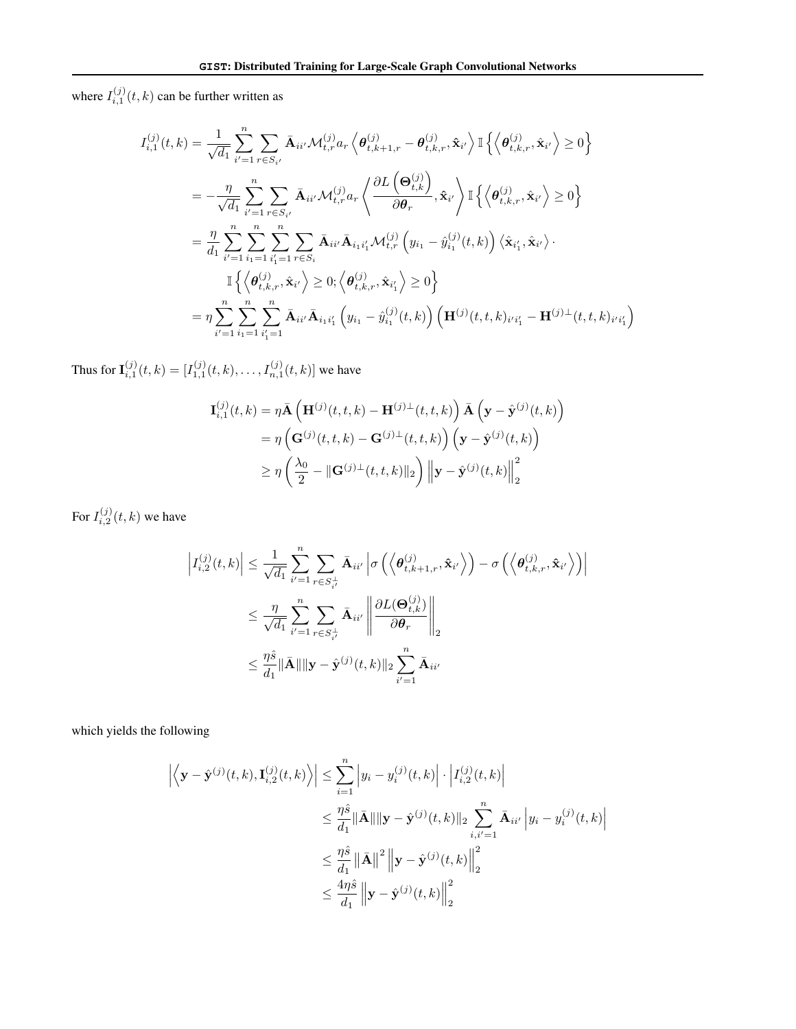where $I_{i,1}^{(j)}(t,k)$ can be further written as

$$
\begin{aligned}
I_{i,1}^{(j)}(t,k) &= \frac{1}{\sqrt{d_1}} \sum_{i'=1}^{n} \sum_{r \in S_{i'}} \bar{\mathbf{A}}_{ii'} \mathcal{M}_{t,r}^{(j)} a_r \left\langle \boldsymbol{\theta}_{t,k+1,r}^{(j)} - \boldsymbol{\theta}_{t,k,r}^{(j)}, \hat{\mathbf{x}}_{i'} \right\rangle \mathbb{I}\left\{ \left\langle \boldsymbol{\theta}_{t,k,r}^{(j)}, \hat{\mathbf{x}}_{i'} \right\rangle \geq 0 \right\} \\
&= -\frac{\eta}{\sqrt{d_1}} \sum_{i'=1}^{n} \sum_{r \in S_{i'}} \bar{\mathbf{A}}_{ii'} \mathcal{M}_{t,r}^{(j)} a_r \left\langle \frac{\partial L\left(\boldsymbol{\Theta}_{t,k}^{(j)}\right)}{\partial \boldsymbol{\theta}_r}, \hat{\mathbf{x}}_{i'} \right\rangle \mathbb{I}\left\{ \left\langle \boldsymbol{\theta}_{t,k,r}^{(j)}, \hat{\mathbf{x}}_{i'} \right\rangle \geq 0 \right\} \\
&= \frac{\eta}{d_1} \sum_{i'=1}^{n} \sum_{i_1=1}^{n} \sum_{i_1'=1}^{n} \sum_{r \in S_i} \bar{\mathbf{A}}_{ii'} \bar{\mathbf{A}}_{i_1 i_1'} \mathcal{M}_{t,r}^{(j)} \left( y_{i_1} - \hat{y}_{i_1}^{(j)}(t,k) \right) \left\langle \hat{\mathbf{x}}_{i_1'}, \hat{\mathbf{x}}_{i'} \right\rangle \cdot \\
&\qquad \mathbb{I}\left\{ \left\langle \boldsymbol{\theta}_{t,k,r}^{(j)}, \hat{\mathbf{x}}_{i'} \right\rangle \geq 0; \left\langle \boldsymbol{\theta}_{t,k,r}^{(j)}, \hat{\mathbf{x}}_{i_1'} \right\rangle \geq 0 \right\} \\
&= \eta \sum_{i'=1}^{n} \sum_{i_1=1}^{n} \sum_{i_1'=1}^{n} \bar{\mathbf{A}}_{ii'} \bar{\mathbf{A}}_{i_1 i_1'} \left( y_{i_1} - \hat{y}_{i_1}^{(j)}(t,k) \right) \left( \mathbf{H}^{(j)}(t,t,k)_{i' i_1'} - \mathbf{H}^{(j)\perp}(t,t,k)_{i' i_1'} \right)
\end{aligned}
$$

Thus for $\mathbf{I}_{i,1}^{(j)}(t,k) = [I_{1,1}^{(j)}(t,k), \ldots, I_{n,1}^{(j)}(t,k)]$ we have

$$
\begin{aligned}
\mathbf{I}_{i,1}^{(j)}(t,k) &= \eta \bar{\mathbf{A}} \left( \mathbf{H}^{(j)}(t,t,k) - \mathbf{H}^{(j)\perp}(t,t,k) \right) \bar{\mathbf{A}} \left( \mathbf{y} - \hat{\mathbf{y}}^{(j)}(t,k) \right) \\
&= \eta \left( \mathbf{G}^{(j)}(t,t,k) - \mathbf{G}^{(j)\perp}(t,t,k) \right) \left( \mathbf{y} - \hat{\mathbf{y}}^{(j)}(t,k) \right) \\
&\geq \eta \left( \frac{\lambda_0}{2} - \|\mathbf{G}^{(j)\perp}(t,t,k)\|_2 \right) \left\| \mathbf{y} - \hat{\mathbf{y}}^{(j)}(t,k) \right\|_2^2
\end{aligned}
$$

For $I_{i,2}^{(j)}(t,k)$ we have

$$
\begin{aligned}
\left| I_{i,2}^{(j)}(t,k) \right| &\leq \frac{1}{\sqrt{d_1}} \sum_{i'=1}^{n} \sum_{r \in S_{i'}^{\perp}} \bar{\mathbf{A}}_{ii'} \left| \sigma\left( \left\langle \boldsymbol{\theta}_{t,k+1,r}^{(j)}, \hat{\mathbf{x}}_{i'} \right\rangle \right) - \sigma\left( \left\langle \boldsymbol{\theta}_{t,k,r}^{(j)}, \hat{\mathbf{x}}_{i'} \right\rangle \right) \right| \\
&\leq \frac{\eta}{\sqrt{d_1}} \sum_{i'=1}^{n} \sum_{r \in S_{i'}^{\perp}} \bar{\mathbf{A}}_{ii'} \left\| \frac{\partial L(\boldsymbol{\Theta}_{t,k}^{(j)})}{\partial \boldsymbol{\theta}_r} \right\|_2 \\
&\leq \frac{\eta \hat{s}}{d_1} \|\bar{\mathbf{A}}\| \|\mathbf{y} - \hat{\mathbf{y}}^{(j)}(t,k)\|_2 \sum_{i'=1}^{n} \bar{\mathbf{A}}_{ii'}
\end{aligned}
$$

which yields the following

$$
\begin{aligned}
\left| \left\langle \mathbf{y} - \hat{\mathbf{y}}^{(j)}(t,k), \mathbf{I}_{i,2}^{(j)}(t,k) \right\rangle \right| &\leq \sum_{i=1}^{n} \left| y_i - y_i^{(j)}(t,k) \right| \cdot \left| I_{i,2}^{(j)}(t,k) \right| \\
&\leq \frac{\eta \hat{s}}{d_1} \|\bar{\mathbf{A}}\| \|\mathbf{y} - \hat{\mathbf{y}}^{(j)}(t,k)\|_2 \sum_{i,i'=1}^{n} \bar{\mathbf{A}}_{ii'} \left| y_i - y_i^{(j)}(t,k) \right| \\
&\leq \frac{\eta \hat{s}}{d_1} \left\| \bar{\mathbf{A}} \right\|^2 \left\| \mathbf{y} - \hat{\mathbf{y}}^{(j)}(t,k) \right\|_2^2 \\
&\leq \frac{4\eta \hat{s}}{d_1} \left\| \mathbf{y} - \hat{\mathbf{y}}^{(j)}(t,k) \right\|_2^2
\end{aligned}
$$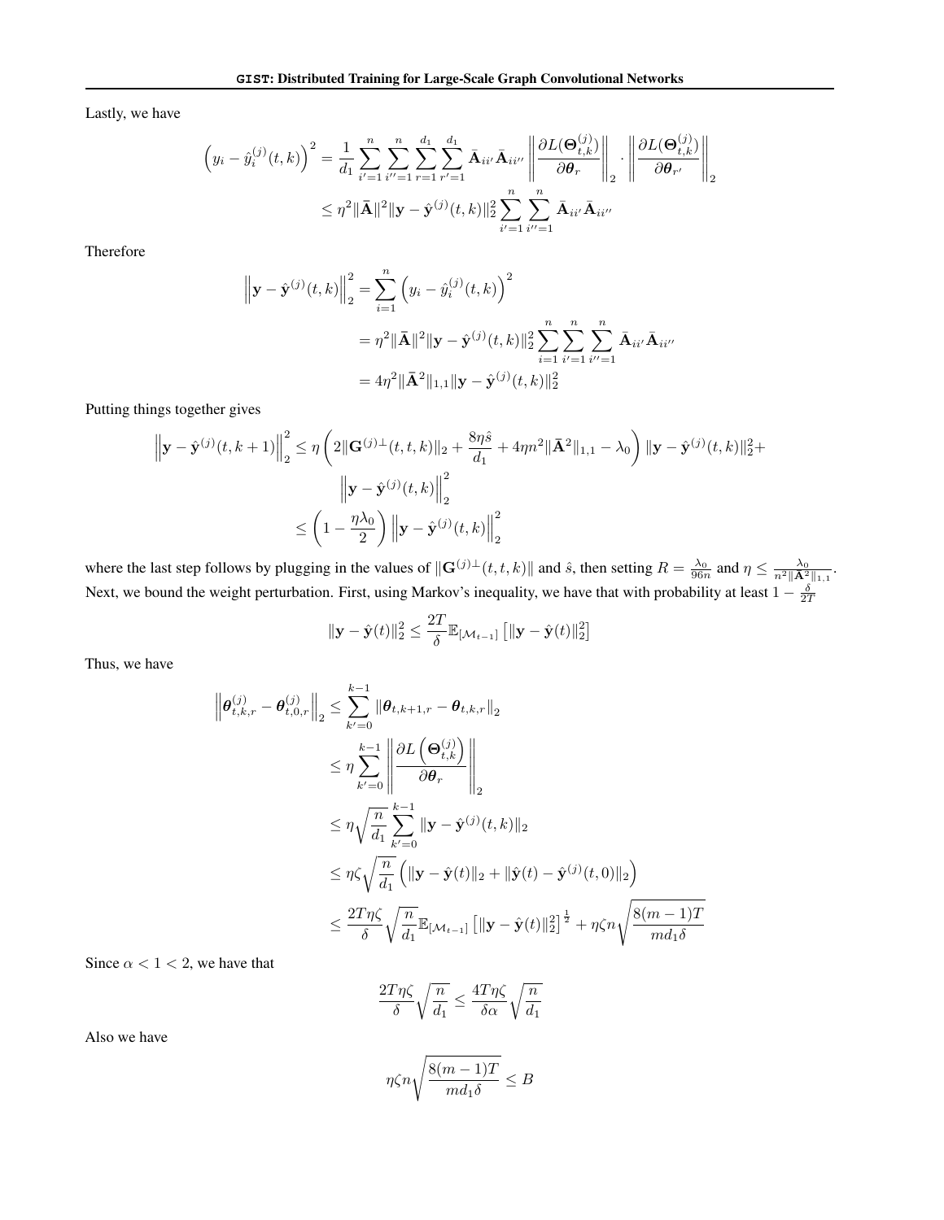Lastly, we have

$$
\begin{aligned}
\left(y_i - \hat{y}_i^{(j)}(t,k)\right)^2 &= \frac{1}{d_1}\sum_{i'=1}^{n}\sum_{i''=1}^{n}\sum_{r=1}^{d_1}\sum_{r'=1}^{d_1}\bar{\mathbf{A}}_{ii'}\bar{\mathbf{A}}_{ii''}\left\|\frac{\partial L(\mathbf{\Theta}_{t,k}^{(j)})}{\partial \boldsymbol{\theta}_r}\right\|_2 \cdot \left\|\frac{\partial L(\mathbf{\Theta}_{t,k}^{(j)})}{\partial \boldsymbol{\theta}_{r'}}\right\|_2 \\
&\leq \eta^2 \|\bar{\mathbf{A}}\|^2 \|\mathbf{y} - \hat{\mathbf{y}}^{(j)}(t,k)\|_2^2 \sum_{i'=1}^{n}\sum_{i''=1}^{n}\bar{\mathbf{A}}_{ii'}\bar{\mathbf{A}}_{ii''}
\end{aligned}
$$

Therefore

$$
\begin{aligned}
\left\|\mathbf{y} - \hat{\mathbf{y}}^{(j)}(t,k)\right\|_2^2 &= \sum_{i=1}^{n}\left(y_i - \hat{y}_i^{(j)}(t,k)\right)^2 \\
&= \eta^2 \|\bar{\mathbf{A}}\|^2 \|\mathbf{y} - \hat{\mathbf{y}}^{(j)}(t,k)\|_2^2 \sum_{i=1}^{n}\sum_{i'=1}^{n}\sum_{i''=1}^{n}\bar{\mathbf{A}}_{ii'}\bar{\mathbf{A}}_{ii''} \\
&= 4\eta^2 \|\bar{\mathbf{A}}^2\|_{1,1} \|\mathbf{y} - \hat{\mathbf{y}}^{(j)}(t,k)\|_2^2
\end{aligned}
$$

Putting things together gives

$$
\begin{aligned}
\left\|\mathbf{y} - \hat{\mathbf{y}}^{(j)}(t,k+1)\right\|_2^2 &\leq \eta\left(2\|\mathbf{G}^{(j)\perp}(t,t,k)\|_2 + \frac{8\eta\hat{s}}{d_1} + 4\eta n^2\|\bar{\mathbf{A}}^2\|_{1,1} - \lambda_0\right)\|\mathbf{y} - \hat{\mathbf{y}}^{(j)}(t,k)\|_2^2 + \\
&\qquad \left\|\mathbf{y} - \hat{\mathbf{y}}^{(j)}(t,k)\right\|_2^2 \\
&\leq \left(1 - \frac{\eta\lambda_0}{2}\right)\left\|\mathbf{y} - \hat{\mathbf{y}}^{(j)}(t,k)\right\|_2^2
\end{aligned}
$$

where the last step follows by plugging in the values of $\|\mathbf{G}^{(j)\perp}(t,t,k)\|$ and $\hat{s}$, then setting $R = \frac{\lambda_0}{96n}$ and $\eta \leq \frac{\lambda_0}{n^2\|\bar{\mathbf{A}}^2\|_{1,1}}$. Next, we bound the weight perturbation. First, using Markov's inequality, we have that with probability at least $1 - \frac{\delta}{2T}$

$$
\|\mathbf{y} - \hat{\mathbf{y}}(t)\|_2^2 \leq \frac{2T}{\delta}\mathbb{E}_{[\mathcal{M}_{t-1}]}\left[\|\mathbf{y} - \hat{\mathbf{y}}(t)\|_2^2\right]
$$

Thus, we have

$$
\begin{aligned}
\left\|\boldsymbol{\theta}_{t,k,r}^{(j)} - \boldsymbol{\theta}_{t,0,r}^{(j)}\right\|_2 &\leq \sum_{k'=0}^{k-1}\|\boldsymbol{\theta}_{t,k+1,r} - \boldsymbol{\theta}_{t,k,r}\|_2 \\
&\leq \eta\sum_{k'=0}^{k-1}\left\|\frac{\partial L\left(\mathbf{\Theta}_{t,k}^{(j)}\right)}{\partial \boldsymbol{\theta}_r}\right\|_2 \\
&\leq \eta\sqrt{\frac{n}{d_1}}\sum_{k'=0}^{k-1}\|\mathbf{y} - \hat{\mathbf{y}}^{(j)}(t,k)\|_2 \\
&\leq \eta\zeta\sqrt{\frac{n}{d_1}}\left(\|\mathbf{y} - \hat{\mathbf{y}}(t)\|_2 + \|\hat{\mathbf{y}}(t) - \hat{\mathbf{y}}^{(j)}(t,0)\|_2\right) \\
&\leq \frac{2T\eta\zeta}{\delta}\sqrt{\frac{n}{d_1}}\mathbb{E}_{[\mathcal{M}_{t-1}]}\left[\|\mathbf{y} - \hat{\mathbf{y}}(t)\|_2^2\right]^{\frac{1}{2}} + \eta\zeta n\sqrt{\frac{8(m-1)T}{md_1\delta}}
\end{aligned}
$$

Since $\alpha < 1 < 2$, we have that

$$
\frac{2T\eta\zeta}{\delta}\sqrt{\frac{n}{d_1}} \leq \frac{4T\eta\zeta}{\delta\alpha}\sqrt{\frac{n}{d_1}}
$$

Also we have

$$
\eta\zeta n\sqrt{\frac{8(m-1)T}{md_1\delta}} \leq B
$$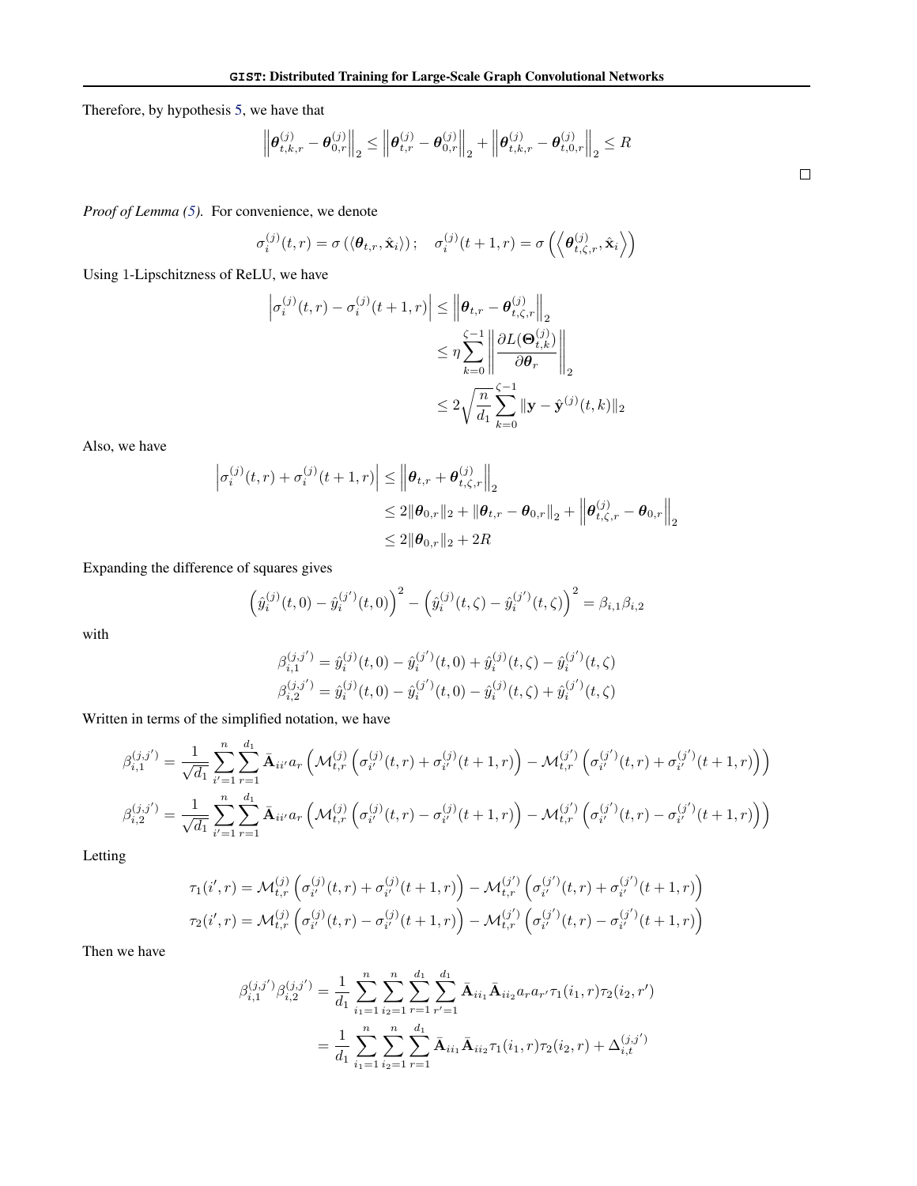Therefore, by hypothesis 5, we have that

$$\left\|\boldsymbol{\theta}_{t,k,r}^{(j)} - \boldsymbol{\theta}_{0,r}^{(j)}\right\|_2 \leq \left\|\boldsymbol{\theta}_{t,r}^{(j)} - \boldsymbol{\theta}_{0,r}^{(j)}\right\|_2 + \left\|\boldsymbol{\theta}_{t,k,r}^{(j)} - \boldsymbol{\theta}_{t,0,r}^{(j)}\right\|_2 \leq R$$

□

*Proof of Lemma (5).* For convenience, we denote

$$\sigma_i^{(j)}(t,r) = \sigma\left(\langle \boldsymbol{\theta}_{t,r}, \hat{\mathbf{x}}_i \rangle\right); \quad \sigma_i^{(j)}(t+1,r) = \sigma\left(\left\langle \boldsymbol{\theta}_{t,\zeta,r}^{(j)}, \hat{\mathbf{x}}_i \right\rangle\right)$$

Using 1-Lipschitzness of ReLU, we have

$$\begin{aligned}
\left|\sigma_i^{(j)}(t,r) - \sigma_i^{(j)}(t+1,r)\right| &\leq \left\|\boldsymbol{\theta}_{t,r} - \boldsymbol{\theta}_{t,\zeta,r}^{(j)}\right\|_2 \\
&\leq \eta \sum_{k=0}^{\zeta-1} \left\|\frac{\partial L(\boldsymbol{\Theta}_{t,k}^{(j)})}{\partial \boldsymbol{\theta}_r}\right\|_2 \\
&\leq 2\sqrt{\frac{n}{d_1}} \sum_{k=0}^{\zeta-1} \|\mathbf{y} - \hat{\mathbf{y}}^{(j)}(t,k)\|_2
\end{aligned}$$

Also, we have

$$\begin{aligned}
\left|\sigma_i^{(j)}(t,r) + \sigma_i^{(j)}(t+1,r)\right| &\leq \left\|\boldsymbol{\theta}_{t,r} + \boldsymbol{\theta}_{t,\zeta,r}^{(j)}\right\|_2 \\
&\leq 2\|\boldsymbol{\theta}_{0,r}\|_2 + \|\boldsymbol{\theta}_{t,r} - \boldsymbol{\theta}_{0,r}\|_2 + \left\|\boldsymbol{\theta}_{t,\zeta,r}^{(j)} - \boldsymbol{\theta}_{0,r}\right\|_2 \\
&\leq 2\|\boldsymbol{\theta}_{0,r}\|_2 + 2R
\end{aligned}$$

Expanding the difference of squares gives

$$\left(\hat{y}_i^{(j)}(t,0) - \hat{y}_i^{(j')}(t,0)\right)^2 - \left(\hat{y}_i^{(j)}(t,\zeta) - \hat{y}_i^{(j')}(t,\zeta)\right)^2 = \beta_{i,1}\beta_{i,2}$$

with

$$\begin{aligned}
\beta_{i,1}^{(j,j')} &= \hat{y}_i^{(j)}(t,0) - \hat{y}_i^{(j')}(t,0) + \hat{y}_i^{(j)}(t,\zeta) - \hat{y}_i^{(j')}(t,\zeta) \\
\beta_{i,2}^{(j,j')} &= \hat{y}_i^{(j)}(t,0) - \hat{y}_i^{(j')}(t,0) - \hat{y}_i^{(j)}(t,\zeta) + \hat{y}_i^{(j')}(t,\zeta)
\end{aligned}$$

Written in terms of the simplified notation, we have

$$\begin{aligned}
\beta_{i,1}^{(j,j')} &= \frac{1}{\sqrt{d_1}} \sum_{i'=1}^{n} \sum_{r=1}^{d_1} \bar{\mathbf{A}}_{ii'} a_r \left(\mathcal{M}_{t,r}^{(j)}\left(\sigma_{i'}^{(j)}(t,r) + \sigma_{i'}^{(j)}(t+1,r)\right) - \mathcal{M}_{t,r}^{(j')}\left(\sigma_{i'}^{(j')}(t,r) + \sigma_{i'}^{(j')}(t+1,r)\right)\right) \\
\beta_{i,2}^{(j,j')} &= \frac{1}{\sqrt{d_1}} \sum_{i'=1}^{n} \sum_{r=1}^{d_1} \bar{\mathbf{A}}_{ii'} a_r \left(\mathcal{M}_{t,r}^{(j)}\left(\sigma_{i'}^{(j)}(t,r) - \sigma_{i'}^{(j)}(t+1,r)\right) - \mathcal{M}_{t,r}^{(j')}\left(\sigma_{i'}^{(j')}(t,r) - \sigma_{i'}^{(j')}(t+1,r)\right)\right)
\end{aligned}$$

Letting

$$\begin{aligned}
\tau_1(i',r) &= \mathcal{M}_{t,r}^{(j)}\left(\sigma_{i'}^{(j)}(t,r) + \sigma_{i'}^{(j)}(t+1,r)\right) - \mathcal{M}_{t,r}^{(j')}\left(\sigma_{i'}^{(j')}(t,r) + \sigma_{i'}^{(j')}(t+1,r)\right) \\
\tau_2(i',r) &= \mathcal{M}_{t,r}^{(j)}\left(\sigma_{i'}^{(j)}(t,r) - \sigma_{i'}^{(j)}(t+1,r)\right) - \mathcal{M}_{t,r}^{(j')}\left(\sigma_{i'}^{(j')}(t,r) - \sigma_{i'}^{(j')}(t+1,r)\right)
\end{aligned}$$

Then we have

$$\begin{aligned}
\beta_{i,1}^{(j,j')}\beta_{i,2}^{(j,j')} &= \frac{1}{d_1} \sum_{i_1=1}^{n} \sum_{i_2=1}^{n} \sum_{r=1}^{d_1} \sum_{r'=1}^{d_1} \bar{\mathbf{A}}_{ii_1} \bar{\mathbf{A}}_{ii_2} a_r a_{r'} \tau_1(i_1,r)\tau_2(i_2,r') \\
&= \frac{1}{d_1} \sum_{i_1=1}^{n} \sum_{i_2=1}^{n} \sum_{r=1}^{d_1} \bar{\mathbf{A}}_{ii_1} \bar{\mathbf{A}}_{ii_2} \tau_1(i_1,r)\tau_2(i_2,r) + \Delta_{i,t}^{(j,j')}
\end{aligned}$$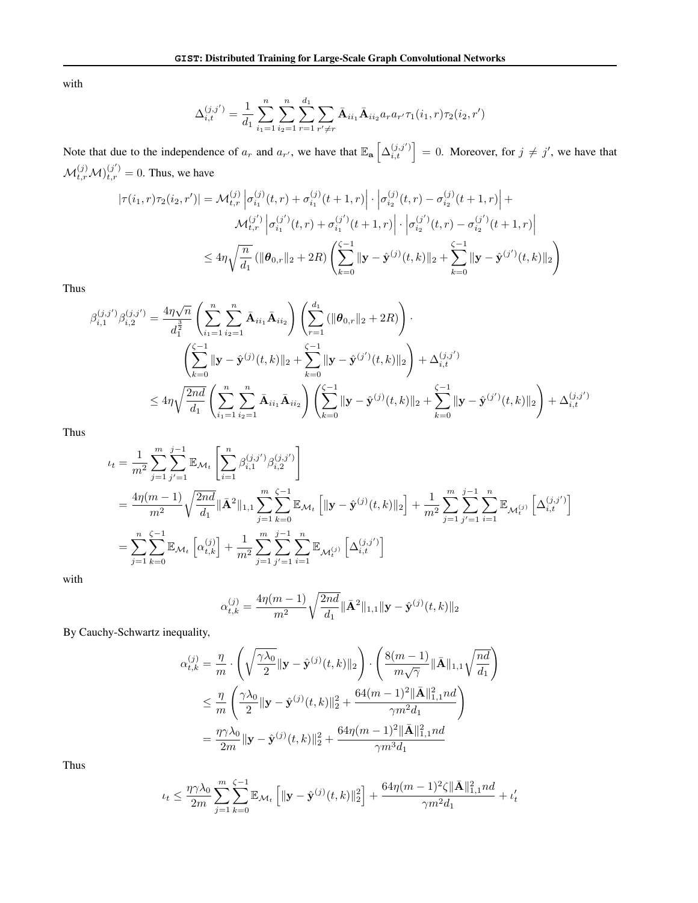with

$$\Delta_{i,t}^{(j,j')} = \frac{1}{d_1}\sum_{i_1=1}^{n}\sum_{i_2=1}^{n}\sum_{r=1}^{d_1}\sum_{r'\neq r}\bar{\mathbf{A}}_{ii_1}\bar{\mathbf{A}}_{ii_2}a_r a_{r'}\tau_1(i_1,r)\tau_2(i_2,r')$$

Note that due to the independence of $a_r$ and $a_{r'}$, we have that $\mathbb{E}_{\mathbf{a}}\left[\Delta_{i,t}^{(j,j')}\right] = 0$. Moreover, for $j \neq j'$, we have that $\mathcal{M}_{t,r}^{(j)}\mathcal{M})_{t,r}^{(j')} = 0$. Thus, we have

$$\begin{aligned}
|\tau(i_1,r)\tau_2(i_2,r')| &= \mathcal{M}_{t,r}^{(j)}\left|\sigma_{i_1}^{(j)}(t,r)+\sigma_{i_1}^{(j)}(t+1,r)\right|\cdot\left|\sigma_{i_2}^{(j)}(t,r)-\sigma_{i_2}^{(j)}(t+1,r)\right| + \\
&\quad \mathcal{M}_{t,r}^{(j')}\left|\sigma_{i_1}^{(j')}(t,r)+\sigma_{i_1}^{(j')}(t+1,r)\right|\cdot\left|\sigma_{i_2}^{(j')}(t,r)-\sigma_{i_2}^{(j')}(t+1,r)\right| \\
&\leq 4\eta\sqrt{\frac{n}{d_1}}\left(\|\boldsymbol{\theta}_{0,r}\|_2+2R\right)\left(\sum_{k=0}^{\zeta-1}\|\mathbf{y}-\hat{\mathbf{y}}^{(j)}(t,k)\|_2+\sum_{k=0}^{\zeta-1}\|\mathbf{y}-\hat{\mathbf{y}}^{(j')}(t,k)\|_2\right)
\end{aligned}$$

Thus

$$\begin{aligned}
\beta_{i,1}^{(j,j')}\beta_{i,2}^{(j,j')} &= \frac{4\eta\sqrt{n}}{d_1^{\frac{3}{2}}}\left(\sum_{i_1=1}^{n}\sum_{i_2=1}^{n}\bar{\mathbf{A}}_{ii_1}\bar{\mathbf{A}}_{ii_2}\right)\left(\sum_{r=1}^{d_1}\left(\|\boldsymbol{\theta}_{0,r}\|_2+2R\right)\right)\cdot \\
&\quad\left(\sum_{k=0}^{\zeta-1}\|\mathbf{y}-\hat{\mathbf{y}}^{(j)}(t,k)\|_2+\sum_{k=0}^{\zeta-1}\|\mathbf{y}-\hat{\mathbf{y}}^{(j')}(t,k)\|_2\right)+\Delta_{i,t}^{(j,j')} \\
&\leq 4\eta\sqrt{\frac{2nd}{d_1}}\left(\sum_{i_1=1}^{n}\sum_{i_2=1}^{n}\bar{\mathbf{A}}_{ii_1}\bar{\mathbf{A}}_{ii_2}\right)\left(\sum_{k=0}^{\zeta-1}\|\mathbf{y}-\hat{\mathbf{y}}^{(j)}(t,k)\|_2+\sum_{k=0}^{\zeta-1}\|\mathbf{y}-\hat{\mathbf{y}}^{(j')}(t,k)\|_2\right)+\Delta_{i,t}^{(j,j')}
\end{aligned}$$

Thus

$$\begin{aligned}
\iota_t &= \frac{1}{m^2}\sum_{j=1}^{m}\sum_{j'=1}^{j-1}\mathbb{E}_{\mathcal{M}_t}\left[\sum_{i=1}^{n}\beta_{i,1}^{(j,j')}\beta_{i,2}^{(j,j')}\right] \\
&= \frac{4\eta(m-1)}{m^2}\sqrt{\frac{2nd}{d_1}}\|\bar{\mathbf{A}}^2\|_{1,1}\sum_{j=1}^{m}\sum_{k=0}^{\zeta-1}\mathbb{E}_{\mathcal{M}_t}\left[\|\mathbf{y}-\hat{\mathbf{y}}^{(j)}(t,k)\|_2\right]+\frac{1}{m^2}\sum_{j=1}^{m}\sum_{j'=1}^{j-1}\sum_{i=1}^{n}\mathbb{E}_{\mathcal{M}_t^{(j)}}\left[\Delta_{i,t}^{(j,j')}\right] \\
&= \sum_{j=1}^{n}\sum_{k=0}^{\zeta-1}\mathbb{E}_{\mathcal{M}_t}\left[\alpha_{t,k}^{(j)}\right]+\frac{1}{m^2}\sum_{j=1}^{m}\sum_{j'=1}^{j-1}\sum_{i=1}^{n}\mathbb{E}_{\mathcal{M}_t^{(j)}}\left[\Delta_{i,t}^{(j,j')}\right]
\end{aligned}$$

with

$$\alpha_{t,k}^{(j)} = \frac{4\eta(m-1)}{m^2}\sqrt{\frac{2nd}{d_1}}\|\bar{\mathbf{A}}^2\|_{1,1}\|\mathbf{y}-\hat{\mathbf{y}}^{(j)}(t,k)\|_2$$

By Cauchy-Schwartz inequality,

$$\begin{aligned}
\alpha_{t,k}^{(j)} &= \frac{\eta}{m}\cdot\left(\sqrt{\frac{\gamma\lambda_0}{2}}\|\mathbf{y}-\hat{\mathbf{y}}^{(j)}(t,k)\|_2\right)\cdot\left(\frac{8(m-1)}{m\sqrt{\gamma}}\|\bar{\mathbf{A}}\|_{1,1}\sqrt{\frac{nd}{d_1}}\right) \\
&\leq \frac{\eta}{m}\left(\frac{\gamma\lambda_0}{2}\|\mathbf{y}-\hat{\mathbf{y}}^{(j)}(t,k)\|_2^2+\frac{64(m-1)^2\|\bar{\mathbf{A}}\|_{1,1}^2 nd}{\gamma m^2 d_1}\right) \\
&= \frac{\eta\gamma\lambda_0}{2m}\|\mathbf{y}-\hat{\mathbf{y}}^{(j)}(t,k)\|_2^2+\frac{64\eta(m-1)^2\|\bar{\mathbf{A}}\|_{1,1}^2 nd}{\gamma m^3 d_1}
\end{aligned}$$

Thus

$$\iota_t \leq \frac{\eta\gamma\lambda_0}{2m}\sum_{j=1}^{m}\sum_{k=0}^{\zeta-1}\mathbb{E}_{\mathcal{M}_t}\left[\|\mathbf{y}-\hat{\mathbf{y}}^{(j)}(t,k)\|_2^2\right]+\frac{64\eta(m-1)^2\zeta\|\bar{\mathbf{A}}\|_{1,1}^2 nd}{\gamma m^2 d_1}+\iota_t'$$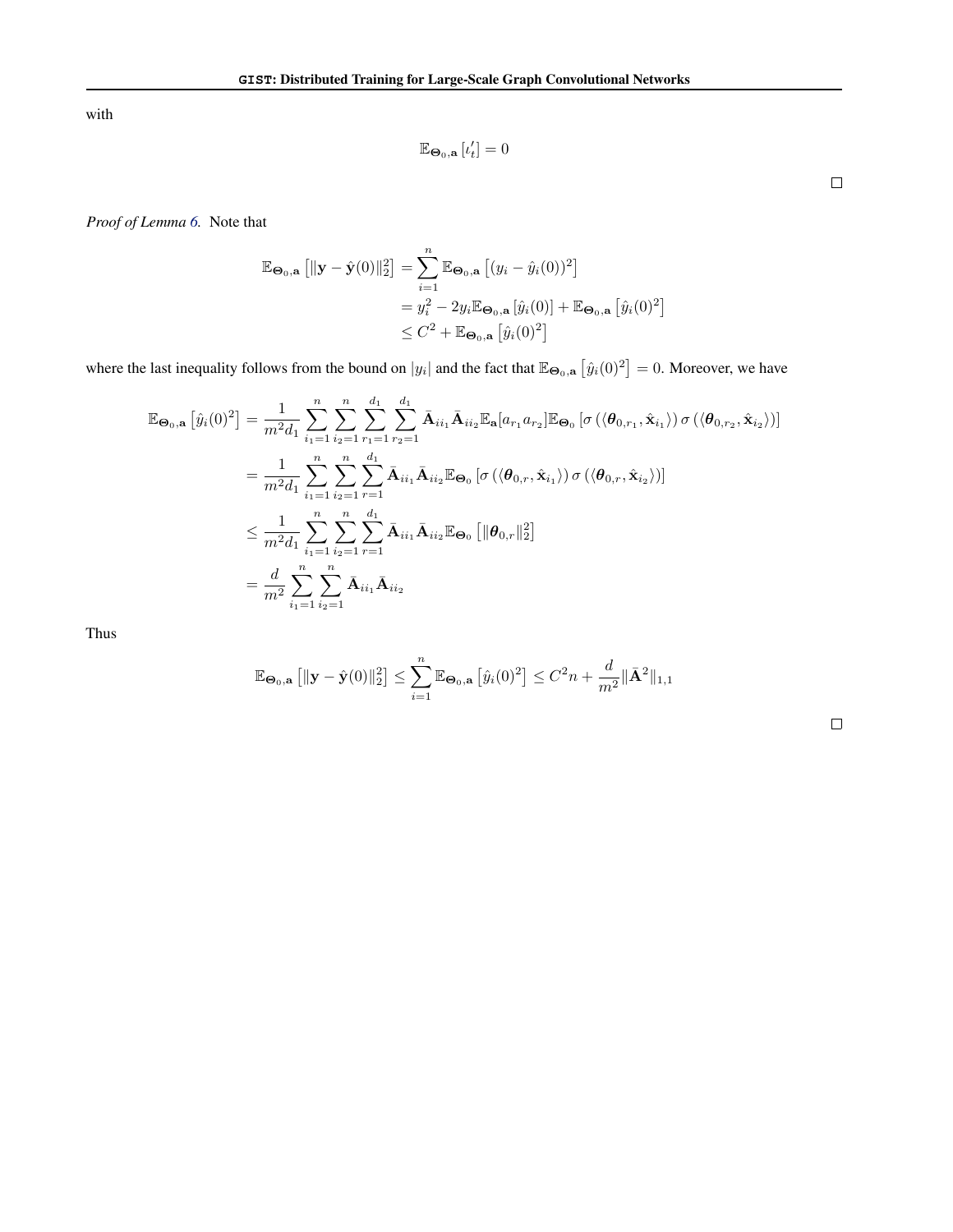with

$$\mathbb{E}_{\boldsymbol{\Theta}_0,\mathbf{a}}\left[\iota_t'\right] = 0$$

$\square$

*Proof of Lemma 6.* Note that

$$\begin{aligned}
\mathbb{E}_{\boldsymbol{\Theta}_0,\mathbf{a}}\left[\|\mathbf{y}-\hat{\mathbf{y}}(0)\|_2^2\right] &= \sum_{i=1}^{n}\mathbb{E}_{\boldsymbol{\Theta}_0,\mathbf{a}}\left[(y_i-\hat{y}_i(0))^2\right] \\
&= y_i^2 - 2y_i\mathbb{E}_{\boldsymbol{\Theta}_0,\mathbf{a}}\left[\hat{y}_i(0)\right] + \mathbb{E}_{\boldsymbol{\Theta}_0,\mathbf{a}}\left[\hat{y}_i(0)^2\right] \\
&\leq C^2 + \mathbb{E}_{\boldsymbol{\Theta}_0,\mathbf{a}}\left[\hat{y}_i(0)^2\right]
\end{aligned}$$

where the last inequality follows from the bound on $|y_i|$ and the fact that $\mathbb{E}_{\boldsymbol{\Theta}_0,\mathbf{a}}\left[\hat{y}_i(0)^2\right] = 0$. Moreover, we have

$$\begin{aligned}
\mathbb{E}_{\boldsymbol{\Theta}_0,\mathbf{a}}\left[\hat{y}_i(0)^2\right] &= \frac{1}{m^2 d_1}\sum_{i_1=1}^{n}\sum_{i_2=1}^{n}\sum_{r_1=1}^{d_1}\sum_{r_2=1}^{d_1}\bar{\mathbf{A}}_{ii_1}\bar{\mathbf{A}}_{ii_2}\mathbb{E}_{\mathbf{a}}[a_{r_1}a_{r_2}]\mathbb{E}_{\boldsymbol{\Theta}_0}\left[\sigma\left(\langle\boldsymbol{\theta}_{0,r_1},\hat{\mathbf{x}}_{i_1}\rangle\right)\sigma\left(\langle\boldsymbol{\theta}_{0,r_2},\hat{\mathbf{x}}_{i_2}\rangle\right)\right] \\
&= \frac{1}{m^2 d_1}\sum_{i_1=1}^{n}\sum_{i_2=1}^{n}\sum_{r=1}^{d_1}\bar{\mathbf{A}}_{ii_1}\bar{\mathbf{A}}_{ii_2}\mathbb{E}_{\boldsymbol{\Theta}_0}\left[\sigma\left(\langle\boldsymbol{\theta}_{0,r},\hat{\mathbf{x}}_{i_1}\rangle\right)\sigma\left(\langle\boldsymbol{\theta}_{0,r},\hat{\mathbf{x}}_{i_2}\rangle\right)\right] \\
&\leq \frac{1}{m^2 d_1}\sum_{i_1=1}^{n}\sum_{i_2=1}^{n}\sum_{r=1}^{d_1}\bar{\mathbf{A}}_{ii_1}\bar{\mathbf{A}}_{ii_2}\mathbb{E}_{\boldsymbol{\Theta}_0}\left[\|\boldsymbol{\theta}_{0,r}\|_2^2\right] \\
&= \frac{d}{m^2}\sum_{i_1=1}^{n}\sum_{i_2=1}^{n}\bar{\mathbf{A}}_{ii_1}\bar{\mathbf{A}}_{ii_2}
\end{aligned}$$

Thus

$$\mathbb{E}_{\boldsymbol{\Theta}_0,\mathbf{a}}\left[\|\mathbf{y}-\hat{\mathbf{y}}(0)\|_2^2\right] \leq \sum_{i=1}^{n}\mathbb{E}_{\boldsymbol{\Theta}_0,\mathbf{a}}\left[\hat{y}_i(0)^2\right] \leq C^2 n + \frac{d}{m^2}\|\bar{\mathbf{A}}^2\|_{1,1}$$

$\square$